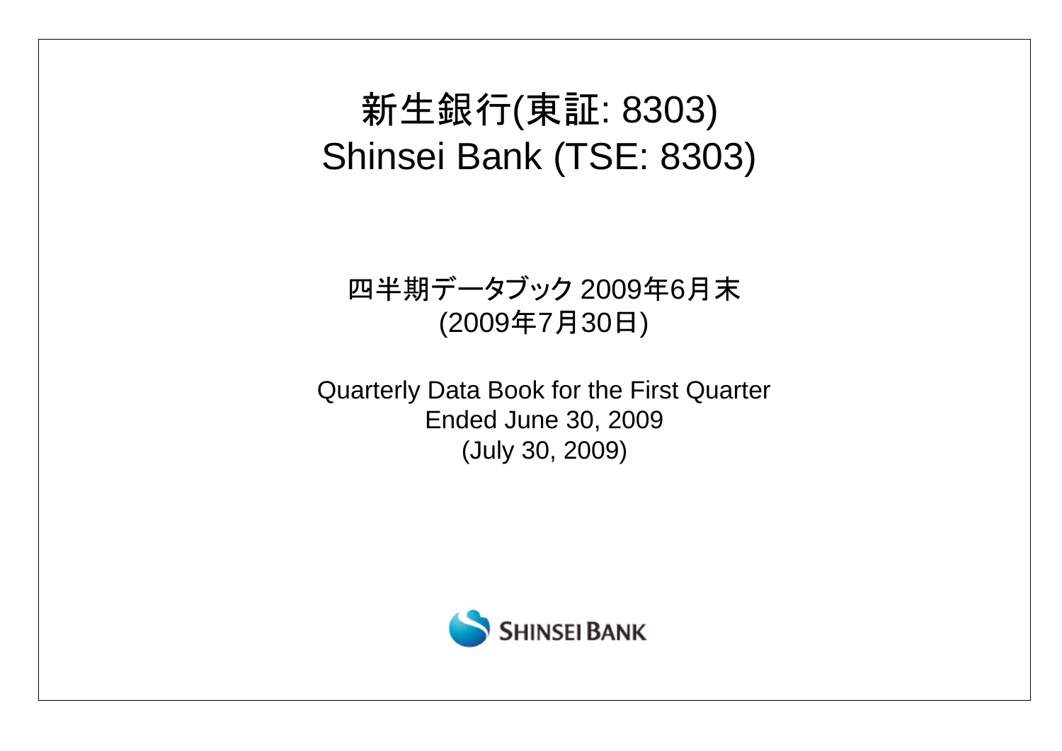# 新生銀行(東証: 8303)
# Shinsei Bank (TSE: 8303)

四半期データブック 2009年6月末
(2009年7月30日)

Quarterly Data Book for the First Quarter
Ended June 30, 2009
(July 30, 2009)

SHINSEI BANK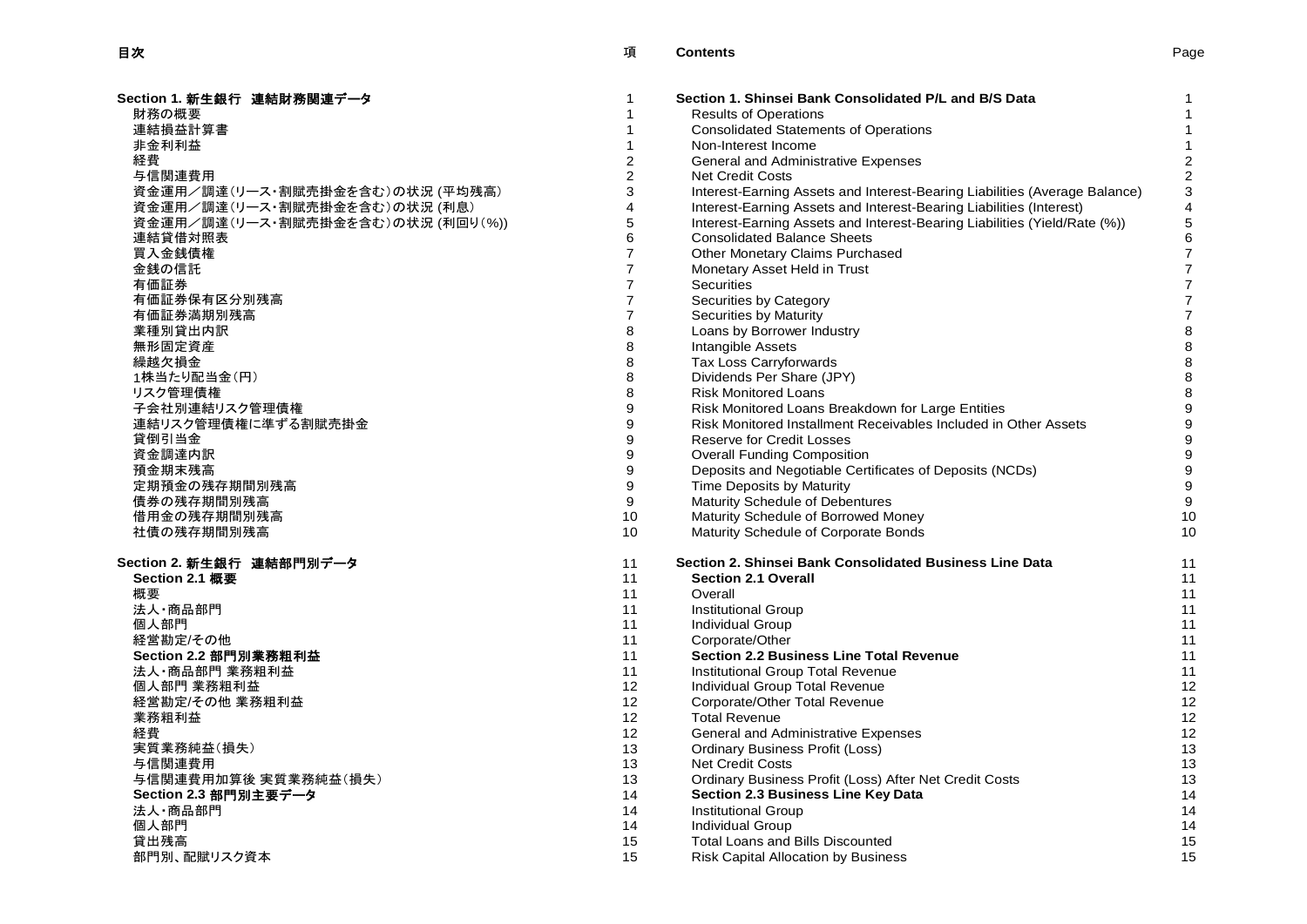| 目次 | 項 | Contents | Page |
|---|---|---|---|
| **Section 1. 新生銀行 連結財務関連データ** | 1 | **Section 1. Shinsei Bank Consolidated P/L and B/S Data** | 1 |
| 財務の概要 | 1 | Results of Operations | 1 |
| 連結損益計算書 | 1 | Consolidated Statements of Operations | 1 |
| 非金利利益 | 1 | Non-Interest Income | 1 |
| 経費 | 2 | General and Administrative Expenses | 2 |
| 与信関連費用 | 2 | Net Credit Costs | 2 |
| 資金運用／調達(リース・割賦売掛金を含む)の状況 (平均残高) | 3 | Interest-Earning Assets and Interest-Bearing Liabilities (Average Balance) | 3 |
| 資金運用／調達(リース・割賦売掛金を含む)の状況 (利息) | 4 | Interest-Earning Assets and Interest-Bearing Liabilities (Interest) | 4 |
| 資金運用／調達(リース・割賦売掛金を含む)の状況 (利回り(%)) | 5 | Interest-Earning Assets and Interest-Bearing Liabilities (Yield/Rate (%)) | 5 |
| 連結貸借対照表 | 6 | Consolidated Balance Sheets | 6 |
| 買入金銭債権 | 7 | Other Monetary Claims Purchased | 7 |
| 金銭の信託 | 7 | Monetary Asset Held in Trust | 7 |
| 有価証券 | 7 | Securities | 7 |
| 有価証券保有区分別残高 | 7 | Securities by Category | 7 |
| 有価証券満期別残高 | 7 | Securities by Maturity | 7 |
| 業種別貸出内訳 | 8 | Loans by Borrower Industry | 8 |
| 無形固定資産 | 8 | Intangible Assets | 8 |
| 繰越欠損金 | 8 | Tax Loss Carryforwards | 8 |
| 1株当たり配当金(円) | 8 | Dividends Per Share (JPY) | 8 |
| リスク管理債権 | 8 | Risk Monitored Loans | 8 |
| 子会社別連結リスク管理債権 | 9 | Risk Monitored Loans Breakdown for Large Entities | 9 |
| 連結リスク管理債権に準ずる割賦売掛金 | 9 | Risk Monitored Installment Receivables Included in Other Assets | 9 |
| 貸倒引当金 | 9 | Reserve for Credit Losses | 9 |
| 資金調達内訳 | 9 | Overall Funding Composition | 9 |
| 預金期末残高 | 9 | Deposits and Negotiable Certificates of Deposits (NCDs) | 9 |
| 定期預金の残存期間別残高 | 9 | Time Deposits by Maturity | 9 |
| 債券の残存期間別残高 | 9 | Maturity Schedule of Debentures | 9 |
| 借用金の残存期間別残高 | 10 | Maturity Schedule of Borrowed Money | 10 |
| 社債の残存期間別残高 | 10 | Maturity Schedule of Corporate Bonds | 10 |
| **Section 2. 新生銀行 連結部門別データ** | 11 | **Section 2. Shinsei Bank Consolidated Business Line Data** | 11 |
| **Section 2.1 概要** | 11 | **Section 2.1 Overall** | 11 |
| 概要 | 11 | Overall | 11 |
| 法人・商品部門 | 11 | Institutional Group | 11 |
| 個人部門 | 11 | Individual Group | 11 |
| 経営勘定/その他 | 11 | Corporate/Other | 11 |
| **Section 2.2 部門別業務粗利益** | 11 | **Section 2.2 Business Line Total Revenue** | 11 |
| 法人・商品部門 業務粗利益 | 11 | Institutional Group Total Revenue | 11 |
| 個人部門 業務粗利益 | 12 | Individual Group Total Revenue | 12 |
| 経営勘定/その他 業務粗利益 | 12 | Corporate/Other Total Revenue | 12 |
| 業務粗利益 | 12 | Total Revenue | 12 |
| 経費 | 12 | General and Administrative Expenses | 12 |
| 実質業務純益(損失) | 13 | Ordinary Business Profit (Loss) | 13 |
| 与信関連費用 | 13 | Net Credit Costs | 13 |
| 与信関連費用加算後 実質業務純益(損失) | 13 | Ordinary Business Profit (Loss) After Net Credit Costs | 13 |
| **Section 2.3 部門別主要データ** | 14 | **Section 2.3 Business Line Key Data** | 14 |
| 法人・商品部門 | 14 | Institutional Group | 14 |
| 個人部門 | 14 | Individual Group | 14 |
| 貸出残高 | 15 | Total Loans and Bills Discounted | 15 |
| 部門別、配賦リスク資本 | 15 | Risk Capital Allocation by Business | 15 |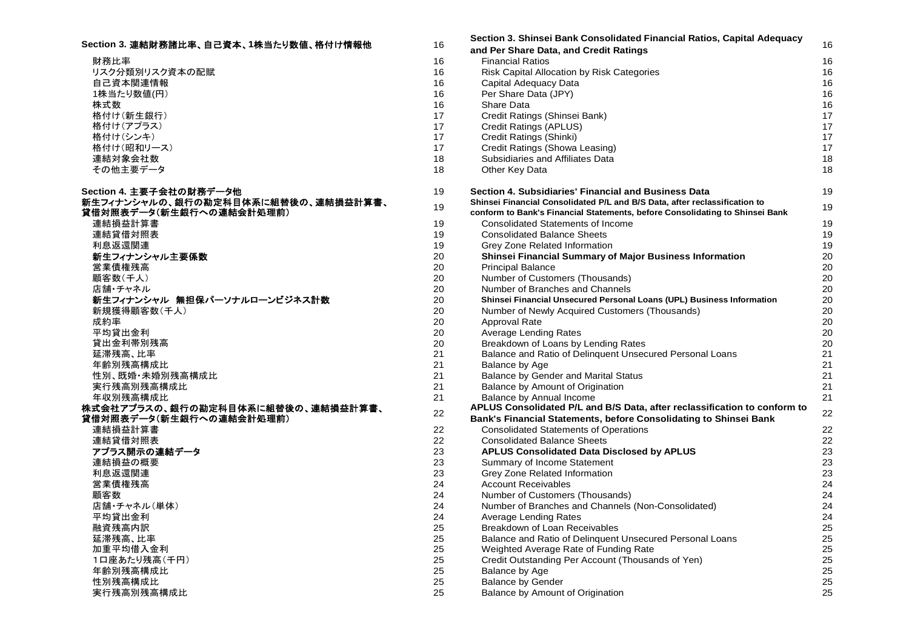| Section 3. 連結財務諸比率、自己資本、1株当たり数値、格付け情報他 | 16 | Section 3. Shinsei Bank Consolidated Financial Ratios, Capital Adequacy and Per Share Data, and Credit Ratings | 16 |
|---|---|---|---|
| 財務比率 | 16 | Financial Ratios | 16 |
| リスク分類別リスク資本の配賦 | 16 | Risk Capital Allocation by Risk Categories | 16 |
| 自己資本関連情報 | 16 | Capital Adequacy Data | 16 |
| 1株当たり数値(円) | 16 | Per Share Data (JPY) | 16 |
| 株式数 | 16 | Share Data | 16 |
| 格付け(新生銀行) | 17 | Credit Ratings (Shinsei Bank) | 17 |
| 格付け(アプラス) | 17 | Credit Ratings (APLUS) | 17 |
| 格付け(シンキ) | 17 | Credit Ratings (Shinki) | 17 |
| 格付け(昭和リース) | 17 | Credit Ratings (Showa Leasing) | 17 |
| 連結対象会社数 | 18 | Subsidiaries and Affiliates Data | 18 |
| その他主要データ | 18 | Other Key Data | 18 |
| | | | |
| **Section 4. 主要子会社の財務データ他** | 19 | **Section 4. Subsidiaries' Financial and Business Data** | 19 |
| **新生フィナンシャルの、銀行の勘定科目体系に組替後の、連結損益計算書、貸借対照表データ(新生銀行への連結会計処理前)** | 19 | **Shinsei Financial Consolidated P/L and B/S Data, after reclassification to conform to Bank's Financial Statements, before Consolidating to Shinsei Bank** | 19 |
| 連結損益計算書 | 19 | Consolidated Statements of Income | 19 |
| 連結貸借対照表 | 19 | Consolidated Balance Sheets | 19 |
| 利息返還関連 | 19 | Grey Zone Related Information | 19 |
| **新生フィナンシャル主要係数** | 20 | **Shinsei Financial Summary of Major Business Information** | 20 |
| 営業債権残高 | 20 | Principal Balance | 20 |
| 顧客数(千人) | 20 | Number of Customers (Thousands) | 20 |
| 店舗・チャネル | 20 | Number of Branches and Channels | 20 |
| **新生フィナンシャル　無担保パーソナルローンビジネス計数** | 20 | **Shinsei Financial Unsecured Personal Loans (UPL) Business Information** | 20 |
| 新規獲得顧客数(千人) | 20 | Number of Newly Acquired Customers (Thousands) | 20 |
| 成約率 | 20 | Approval Rate | 20 |
| 平均貸出金利 | 20 | Average Lending Rates | 20 |
| 貸出金利帯別残高 | 20 | Breakdown of Loans by Lending Rates | 20 |
| 延滞残高、比率 | 21 | Balance and Ratio of Delinquent Unsecured Personal Loans | 21 |
| 年齢別残高構成比 | 21 | Balance by Age | 21 |
| 性別、既婚・未婚別残高構成比 | 21 | Balance by Gender and Marital Status | 21 |
| 実行残高別残高構成比 | 21 | Balance by Amount of Origination | 21 |
| 年収別残高構成比 | 21 | Balance by Annual Income | 21 |
| **株式会社アプラスの、銀行の勘定科目体系に組替後の、連結損益計算書、貸借対照表データ(新生銀行への連結会計処理前)** | 22 | **APLUS Consolidated P/L and B/S Data, after reclassification to conform to Bank's Financial Statements, before Consolidating to Shinsei Bank** | 22 |
| 連結損益計算書 | 22 | Consolidated Statements of Operations | 22 |
| 連結貸借対照表 | 22 | Consolidated Balance Sheets | 22 |
| **アプラス開示の連結データ** | 23 | **APLUS Consolidated Data Disclosed by APLUS** | 23 |
| 連結損益の概要 | 23 | Summary of Income Statement | 23 |
| 利息返還関連 | 23 | Grey Zone Related Information | 23 |
| 営業債権残高 | 24 | Account Receivables | 24 |
| 顧客数 | 24 | Number of Customers (Thousands) | 24 |
| 店舗・チャネル(単体) | 24 | Number of Branches and Channels (Non-Consolidated) | 24 |
| 平均貸出金利 | 24 | Average Lending Rates | 24 |
| 融資残高内訳 | 25 | Breakdown of Loan Receivables | 25 |
| 延滞残高、比率 | 25 | Balance and Ratio of Delinquent Unsecured Personal Loans | 25 |
| 加重平均借入金利 | 25 | Weighted Average Rate of Funding Rate | 25 |
| 1口座あたり残高(千円) | 25 | Credit Outstanding Per Account (Thousands of Yen) | 25 |
| 年齢別残高構成比 | 25 | Balance by Age | 25 |
| 性別残高構成比 | 25 | Balance by Gender | 25 |
| 実行残高別残高構成比 | 25 | Balance by Amount of Origination | 25 |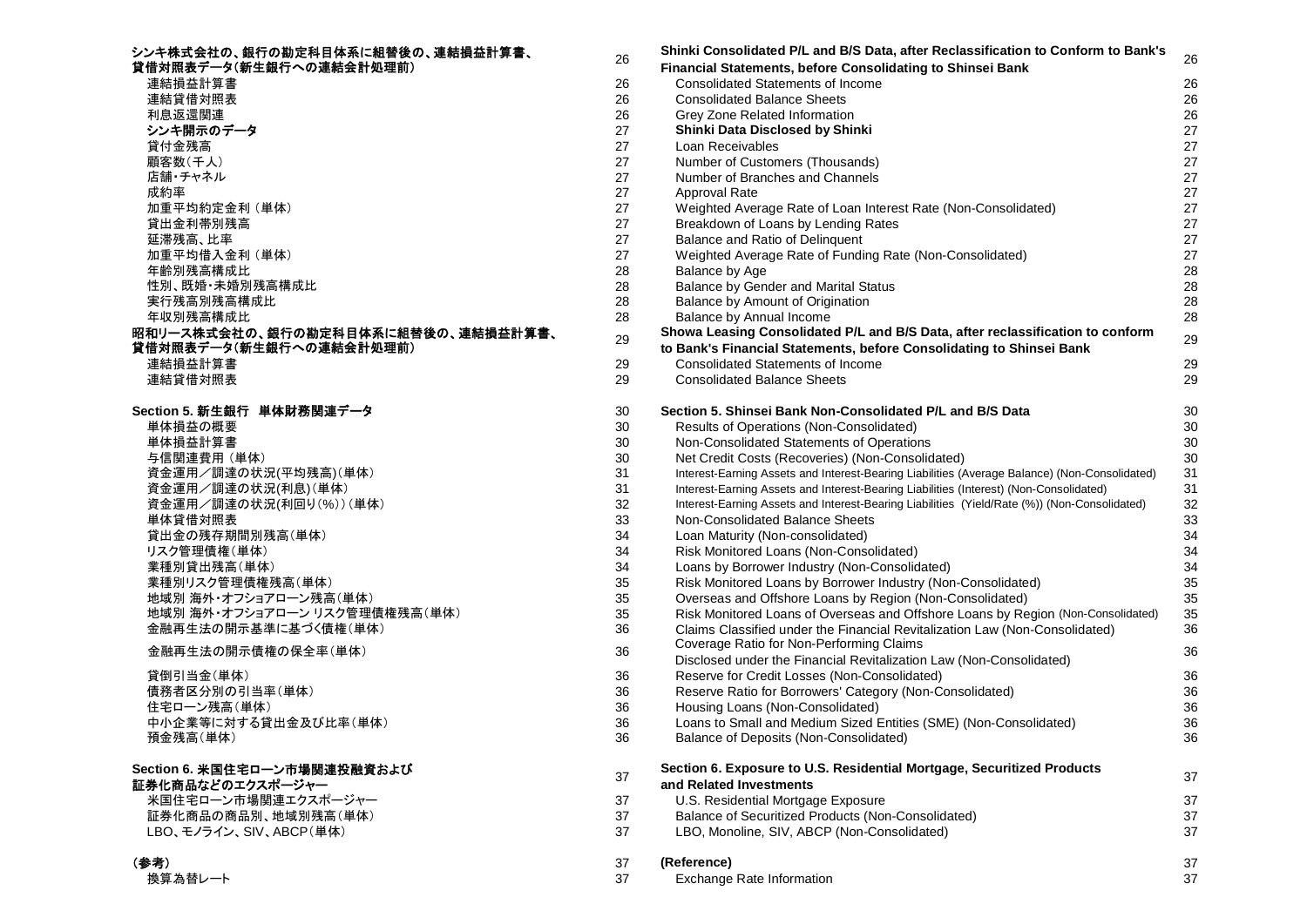| | | | |
|---|---|---|---|
| **シンキ株式会社の、銀行の勘定科目体系に組替後の、連結損益計算書、貸借対照表データ(新生銀行への連結会計処理前)** | 26 | **Shinki Consolidated P/L and B/S Data, after Reclassification to Conform to Bank's Financial Statements, before Consolidating to Shinsei Bank** | 26 |
| 連結損益計算書 | 26 | Consolidated Statements of Income | 26 |
| 連結貸借対照表 | 26 | Consolidated Balance Sheets | 26 |
| 利息返還関連 | 26 | Grey Zone Related Information | 26 |
| **シンキ開示のデータ** | 27 | **Shinki Data Disclosed by Shinki** | 27 |
| 貸付金残高 | 27 | Loan Receivables | 27 |
| 顧客数(千人) | 27 | Number of Customers (Thousands) | 27 |
| 店舗・チャネル | 27 | Number of Branches and Channels | 27 |
| 成約率 | 27 | Approval Rate | 27 |
| 加重平均約定金利 (単体) | 27 | Weighted Average Rate of Loan Interest Rate (Non-Consolidated) | 27 |
| 貸出金利帯別残高 | 27 | Breakdown of Loans by Lending Rates | 27 |
| 延滞残高、比率 | 27 | Balance and Ratio of Delinquent | 27 |
| 加重平均借入金利 (単体) | 27 | Weighted Average Rate of Funding Rate (Non-Consolidated) | 27 |
| 年齢別残高構成比 | 28 | Balance by Age | 28 |
| 性別、既婚・未婚別残高構成比 | 28 | Balance by Gender and Marital Status | 28 |
| 実行残高別残高構成比 | 28 | Balance by Amount of Origination | 28 |
| 年収別残高構成比 | 28 | Balance by Annual Income | 28 |
| **昭和リース株式会社の、銀行の勘定科目体系に組替後の、連結損益計算書、貸借対照表データ(新生銀行への連結会計処理前)** | 29 | **Showa Leasing Consolidated P/L and B/S Data, after reclassification to conform to Bank's Financial Statements, before Consolidating to Shinsei Bank** | 29 |
| 連結損益計算書 | 29 | Consolidated Statements of Income | 29 |
| 連結貸借対照表 | 29 | Consolidated Balance Sheets | 29 |
| | | | |
| **Section 5. 新生銀行　単体財務関連データ** | 30 | **Section 5. Shinsei Bank Non-Consolidated P/L and B/S Data** | 30 |
| 単体損益の概要 | 30 | Results of Operations (Non-Consolidated) | 30 |
| 単体損益計算書 | 30 | Non-Consolidated Statements of Operations | 30 |
| 与信関連費用 (単体) | 30 | Net Credit Costs (Recoveries) (Non-Consolidated) | 30 |
| 資金運用／調達の状況(平均残高)(単体) | 31 | Interest-Earning Assets and Interest-Bearing Liabilities (Average Balance) (Non-Consolidated) | 31 |
| 資金運用／調達の状況(利息)(単体) | 31 | Interest-Earning Assets and Interest-Bearing Liabilities (Interest) (Non-Consolidated) | 31 |
| 資金運用／調達の状況(利回り(%))(単体) | 32 | Interest-Earning Assets and Interest-Bearing Liabilities (Yield/Rate (%)) (Non-Consolidated) | 32 |
| 単体貸借対照表 | 33 | Non-Consolidated Balance Sheets | 33 |
| 貸出金の残存期間別残高(単体) | 34 | Loan Maturity (Non-consolidated) | 34 |
| リスク管理債権(単体) | 34 | Risk Monitored Loans (Non-Consolidated) | 34 |
| 業種別貸出残高(単体) | 34 | Loans by Borrower Industry (Non-Consolidated) | 34 |
| 業種別リスク管理債権残高(単体) | 35 | Risk Monitored Loans by Borrower Industry (Non-Consolidated) | 35 |
| 地域別 海外・オフショアローン残高(単体) | 35 | Overseas and Offshore Loans by Region (Non-Consolidated) | 35 |
| 地域別 海外・オフショアローン リスク管理債権残高(単体) | 35 | Risk Monitored Loans of Overseas and Offshore Loans by Region (Non-Consolidated) | 35 |
| 金融再生法の開示基準に基づく債権(単体) | 36 | Claims Classified under the Financial Revitalization Law (Non-Consolidated) | 36 |
| 金融再生法の開示債権の保全率(単体) | 36 | Coverage Ratio for Non-Performing Claims Disclosed under the Financial Revitalization Law (Non-Consolidated) | 36 |
| 貸倒引当金(単体) | 36 | Reserve for Credit Losses (Non-Consolidated) | 36 |
| 債務者区分別の引当率(単体) | 36 | Reserve Ratio for Borrowers' Category (Non-Consolidated) | 36 |
| 住宅ローン残高(単体) | 36 | Housing Loans (Non-Consolidated) | 36 |
| 中小企業等に対する貸出金及び比率(単体) | 36 | Loans to Small and Medium Sized Entities (SME) (Non-Consolidated) | 36 |
| 預金残高(単体) | 36 | Balance of Deposits (Non-Consolidated) | 36 |
| | | | |
| **Section 6. 米国住宅ローン市場関連投融資および証券化商品などのエクスポージャー** | 37 | **Section 6. Exposure to U.S. Residential Mortgage, Securitized Products and Related Investments** | 37 |
| 米国住宅ローン市場関連エクスポージャー | 37 | U.S. Residential Mortgage Exposure | 37 |
| 証券化商品の商品別、地域別残高(単体) | 37 | Balance of Securitized Products (Non-Consolidated) | 37 |
| LBO、モノライン、SIV、ABCP(単体) | 37 | LBO, Monoline, SIV, ABCP (Non-Consolidated) | 37 |
| | | | |
| **(参考)** | 37 | **(Reference)** | 37 |
| 換算為替レート | 37 | Exchange Rate Information | 37 |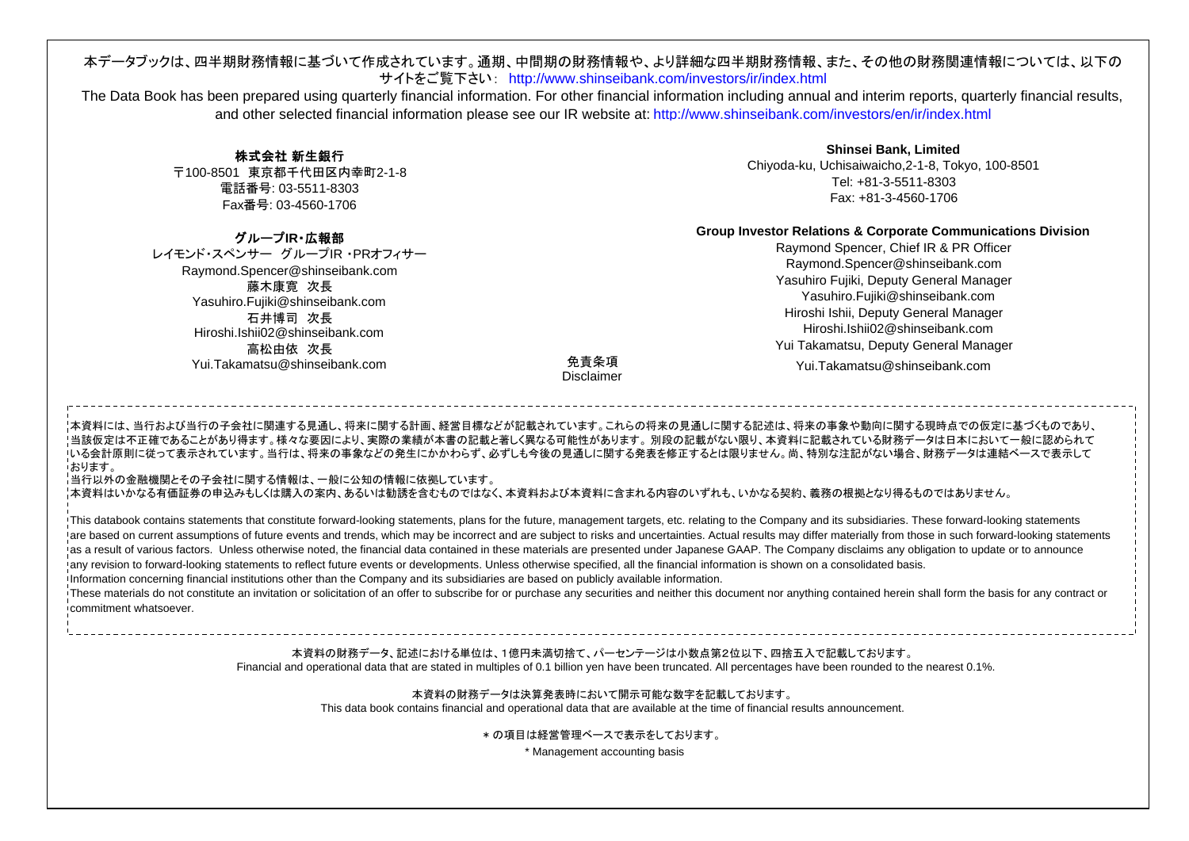本データブックは、四半期財務情報に基づいて作成されています。通期、中間期の財務情報や、より詳細な四半期財務情報、また、その他の財務関連情報については、以下のサイトをご覧下さい： http://www.shinseibank.com/investors/ir/index.html

The Data Book has been prepared using quarterly financial information. For other financial information including annual and interim reports, quarterly financial results, and other selected financial information please see our IR website at: http://www.shinseibank.com/investors/en/ir/index.html

**株式会社 新生銀行**
〒100-8501 東京都千代田区内幸町2-1-8
電話番号: 03-5511-8303
Fax番号: 03-4560-1706

**グループIR・広報部**
レイモンド・スペンサー グループIR ・PRオフィサー
Raymond.Spencer@shinseibank.com
藤木康寛 次長
Yasuhiro.Fujiki@shinseibank.com
石井博司 次長
Hiroshi.Ishii02@shinseibank.com
高松由依 次長
Yui.Takamatsu@shinseibank.com

**Shinsei Bank, Limited**
Chiyoda-ku, Uchisaiwaicho,2-1-8, Tokyo, 100-8501
Tel: +81-3-5511-8303
Fax: +81-3-4560-1706

**Group Investor Relations & Corporate Communications Division**
Raymond Spencer, Chief IR & PR Officer
Raymond.Spencer@shinseibank.com
Yasuhiro Fujiki, Deputy General Manager
Yasuhiro.Fujiki@shinseibank.com
Hiroshi Ishii, Deputy General Manager
Hiroshi.Ishii02@shinseibank.com
Yui Takamatsu, Deputy General Manager
Yui.Takamatsu@shinseibank.com

## 免責条項
## Disclaimer

本資料には、当行および当行の子会社に関連する見通し、将来に関する計画、経営目標などが記載されています。これらの将来の見通しに関する記述は、将来の事象や動向に関する現時点での仮定に基づくものであり、当該仮定は不正確であることがあり得ます。様々な要因により、実際の業績が本書の記載と著しく異なる可能性があります。別段の記載がない限り、本資料に記載されている財務データは日本において一般に認められている会計原則に従って表示されています。当行は、将来の事象などの発生にかかわらず、必ずしも今後の見通しに関する発表を修正するとは限りません。尚、特別な注記がない場合、財務データは連結ベースで表示しております。
当行以外の金融機関とその子会社に関する情報は、一般に公知の情報に依拠しています。
本資料はいかなる有価証券の申込みもしくは購入の案内、あるいは勧誘を含むものではなく、本資料および本資料に含まれる内容のいずれも、いかなる契約、義務の根拠となり得るものではありません。

This databook contains statements that constitute forward-looking statements, plans for the future, management targets, etc. relating to the Company and its subsidiaries. These forward-looking statements are based on current assumptions of future events and trends, which may be incorrect and are subject to risks and uncertainties. Actual results may differ materially from those in such forward-looking statements as a result of various factors. Unless otherwise noted, the financial data contained in these materials are presented under Japanese GAAP. The Company disclaims any obligation to update or to announce any revision to forward-looking statements to reflect future events or developments. Unless otherwise specified, all the financial information is shown on a consolidated basis.
Information concerning financial institutions other than the Company and its subsidiaries are based on publicly available information.
These materials do not constitute an invitation or solicitation of an offer to subscribe for or purchase any securities and neither this document nor anything contained herein shall form the basis for any contract or commitment whatsoever.

本資料の財務データ、記述における単位は、1億円未満切捨て、パーセンテージは小数点第2位以下、四捨五入で記載しております。
Financial and operational data that are stated in multiples of 0.1 billion yen have been truncated. All percentages have been rounded to the nearest 0.1%.

本資料の財務データは決算発表時において開示可能な数字を記載しております。
This data book contains financial and operational data that are available at the time of financial results announcement.

＊の項目は経営管理ベースで表示をしております。
\* Management accounting basis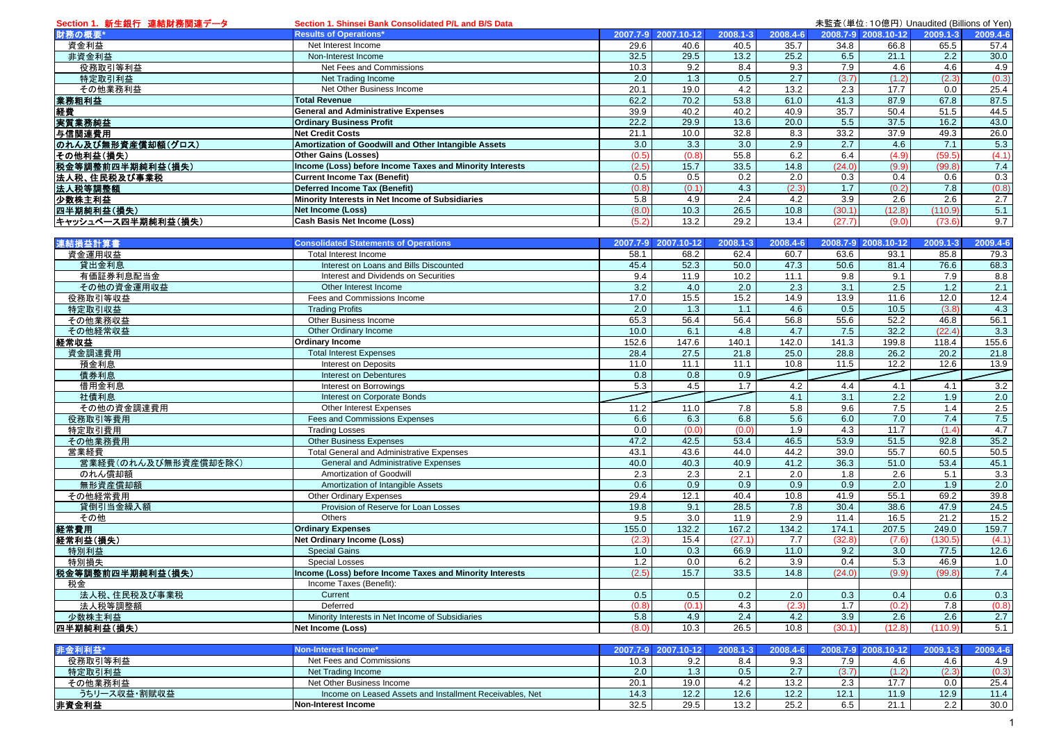## Section 1. 新生銀行 連結財務関連データ

## Section 1. Shinsei Bank Consolidated P/L and B/S Data

未監査(単位:10億円) Unaudited (Billions of Yen)

| 財務の概要* | Results of Operations* | 2007.7-9 | 2007.10-12 | 2008.1-3 | 2008.4-6 | 2008.7-9 | 2008.10-12 | 2009.1-3 | 2009.4-6 |
|---|---|---|---|---|---|---|---|---|---|
| 資金利益 | Net Interest Income | 29.6 | 40.6 | 40.5 | 35.7 | 34.8 | 66.8 | 65.5 | 57.4 |
| 非資金利益 | Non-Interest Income | 32.5 | 29.5 | 13.2 | 25.2 | 6.5 | 21.1 | 2.2 | 30.0 |
| 役務取引等利益 | Net Fees and Commissions | 10.3 | 9.2 | 8.4 | 9.3 | 7.9 | 4.6 | 4.6 | 4.9 |
| 特定取引利益 | Net Trading Income | 2.0 | 1.3 | 0.5 | 2.7 | (3.7) | (1.2) | (2.3) | (0.3) |
| その他業務利益 | Net Other Business Income | 20.1 | 19.0 | 4.2 | 13.2 | 2.3 | 17.7 | 0.0 | 25.4 |
| **業務粗利益** | **Total Revenue** | 62.2 | 70.2 | 53.8 | 61.0 | 41.3 | 87.9 | 67.8 | 87.5 |
| **経費** | **General and Administrative Expenses** | 39.9 | 40.2 | 40.2 | 40.9 | 35.7 | 50.4 | 51.5 | 44.5 |
| **実質業務純益** | **Ordinary Business Profit** | 22.2 | 29.9 | 13.6 | 20.0 | 5.5 | 37.5 | 16.2 | 43.0 |
| **与信関連費用** | **Net Credit Costs** | 21.1 | 10.0 | 32.8 | 8.3 | 33.2 | 37.9 | 49.3 | 26.0 |
| **のれん及び無形資産償却額(グロス)** | **Amortization of Goodwill and Other Intangible Assets** | 3.0 | 3.3 | 3.0 | 2.9 | 2.7 | 4.6 | 7.1 | 5.3 |
| **その他利益(損失)** | **Other Gains (Losses)** | (0.5) | (0.8) | 55.8 | 6.2 | 6.4 | (4.9) | (59.5) | (4.1) |
| **税金等調整前四半期純利益(損失)** | **Income (Loss) before Income Taxes and Minority Interests** | (2.5) | 15.7 | 33.5 | 14.8 | (24.0) | (9.9) | (99.8) | 7.4 |
| **法人税、住民税及び事業税** | **Current Income Tax (Benefit)** | 0.5 | 0.5 | 0.2 | 2.0 | 0.3 | 0.4 | 0.6 | 0.3 |
| **法人税等調整額** | **Deferred Income Tax (Benefit)** | (0.8) | (0.1) | 4.3 | (2.3) | 1.7 | (0.2) | 7.8 | (0.8) |
| **少数株主利益** | **Minority Interests in Net Income of Subsidiaries** | 5.8 | 4.9 | 2.4 | 4.2 | 3.9 | 2.6 | 2.6 | 2.7 |
| **四半期純利益(損失)** | **Net Income (Loss)** | (8.0) | 10.3 | 26.5 | 10.8 | (30.1) | (12.8) | (110.9) | 5.1 |
| **キャッシュベース四半期純利益(損失)** | **Cash Basis Net Income (Loss)** | (5.2) | 13.2 | 29.2 | 13.4 | (27.7) | (9.0) | (73.6) | 9.7 |

| 連結損益計算書 | Consolidated Statements of Operations | 2007.7-9 | 2007.10-12 | 2008.1-3 | 2008.4-6 | 2008.7-9 | 2008.10-12 | 2009.1-3 | 2009.4-6 |
|---|---|---|---|---|---|---|---|---|---|
| 資金運用収益 | Total Interest Income | 58.1 | 68.2 | 62.4 | 60.7 | 63.6 | 93.1 | 85.8 | 79.3 |
| 貸出金利息 | Interest on Loans and Bills Discounted | 45.4 | 52.3 | 50.0 | 47.3 | 50.6 | 81.4 | 76.6 | 68.3 |
| 有価証券利息配当金 | Interest and Dividends on Securities | 9.4 | 11.9 | 10.2 | 11.1 | 9.8 | 9.1 | 7.9 | 8.8 |
| その他の資金運用収益 | Other Interest Income | 3.2 | 4.0 | 2.0 | 2.3 | 3.1 | 2.5 | 1.2 | 2.1 |
| 役務取引等収益 | Fees and Commissions Income | 17.0 | 15.5 | 15.2 | 14.9 | 13.9 | 11.6 | 12.0 | 12.4 |
| 特定取引収益 | Trading Profits | 2.0 | 1.3 | 1.1 | 4.6 | 0.5 | 10.5 | (3.8) | 4.3 |
| その他業務収益 | Other Business Income | 65.3 | 56.4 | 56.4 | 56.8 | 55.6 | 52.2 | 46.8 | 56.1 |
| その他経常収益 | Other Ordinary Income | 10.0 | 6.1 | 4.8 | 4.7 | 7.5 | 32.2 | (22.4) | 3.3 |
| **経常収益** | **Ordinary Income** | 152.6 | 147.6 | 140.1 | 142.0 | 141.3 | 199.8 | 118.4 | 155.6 |
| 資金調達費用 | Total Interest Expenses | 28.4 | 27.5 | 21.8 | 25.0 | 28.8 | 26.2 | 20.2 | 21.8 |
| 預金利息 | Interest on Deposits | 11.0 | 11.1 | 11.1 | 10.8 | 11.5 | 12.2 | 12.6 | 13.9 |
| 債券利息 | Interest on Debentures | 0.8 | 0.8 | 0.9 | | | | | |
| 借用金利息 | Interest on Borrowings | 5.3 | 4.5 | 1.7 | 4.2 | 4.4 | 4.1 | 4.1 | 3.2 |
| 社債利息 | Interest on Corporate Bonds | | | | 4.1 | 3.1 | 2.2 | 1.9 | 2.0 |
| その他の資金調達費用 | Other Interest Expenses | 11.2 | 11.0 | 7.8 | 5.8 | 9.6 | 7.5 | 1.4 | 2.5 |
| 役務取引等費用 | Fees and Commissions Expenses | 6.6 | 6.3 | 6.8 | 5.6 | 6.0 | 7.0 | 7.4 | 7.5 |
| 特定取引費用 | Trading Losses | 0.0 | (0.0) | (0.0) | 1.9 | 4.3 | 11.7 | (1.4) | 4.7 |
| その他業務費用 | Other Business Expenses | 47.2 | 42.5 | 53.4 | 46.5 | 53.9 | 51.5 | 92.8 | 35.2 |
| 営業経費 | Total General and Administrative Expenses | 43.1 | 43.6 | 44.0 | 44.2 | 39.0 | 55.7 | 60.5 | 50.5 |
| 営業経費(のれん及び無形資産償却を除く) | General and Administrative Expenses | 40.0 | 40.3 | 40.9 | 41.2 | 36.3 | 51.0 | 53.4 | 45.1 |
| のれん償却額 | Amortization of Goodwill | 2.3 | 2.3 | 2.1 | 2.0 | 1.8 | 2.6 | 5.1 | 3.3 |
| 無形資産償却額 | Amortization of Intangible Assets | 0.6 | 0.9 | 0.9 | 0.9 | 0.9 | 2.0 | 1.9 | 2.0 |
| その他経常費用 | Other Ordinary Expenses | 29.4 | 12.1 | 40.4 | 10.8 | 41.9 | 55.1 | 69.2 | 39.8 |
| 貸倒引当金繰入額 | Provision of Reserve for Loan Losses | 19.8 | 9.1 | 28.5 | 7.8 | 30.4 | 38.6 | 47.9 | 24.5 |
| その他 | Others | 9.5 | 3.0 | 11.9 | 2.9 | 11.4 | 16.5 | 21.2 | 15.2 |
| **経常費用** | **Ordinary Expenses** | 155.0 | 132.2 | 167.2 | 134.2 | 174.1 | 207.5 | 249.0 | 159.7 |
| **経常利益(損失)** | **Net Ordinary Income (Loss)** | (2.3) | 15.4 | (27.1) | 7.7 | (32.8) | (7.6) | (130.5) | (4.1) |
| 特別利益 | Special Gains | 1.0 | 0.3 | 66.9 | 11.0 | 9.2 | 3.0 | 77.5 | 12.6 |
| 特別損失 | Special Losses | 1.2 | 0.0 | 6.2 | 3.9 | 0.4 | 5.3 | 46.9 | 1.0 |
| **税金等調整前四半期純利益(損失)** | **Income (Loss) before Income Taxes and Minority Interests** | (2.5) | 15.7 | 33.5 | 14.8 | (24.0) | (9.9) | (99.8) | 7.4 |
| 税金 | Income Taxes (Benefit): | | | | | | | | |
| 法人税、住民税及び事業税 | Current | 0.5 | 0.5 | 0.2 | 2.0 | 0.3 | 0.4 | 0.6 | 0.3 |
| 法人税等調整額 | Deferred | (0.8) | (0.1) | 4.3 | (2.3) | 1.7 | (0.2) | 7.8 | (0.8) |
| 少数株主利益 | Minority Interests in Net Income of Subsidiaries | 5.8 | 4.9 | 2.4 | 4.2 | 3.9 | 2.6 | 2.6 | 2.7 |
| **四半期純利益(損失)** | **Net Income (Loss)** | (8.0) | 10.3 | 26.5 | 10.8 | (30.1) | (12.8) | (110.9) | 5.1 |

| 非金利利益* | Non-Interest Income* | 2007.7-9 | 2007.10-12 | 2008.1-3 | 2008.4-6 | 2008.7-9 | 2008.10-12 | 2009.1-3 | 2009.4-6 |
|---|---|---|---|---|---|---|---|---|---|
| 役務取引等利益 | Net Fees and Commissions | 10.3 | 9.2 | 8.4 | 9.3 | 7.9 | 4.6 | 4.6 | 4.9 |
| 特定取引利益 | Net Trading Income | 2.0 | 1.3 | 0.5 | 2.7 | (3.7) | (1.2) | (2.3) | (0.3) |
| その他業務利益 | Net Other Business Income | 20.1 | 19.0 | 4.2 | 13.2 | 2.3 | 17.7 | 0.0 | 25.4 |
| うちリース収益・割賦収益 | Income on Leased Assets and Installment Receivables, Net | 14.3 | 12.2 | 12.6 | 12.2 | 12.1 | 11.9 | 12.9 | 11.4 |
| **非資金利益** | **Non-Interest Income** | 32.5 | 29.5 | 13.2 | 25.2 | 6.5 | 21.1 | 2.2 | 30.0 |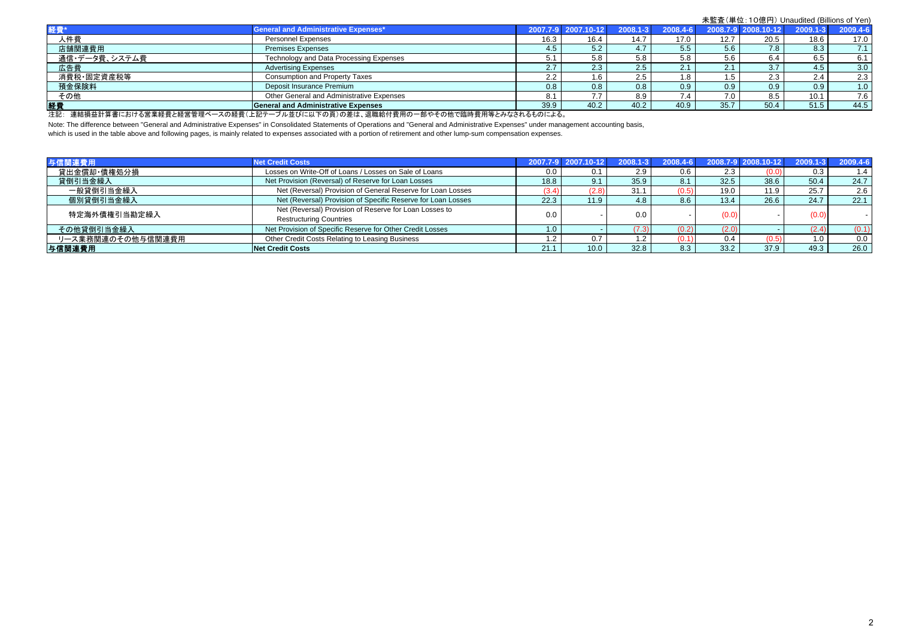未監査（単位：10億円）Unaudited (Billions of Yen)

| 経費* | General and Administrative Expenses* | 2007.7-9 | 2007.10-12 | 2008.1-3 | 2008.4-6 | 2008.7-9 | 2008.10-12 | 2009.1-3 | 2009.4-6 |
|---|---|---|---|---|---|---|---|---|---|
| 人件費 | Personnel Expenses | 16.3 | 16.4 | 14.7 | 17.0 | 12.7 | 20.5 | 18.6 | 17.0 |
| 店舗関連費用 | Premises Expenses | 4.5 | 5.2 | 4.7 | 5.5 | 5.6 | 7.8 | 8.3 | 7.1 |
| 通信・データ費、システム費 | Technology and Data Processing Expenses | 5.1 | 5.8 | 5.8 | 5.8 | 5.6 | 6.4 | 6.5 | 6.1 |
| 広告費 | Advertising Expenses | 2.7 | 2.3 | 2.5 | 2.1 | 2.1 | 3.7 | 4.5 | 3.0 |
| 消費税・固定資産税等 | Consumption and Property Taxes | 2.2 | 1.6 | 2.5 | 1.8 | 1.5 | 2.3 | 2.4 | 2.3 |
| 預金保険料 | Deposit Insurance Premium | 0.8 | 0.8 | 0.8 | 0.9 | 0.9 | 0.9 | 0.9 | 1.0 |
| その他 | Other General and Administrative Expenses | 8.1 | 7.7 | 8.9 | 7.4 | 7.0 | 8.5 | 10.1 | 7.6 |
| **経費** | **General and Administrative Expenses** | 39.9 | 40.2 | 40.2 | 40.9 | 35.7 | 50.4 | 51.5 | 44.5 |

注記：連結損益計算書における営業経費と経営管理ベースの経費（上記テーブル並びに以下の頁）の差は、退職給付費用の一部やその他で臨時費用等とみなされるものによる。

Note: The difference between "General and Administrative Expenses" in Consolidated Statements of Operations and "General and Administrative Expenses" under management accounting basis, which is used in the table above and following pages, is mainly related to expenses associated with a portion of retirement and other lump-sum compensation expenses.

| 与信関連費用 | Net Credit Costs | 2007.7-9 | 2007.10-12 | 2008.1-3 | 2008.4-6 | 2008.7-9 | 2008.10-12 | 2009.1-3 | 2009.4-6 |
|---|---|---|---|---|---|---|---|---|---|
| 貸出金償却・債権処分損 | Losses on Write-Off of Loans / Losses on Sale of Loans | 0.0 | 0.1 | 2.9 | 0.6 | 2.3 | (0.0) | 0.3 | 1.4 |
| 貸倒引当金繰入 | Net Provision (Reversal) of Reserve for Loan Losses | 18.8 | 9.1 | 35.9 | 8.1 | 32.5 | 38.6 | 50.4 | 24.7 |
| 一般貸倒引当金繰入 | Net (Reversal) Provision of General Reserve for Loan Losses | (3.4) | (2.8) | 31.1 | (0.5) | 19.0 | 11.9 | 25.7 | 2.6 |
| 個別貸倒引当金繰入 | Net (Reversal) Provision of Specific Reserve for Loan Losses | 22.3 | 11.9 | 4.8 | 8.6 | 13.4 | 26.6 | 24.7 | 22.1 |
| 特定海外債権引当勘定繰入 | Net (Reversal) Provision of Reserve for Loan Losses to Restructuring Countries | 0.0 | - | 0.0 | - | (0.0) | - | (0.0) | - |
| その他貸倒引当金繰入 | Net Provision of Specific Reserve for Other Credit Losses | 1.0 | - | (7.3) | (0.2) | (2.0) | - | (2.4) | (0.1) |
| リース業務関連のその他与信関連費用 | Other Credit Costs Relating to Leasing Business | 1.2 | 0.7 | 1.2 | (0.1) | 0.4 | (0.5) | 1.0 | 0.0 |
| **与信関連費用** | **Net Credit Costs** | 21.1 | 10.0 | 32.8 | 8.3 | 33.2 | 37.9 | 49.3 | 26.0 |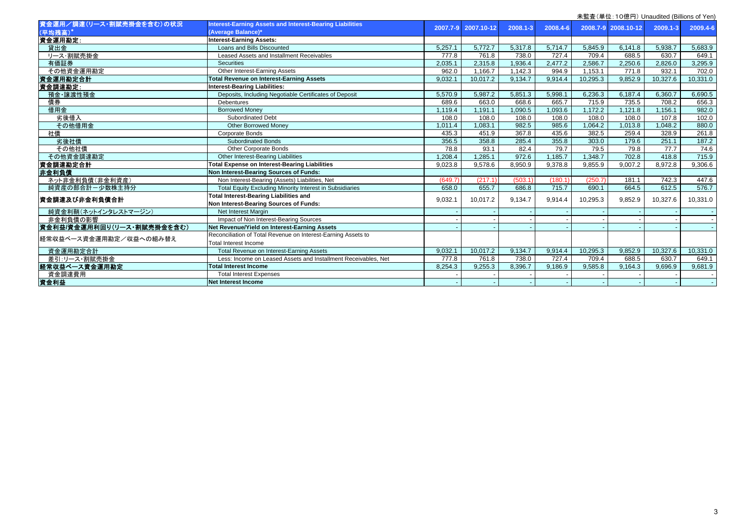未監査（単位：10億円）Unaudited (Billions of Yen)

| 資金運用／調達（リース・割賦売掛金を含む）の状況（平均残高）* | Interest-Earning Assets and Interest-Bearing Liabilities (Average Balance)* | 2007.7-9 | 2007.10-12 | 2008.1-3 | 2008.4-6 | 2008.7-9 | 2008.10-12 | 2009.1-3 | 2009.4-6 |
|---|---|---|---|---|---|---|---|---|---|
| **資金運用勘定：** | **Interest-Earning Assets:** | | | | | | | | |
| 貸出金 | Loans and Bills Discounted | 5,257.1 | 5,772.7 | 5,317.8 | 5,714.7 | 5,845.9 | 6,141.8 | 5,938.7 | 5,683.9 |
| リース・割賦売掛金 | Leased Assets and Installment Receivables | 777.8 | 761.8 | 738.0 | 727.4 | 709.4 | 688.5 | 630.7 | 649.1 |
| 有価証券 | Securities | 2,035.1 | 2,315.8 | 1,936.4 | 2,477.2 | 2,586.7 | 2,250.6 | 2,826.0 | 3,295.9 |
| その他資金運用勘定 | Other Interest-Earning Assets | 962.0 | 1,166.7 | 1,142.3 | 994.9 | 1,153.1 | 771.8 | 932.1 | 702.0 |
| **資金運用勘定合計** | **Total Revenue on Interest-Earning Assets** | 9,032.1 | 10,017.2 | 9,134.7 | 9,914.4 | 10,295.3 | 9,852.9 | 10,327.6 | 10,331.0 |
| **資金調達勘定：** | **Interest-Bearing Liabilities:** | | | | | | | | |
| 預金・譲渡性預金 | Deposits, Including Negotiable Certificates of Deposit | 5,570.9 | 5,987.2 | 5,851.3 | 5,998.1 | 6,236.3 | 6,187.4 | 6,360.7 | 6,690.5 |
| 債券 | Debentures | 689.6 | 663.0 | 668.6 | 665.7 | 715.9 | 735.5 | 708.2 | 656.3 |
| 借用金 | Borrowed Money | 1,119.4 | 1,191.1 | 1,090.5 | 1,093.6 | 1,172.2 | 1,121.8 | 1,156.1 | 982.0 |
| 劣後借入 | Subordinated Debt | 108.0 | 108.0 | 108.0 | 108.0 | 108.0 | 108.0 | 107.8 | 102.0 |
| その他借用金 | Other Borrowed Money | 1,011.4 | 1,083.1 | 982.5 | 985.6 | 1,064.2 | 1,013.8 | 1,048.2 | 880.0 |
| 社債 | Corporate Bonds | 435.3 | 451.9 | 367.8 | 435.6 | 382.5 | 259.4 | 328.9 | 261.8 |
| 劣後社債 | Subordinated Bonds | 356.5 | 358.8 | 285.4 | 355.8 | 303.0 | 179.6 | 251.1 | 187.2 |
| その他社債 | Other Corporate Bonds | 78.8 | 93.1 | 82.4 | 79.7 | 79.5 | 79.8 | 77.7 | 74.6 |
| その他資金調達勘定 | Other Interest-Bearing Liabilities | 1,208.4 | 1,285.1 | 972.6 | 1,185.7 | 1,348.7 | 702.8 | 418.8 | 715.9 |
| **資金調達勘定合計** | **Total Expense on Interest-Bearing Liabilities** | 9,023.8 | 9,578.6 | 8,950.9 | 9,378.8 | 9,855.9 | 9,007.2 | 8,972.8 | 9,306.6 |
| **非金利負債** | **Non Interest-Bearing Sources of Funds:** | | | | | | | | |
| ネット非金利負債（非金利資産） | Non Interest-Bearing (Assets) Liabilities, Net | (649.7) | (217.1) | (503.1) | (180.1) | (250.7) | 181.1 | 742.3 | 447.6 |
| 純資産の部合計－少数株主持分 | Total Equity Excluding Minority Interest in Subsidiaries | 658.0 | 655.7 | 686.8 | 715.7 | 690.1 | 664.5 | 612.5 | 576.7 |
| **資金調達及び非金利負債合計** | **Total Interest-Bearing Liabilities and Non Interest-Bearing Sources of Funds:** | 9,032.1 | 10,017.2 | 9,134.7 | 9,914.4 | 10,295.3 | 9,852.9 | 10,327.6 | 10,331.0 |
| 純資金利鞘（ネットインタレストマージン） | Net Interest Margin | - | - | - | - | - | - | - | - |
| 非金利負債の影響 | Impact of Non Interest-Bearing Sources | - | - | - | - | - | - | - | - |
| **資金利益/資金運用利回り（リース・割賦売掛金を含む）** | **Net Revenue/Yield on Interest-Earning Assets** | - | - | - | - | - | - | - | - |
| 経常収益ベース資金運用勘定／収益への組み替え | Reconciliation of Total Revenue on Interest-Earning Assets to Total Interest Income | | | | | | | | |
| 資金運用勘定合計 | Total Revenue on Interest-Earning Assets | 9,032.1 | 10,017.2 | 9,134.7 | 9,914.4 | 10,295.3 | 9,852.9 | 10,327.6 | 10,331.0 |
| 差引：リース・割賦売掛金 | Less: Income on Leased Assets and Installment Receivables, Net | 777.8 | 761.8 | 738.0 | 727.4 | 709.4 | 688.5 | 630.7 | 649.1 |
| **経常収益ベース資金運用勘定** | **Total Interest Income** | 8,254.3 | 9,255.3 | 8,396.7 | 9,186.9 | 9,585.8 | 9,164.3 | 9,696.9 | 9,681.9 |
| 資金調達費用 | Total Interest Expenses | - | - | - | - | - | - | - | - |
| **資金利益** | **Net Interest Income** | - | - | - | - | - | - | - | - |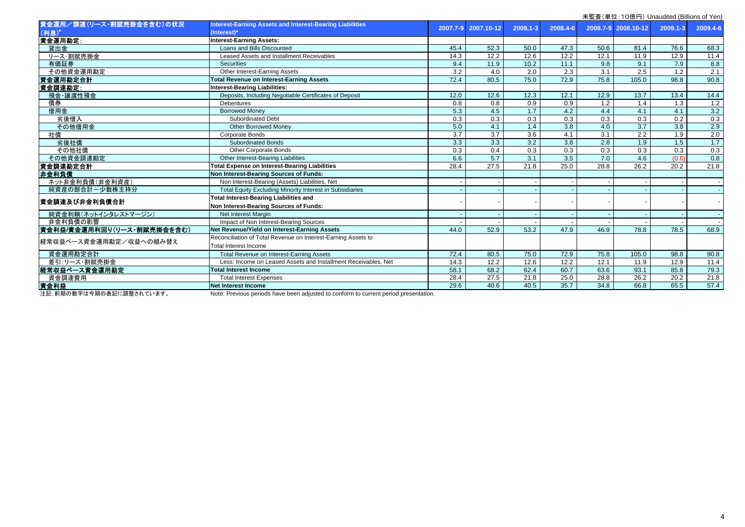未監査（単位：10億円） Unaudited (Billions of Yen)

| 資金運用／調達（リース・割賦売掛金を含む）の状況（利息）* | Interest-Earning Assets and Interest-Bearing Liabilities (Interest)* | 2007.7-9 | 2007.10-12 | 2008.1-3 | 2008.4-6 | 2008.7-9 | 2008.10-12 | 2009.1-3 | 2009.4-6 |
|---|---|---|---|---|---|---|---|---|---|
| 資金運用勘定： | Interest-Earning Assets: | | | | | | | | |
| 貸出金 | Loans and Bills Discounted | 45.4 | 52.3 | 50.0 | 47.3 | 50.6 | 81.4 | 76.6 | 68.3 |
| リース・割賦売掛金 | Leased Assets and Installment Receivables | 14.3 | 12.2 | 12.6 | 12.2 | 12.1 | 11.9 | 12.9 | 11.4 |
| 有価証券 | Securities | 9.4 | 11.9 | 10.2 | 11.1 | 9.8 | 9.1 | 7.9 | 8.8 |
| その他資金運用勘定 | Other Interest-Earning Assets | 3.2 | 4.0 | 2.0 | 2.3 | 3.1 | 2.5 | 1.2 | 2.1 |
| 資金運用勘定合計 | Total Revenue on Interest-Earning Assets | 72.4 | 80.5 | 75.0 | 72.9 | 75.8 | 105.0 | 98.8 | 90.8 |
| 資金調達勘定： | Interest-Bearing Liabilities: | | | | | | | | |
| 預金・譲渡性預金 | Deposits, Including Negotiable Certificates of Deposit | 12.0 | 12.6 | 12.3 | 12.1 | 12.9 | 13.7 | 13.4 | 14.4 |
| 債券 | Debentures | 0.8 | 0.8 | 0.9 | 0.9 | 1.2 | 1.4 | 1.3 | 1.2 |
| 借用金 | Borrowed Money | 5.3 | 4.5 | 1.7 | 4.2 | 4.4 | 4.1 | 4.1 | 3.2 |
| 劣後借入 | Subordinated Debt | 0.3 | 0.3 | 0.3 | 0.3 | 0.3 | 0.3 | 0.2 | 0.3 |
| その他借用金 | Other Borrowed Money | 5.0 | 4.1 | 1.4 | 3.8 | 4.0 | 3.7 | 3.8 | 2.9 |
| 社債 | Corporate Bonds | 3.7 | 3.7 | 3.6 | 4.1 | 3.1 | 2.2 | 1.9 | 2.0 |
| 劣後社債 | Subordinated Bonds | 3.3 | 3.3 | 3.2 | 3.8 | 2.8 | 1.9 | 1.5 | 1.7 |
| その他社債 | Other Corporate Bonds | 0.3 | 0.4 | 0.3 | 0.3 | 0.3 | 0.3 | 0.3 | 0.3 |
| その他資金調達勘定 | Other Interest-Bearing Liabilities | 6.6 | 5.7 | 3.1 | 3.5 | 7.0 | 4.6 | (0.6) | 0.8 |
| 資金調達勘定合計 | Total Expense on Interest-Bearing Liabilities | 28.4 | 27.5 | 21.8 | 25.0 | 28.8 | 26.2 | 20.2 | 21.8 |
| 非金利負債 | Non Interest-Bearing Sources of Funds: | | | | | | | | |
| ネット非金利負債（非金利資産） | Non Interest-Bearing (Assets) Liabilities, Net | - | - | - | - | - | - | - | - |
| 純資産の部合計ー少数株主持分 | Total Equity Excluding Minority Interest in Subsidiaries | - | - | - | - | - | - | - | - |
| 資金調達及び非金利負債合計 | Total Interest-Bearing Liabilities and Non Interest-Bearing Sources of Funds: | - | - | - | - | - | - | - | - |
| 純資金利鞘（ネットインタレストマージン） | Net Interest Margin | - | - | - | - | - | - | - | - |
| 非金利負債の影響 | Impact of Non Interest-Bearing Sources | - | - | - | - | - | - | - | - |
| 資金利益/資金運用利回り（リース・割賦売掛金を含む） | Net Revenue/Yield on Interest-Earning Assets | 44.0 | 52.9 | 53.2 | 47.9 | 46.9 | 78.8 | 78.5 | 68.9 |
| 経常収益ベース資金運用勘定／収益への組み替え | Reconciliation of Total Revenue on Interest-Earning Assets to Total Interest Income | | | | | | | | |
| 資金運用勘定合計 | Total Revenue on Interest-Earning Assets | 72.4 | 80.5 | 75.0 | 72.9 | 75.8 | 105.0 | 98.8 | 90.8 |
| 差引：リース・割賦売掛金 | Less: Income on Leased Assets and Installment Receivables, Net | 14.3 | 12.2 | 12.6 | 12.2 | 12.1 | 11.9 | 12.9 | 11.4 |
| 経常収益ベース資金運用勘定 | Total Interest Income | 58.1 | 68.2 | 62.4 | 60.7 | 63.6 | 93.1 | 85.8 | 79.3 |
| 資金調達費用 | Total Interest Expenses | 28.4 | 27.5 | 21.8 | 25.0 | 28.8 | 26.2 | 20.2 | 21.8 |
| 資金利益 | Net Interest Income | 29.6 | 40.6 | 40.5 | 35.7 | 34.8 | 66.8 | 65.5 | 57.4 |

注記：前期の数字は今期の表記に調整されています。 Note: Previous periods have been adjusted to conform to current period presentation.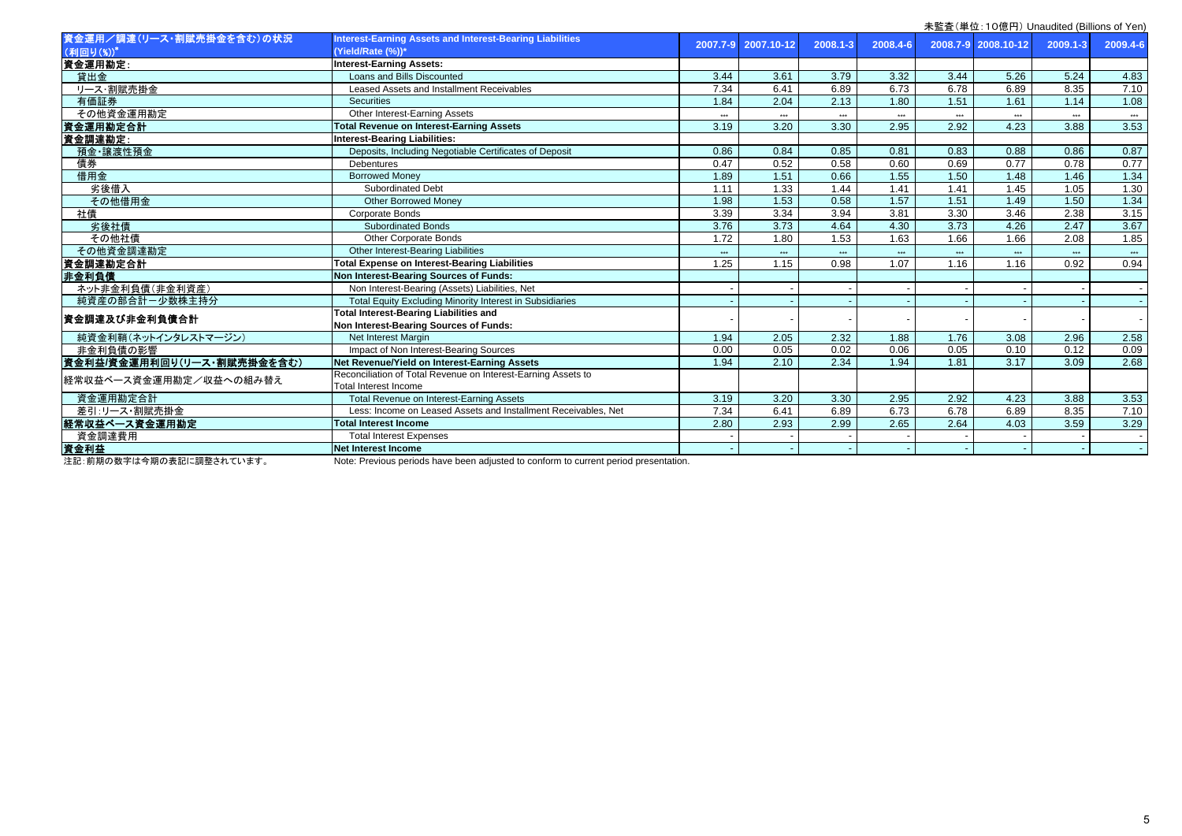未監査（単位：10億円）Unaudited (Billions of Yen)

| 資金運用／調達(リース・割賦売掛金を含む)の状況 (利回り(%))* | Interest-Earning Assets and Interest-Bearing Liabilities (Yield/Rate (%))* | 2007.7-9 | 2007.10-12 | 2008.1-3 | 2008.4-6 | 2008.7-9 | 2008.10-12 | 2009.1-3 | 2009.4-6 |
|---|---|---|---|---|---|---|---|---|---|
| **資金運用勘定:** | **Interest-Earning Assets:** | | | | | | | | |
| 貸出金 | Loans and Bills Discounted | 3.44 | 3.61 | 3.79 | 3.32 | 3.44 | 5.26 | 5.24 | 4.83 |
| リース・割賦売掛金 | Leased Assets and Installment Receivables | 7.34 | 6.41 | 6.89 | 6.73 | 6.78 | 6.89 | 8.35 | 7.10 |
| 有価証券 | Securities | 1.84 | 2.04 | 2.13 | 1.80 | 1.51 | 1.61 | 1.14 | 1.08 |
| その他資金運用勘定 | Other Interest-Earning Assets | *** | *** | *** | *** | *** | *** | *** | *** |
| **資金運用勘定合計** | **Total Revenue on Interest-Earning Assets** | 3.19 | 3.20 | 3.30 | 2.95 | 2.92 | 4.23 | 3.88 | 3.53 |
| **資金調達勘定:** | **Interest-Bearing Liabilities:** | | | | | | | | |
| 預金・譲渡性預金 | Deposits, Including Negotiable Certificates of Deposit | 0.86 | 0.84 | 0.85 | 0.81 | 0.83 | 0.88 | 0.86 | 0.87 |
| 債券 | Debentures | 0.47 | 0.52 | 0.58 | 0.60 | 0.69 | 0.77 | 0.78 | 0.77 |
| 借用金 | Borrowed Money | 1.89 | 1.51 | 0.66 | 1.55 | 1.50 | 1.48 | 1.46 | 1.34 |
| 劣後借入 | Subordinated Debt | 1.11 | 1.33 | 1.44 | 1.41 | 1.41 | 1.45 | 1.05 | 1.30 |
| その他借用金 | Other Borrowed Money | 1.98 | 1.53 | 0.58 | 1.57 | 1.51 | 1.49 | 1.50 | 1.34 |
| 社債 | Corporate Bonds | 3.39 | 3.34 | 3.94 | 3.81 | 3.30 | 3.46 | 2.38 | 3.15 |
| 劣後社債 | Subordinated Bonds | 3.76 | 3.73 | 4.64 | 4.30 | 3.73 | 4.26 | 2.47 | 3.67 |
| その他社債 | Other Corporate Bonds | 1.72 | 1.80 | 1.53 | 1.63 | 1.66 | 1.66 | 2.08 | 1.85 |
| その他資金調達勘定 | Other Interest-Bearing Liabilities | *** | *** | *** | *** | *** | *** | *** | *** |
| **資金調達勘定合計** | **Total Expense on Interest-Bearing Liabilities** | 1.25 | 1.15 | 0.98 | 1.07 | 1.16 | 1.16 | 0.92 | 0.94 |
| **非金利負債** | **Non Interest-Bearing Sources of Funds:** | | | | | | | | |
| ネット非金利負債(非金利資産) | Non Interest-Bearing (Assets) Liabilities, Net | - | - | - | - | - | - | - | - |
| 純資産の部合計－少数株主持分 | Total Equity Excluding Minority Interest in Subsidiaries | - | - | - | - | - | - | - | - |
| 資金調達及び非金利負債合計 | **Total Interest-Bearing Liabilities and Non Interest-Bearing Sources of Funds:** | - | - | - | - | - | - | - | - |
| 純資金利鞘(ネットインタレストマージン) | Net Interest Margin | 1.94 | 2.05 | 2.32 | 1.88 | 1.76 | 3.08 | 2.96 | 2.58 |
| 非金利負債の影響 | Impact of Non Interest-Bearing Sources | 0.00 | 0.05 | 0.02 | 0.06 | 0.05 | 0.10 | 0.12 | 0.09 |
| **資金利益/資金運用利回り(リース・割賦売掛金を含む)** | **Net Revenue/Yield on Interest-Earning Assets** | 1.94 | 2.10 | 2.34 | 1.94 | 1.81 | 3.17 | 3.09 | 2.68 |
| 経常収益ベース資金運用勘定／収益への組み替え | Reconciliation of Total Revenue on Interest-Earning Assets to Total Interest Income | | | | | | | | |
| 資金運用勘定合計 | Total Revenue on Interest-Earning Assets | 3.19 | 3.20 | 3.30 | 2.95 | 2.92 | 4.23 | 3.88 | 3.53 |
| 差引:リース・割賦売掛金 | Less: Income on Leased Assets and Installment Receivables, Net | 7.34 | 6.41 | 6.89 | 6.73 | 6.78 | 6.89 | 8.35 | 7.10 |
| **経常収益ベース資金運用勘定** | **Total Interest Income** | 2.80 | 2.93 | 2.99 | 2.65 | 2.64 | 4.03 | 3.59 | 3.29 |
| 資金調達費用 | Total Interest Expenses | - | - | - | - | - | - | - | - |
| **資金利益** | **Net Interest Income** | - | - | - | - | - | - | - | - |

注記：前期の数字は今期の表記に調整されています。 Note: Previous periods have been adjusted to conform to current period presentation.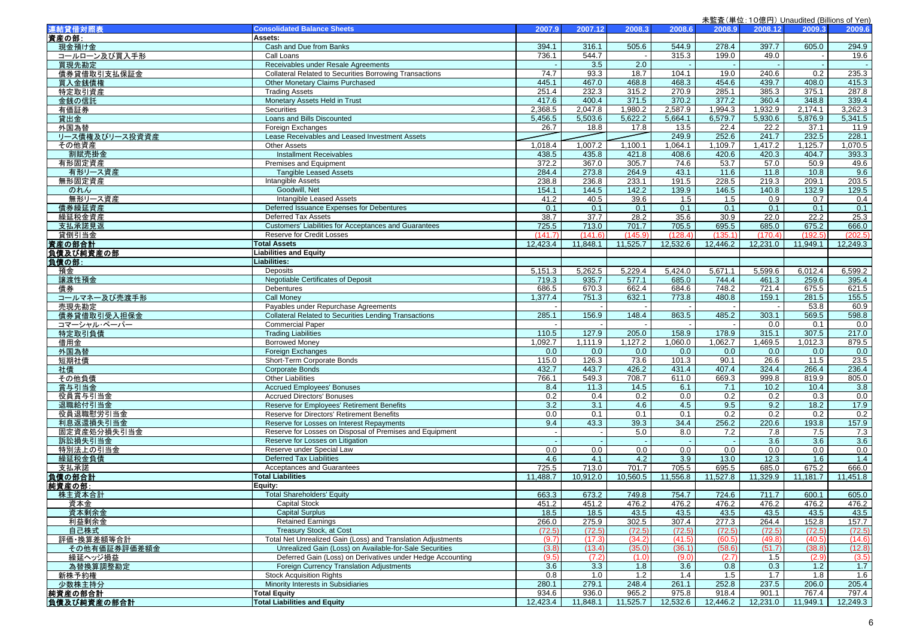未監査（単位：10億円）Unaudited (Billions of Yen)

| 連結貸借対照表 | Consolidated Balance Sheets | 2007.9 | 2007.12 | 2008.3 | 2008.6 | 2008.9 | 2008.12 | 2009.3 | 2009.6 |
|---|---|---|---|---|---|---|---|---|---|
| 資産の部: | Assets: | | | | | | | | |
| 現金預け金 | Cash and Due from Banks | 394.1 | 316.1 | 505.6 | 544.9 | 278.4 | 397.7 | 605.0 | 294.9 |
| コールローン及び買入手形 | Call Loans | 736.1 | 544.7 | - | 315.3 | 199.0 | 49.0 | - | 19.6 |
| 買現先勘定 | Receivables under Resale Agreements | - | 3.5 | 2.0 | - | - | - | - | - |
| 債券貸借取引支払保証金 | Collateral Related to Securities Borrowing Transactions | 74.7 | 93.3 | 18.7 | 104.1 | 19.0 | 240.6 | 0.2 | 235.3 |
| 買入金銭債権 | Other Monetary Claims Purchased | 445.1 | 467.0 | 468.8 | 468.3 | 454.6 | 439.7 | 408.0 | 415.3 |
| 特定取引資産 | Trading Assets | 251.4 | 232.3 | 315.2 | 270.9 | 285.1 | 385.3 | 375.1 | 287.8 |
| 金銭の信託 | Monetary Assets Held in Trust | 417.6 | 400.4 | 371.5 | 370.2 | 377.2 | 360.4 | 348.8 | 339.4 |
| 有価証券 | Securities | 2,368.5 | 2,047.8 | 1,980.2 | 2,587.9 | 1,994.3 | 1,932.9 | 2,174.1 | 3,262.3 |
| 貸出金 | Loans and Bills Discounted | 5,456.5 | 5,503.6 | 5,622.2 | 5,664.1 | 6,579.7 | 5,930.6 | 5,876.9 | 5,341.5 |
| 外国為替 | Foreign Exchanges | 26.7 | 18.8 | 17.8 | 13.5 | 22.4 | 22.2 | 37.1 | 11.9 |
| リース債権及びリース投資資産 | Lease Receivables and Leased Investment Assets | | | | 249.9 | 252.6 | 241.7 | 232.5 | 228.1 |
| その他資産 | Other Assets | 1,018.4 | 1,007.2 | 1,100.1 | 1,064.1 | 1,109.7 | 1,417.2 | 1,125.7 | 1,070.5 |
| 割賦売掛金 | Installment Receivables | 438.5 | 435.8 | 421.8 | 408.6 | 420.6 | 420.3 | 404.7 | 393.3 |
| 有形固定資産 | Premises and Equipment | 372.2 | 367.0 | 305.7 | 74.6 | 53.7 | 57.0 | 50.9 | 49.6 |
| 有形リース資産 | Tangible Leased Assets | 284.4 | 273.8 | 264.9 | 43.1 | 11.6 | 11.8 | 10.8 | 9.6 |
| 無形固定資産 | Intangible Assets | 238.8 | 236.8 | 233.1 | 191.5 | 228.5 | 219.3 | 209.1 | 203.5 |
| のれん | Goodwill, Net | 154.1 | 144.5 | 142.2 | 139.9 | 146.5 | 140.8 | 132.9 | 129.5 |
| 無形リース資産 | Intangible Leased Assets | 41.2 | 40.5 | 39.6 | 1.5 | 1.5 | 0.9 | 0.7 | 0.4 |
| 債券繰延資産 | Deferred Issuance Expenses for Debentures | 0.1 | 0.1 | 0.1 | 0.1 | 0.1 | 0.1 | 0.1 | 0.1 |
| 繰延税金資産 | Deferred Tax Assets | 38.7 | 37.7 | 28.2 | 35.6 | 30.9 | 22.0 | 22.2 | 25.3 |
| 支払承諾見返 | Customers' Liabilities for Acceptances and Guarantees | 725.5 | 713.0 | 701.7 | 705.5 | 695.5 | 685.0 | 675.2 | 666.0 |
| 貸倒引当金 | Reserve for Credit Losses | (141.7) | (141.6) | (145.9) | (128.4) | (135.1) | (170.4) | (192.5) | (202.5) |
| 資産の部合計 | Total Assets | 12,423.4 | 11,848.1 | 11,525.7 | 12,532.6 | 12,446.2 | 12,231.0 | 11,949.1 | 12,249.3 |
| 負債及び純資産の部 | Liabilities and Equity | | | | | | | | |
| 負債の部: | Liabilities: | | | | | | | | |
| 預金 | Deposits | 5,151.3 | 5,262.5 | 5,229.4 | 5,424.0 | 5,671.1 | 5,599.6 | 6,012.4 | 6,599.2 |
| 譲渡性預金 | Negotiable Certificates of Deposit | 719.3 | 935.7 | 577.1 | 685.0 | 744.4 | 461.3 | 259.6 | 395.4 |
| 債券 | Debentures | 686.5 | 670.3 | 662.4 | 684.6 | 748.2 | 721.4 | 675.5 | 621.5 |
| コールマネー及び売渡手形 | Call Money | 1,377.4 | 751.3 | 632.1 | 773.8 | 480.8 | 159.1 | 281.5 | 155.5 |
| 売現先勘定 | Payables under Repurchase Agreements | - | - | - | - | - | - | 53.8 | 60.9 |
| 債券貸借取引受入担保金 | Collateral Related to Securities Lending Transactions | 285.1 | 156.9 | 148.4 | 863.5 | 485.2 | 303.1 | 569.5 | 598.8 |
| コマーシャル・ペーパー | Commercial Paper | - | - | - | - | - | 0.0 | 0.1 | 0.0 |
| 特定取引負債 | Trading Liabilities | 110.5 | 127.9 | 205.0 | 158.9 | 178.9 | 315.1 | 307.5 | 217.0 |
| 借用金 | Borrowed Money | 1,092.7 | 1,111.9 | 1,127.2 | 1,060.0 | 1,062.7 | 1,469.5 | 1,012.3 | 879.5 |
| 外国為替 | Foreign Exchanges | 0.0 | 0.0 | 0.0 | 0.0 | 0.0 | 0.0 | 0.0 | 0.0 |
| 短期社債 | Short-Term Corporate Bonds | 115.0 | 126.3 | 73.6 | 101.3 | 90.1 | 26.6 | 11.5 | 23.5 |
| 社債 | Corporate Bonds | 432.7 | 443.7 | 426.2 | 431.4 | 407.4 | 324.4 | 266.4 | 236.4 |
| その他負債 | Other Liabilities | 766.1 | 549.3 | 708.7 | 611.0 | 669.3 | 999.8 | 819.9 | 805.0 |
| 賞与引当金 | Accrued Employees' Bonuses | 8.4 | 11.3 | 14.5 | 6.1 | 7.1 | 10.2 | 10.4 | 3.8 |
| 役員賞与引当金 | Accrued Directors' Bonuses | 0.2 | 0.4 | 0.2 | 0.0 | 0.2 | 0.2 | 0.3 | 0.0 |
| 退職給付引当金 | Reserve for Employees' Retirement Benefits | 3.2 | 3.1 | 4.6 | 4.5 | 9.5 | 9.2 | 18.2 | 17.9 |
| 役員退職慰労引当金 | Reserve for Directors' Retirement Benefits | 0.0 | 0.1 | 0.1 | 0.1 | 0.2 | 0.2 | 0.2 | 0.2 |
| 利息返還損失引当金 | Reserve for Losses on Interest Repayments | 9.4 | 43.3 | 39.3 | 34.4 | 256.2 | 220.6 | 193.8 | 157.9 |
| 固定資産処分損失引当金 | Reserve for Losses on Disposal of Premises and Equipment | - | - | 5.0 | 8.0 | 7.2 | 7.8 | 7.5 | 7.3 |
| 訴訟損失引当金 | Reserve for Losses on Litigation | - | - | - | - | - | 3.6 | 3.6 | 3.6 |
| 特別法上の引当金 | Reserve under Special Law | 0.0 | 0.0 | 0.0 | 0.0 | 0.0 | 0.0 | 0.0 | 0.0 |
| 繰延税金負債 | Deferred Tax Liabilities | 4.6 | 4.1 | 4.2 | 3.9 | 13.0 | 12.3 | 1.6 | 1.4 |
| 支払承諾 | Acceptances and Guarantees | 725.5 | 713.0 | 701.7 | 705.5 | 695.5 | 685.0 | 675.2 | 666.0 |
| 負債の部合計 | Total Liabilities | 11,488.7 | 10,912.0 | 10,560.5 | 11,556.8 | 11,527.8 | 11,329.9 | 11,181.7 | 11,451.8 |
| 純資産の部: | Equity: | | | | | | | | |
| 株主資本合計 | Total Shareholders' Equity | 663.3 | 673.2 | 749.8 | 754.7 | 724.6 | 711.7 | 600.1 | 605.0 |
| 資本金 | Capital Stock | 451.2 | 451.2 | 476.2 | 476.2 | 476.2 | 476.2 | 476.2 | 476.2 |
| 資本剰余金 | Capital Surplus | 18.5 | 18.5 | 43.5 | 43.5 | 43.5 | 43.5 | 43.5 | 43.5 |
| 利益剰余金 | Retained Earnings | 266.0 | 275.9 | 302.5 | 307.4 | 277.3 | 264.4 | 152.8 | 157.7 |
| 自己株式 | Treasury Stock, at Cost | (72.5) | (72.5) | (72.5) | (72.5) | (72.5) | (72.5) | (72.5) | (72.5) |
| 評価・換算差額等合計 | Total Net Unrealized Gain (Loss) and Translation Adjustments | (9.7) | (17.3) | (34.2) | (41.5) | (60.5) | (49.8) | (40.5) | (14.6) |
| その他有価証券評価差額金 | Unrealized Gain (Loss) on Available-for-Sale Securities | (3.8) | (13.4) | (35.0) | (36.1) | (58.6) | (51.7) | (38.8) | (12.8) |
| 繰延ヘッジ損益 | Deferred Gain (Loss) on Derivatives under Hedge Accounting | (9.5) | (7.2) | (1.0) | (9.0) | (2.7) | 1.5 | (2.9) | (3.5) |
| 為替換算調整勘定 | Foreign Currency Translation Adjustments | 3.6 | 3.3 | 1.8 | 3.6 | 0.8 | 0.3 | 1.2 | 1.7 |
| 新株予約権 | Stock Acquisition Rights | 0.8 | 1.0 | 1.2 | 1.4 | 1.5 | 1.7 | 1.8 | 1.6 |
| 少数株主持分 | Minority Interests in Subsidiaries | 280.1 | 279.1 | 248.4 | 261.1 | 252.8 | 237.5 | 206.0 | 205.4 |
| 純資産の部合計 | Total Equity | 934.6 | 936.0 | 965.2 | 975.8 | 918.4 | 901.1 | 767.4 | 797.4 |
| 負債及び純資産の部合計 | Total Liabilities and Equity | 12,423.4 | 11,848.1 | 11,525.7 | 12,532.6 | 12,446.2 | 12,231.0 | 11,949.1 | 12,249.3 |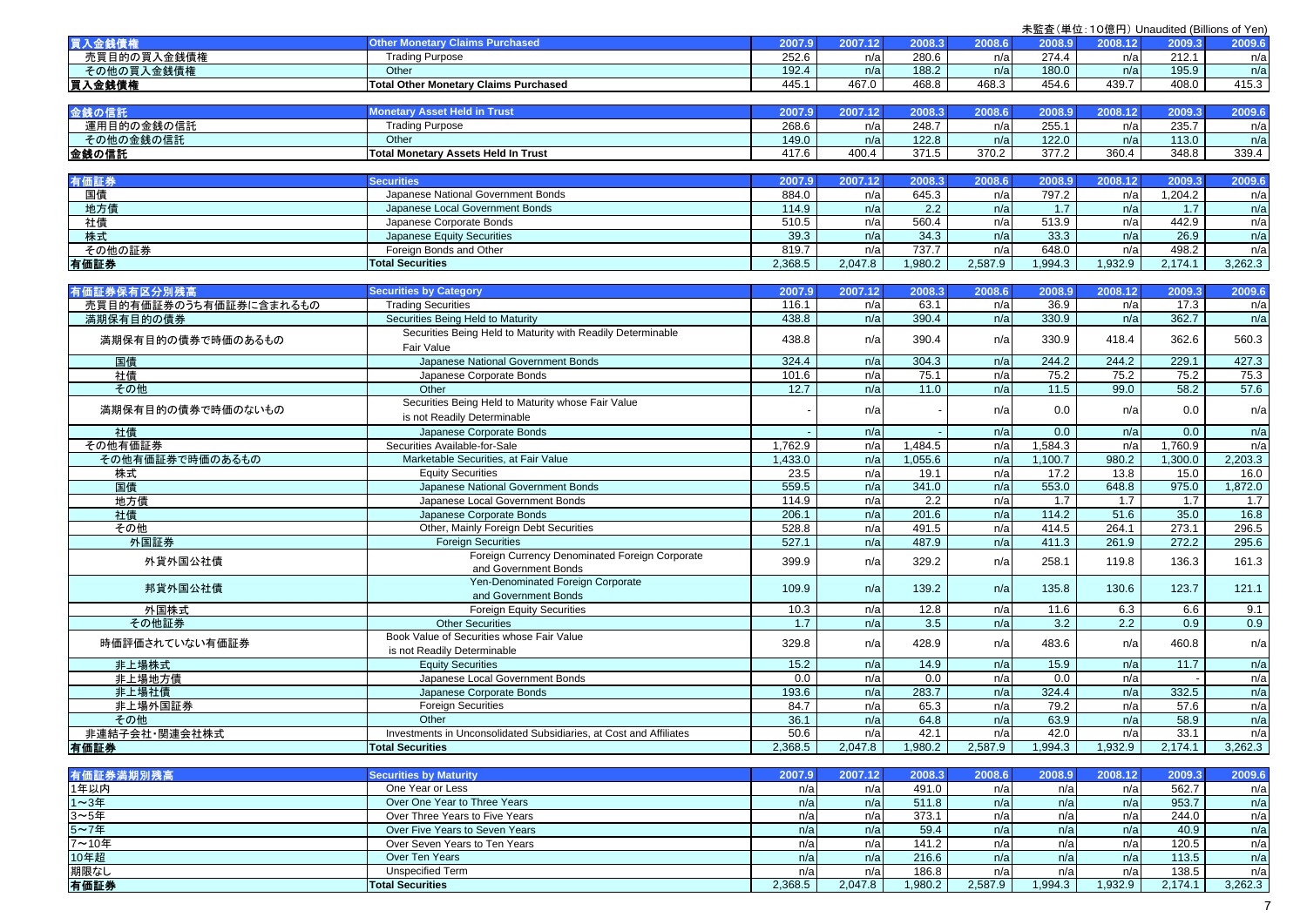未監査（単位：10億円）Unaudited (Billions of Yen)

| 買入金銭債権 | Other Monetary Claims Purchased | 2007.9 | 2007.12 | 2008.3 | 2008.6 | 2008.9 | 2008.12 | 2009.3 | 2009.6 |
|---|---|---|---|---|---|---|---|---|---|
| 売買目的の買入金銭債権 | Trading Purpose | 252.6 | n/a | 280.6 | n/a | 274.4 | n/a | 212.1 | n/a |
| その他の買入金銭債権 | Other | 192.4 | n/a | 188.2 | n/a | 180.0 | n/a | 195.9 | n/a |
| **買入金銭債権** | **Total Other Monetary Claims Purchased** | 445.1 | 467.0 | 468.8 | 468.3 | 454.6 | 439.7 | 408.0 | 415.3 |

| 金銭の信託 | Monetary Asset Held in Trust | 2007.9 | 2007.12 | 2008.3 | 2008.6 | 2008.9 | 2008.12 | 2009.3 | 2009.6 |
|---|---|---|---|---|---|---|---|---|---|
| 運用目的の金銭の信託 | Trading Purpose | 268.6 | n/a | 248.7 | n/a | 255.1 | n/a | 235.7 | n/a |
| その他の金銭の信託 | Other | 149.0 | n/a | 122.8 | n/a | 122.0 | n/a | 113.0 | n/a |
| **金銭の信託** | **Total Monetary Assets Held In Trust** | 417.6 | 400.4 | 371.5 | 370.2 | 377.2 | 360.4 | 348.8 | 339.4 |

| 有価証券 | Securities | 2007.9 | 2007.12 | 2008.3 | 2008.6 | 2008.9 | 2008.12 | 2009.3 | 2009.6 |
|---|---|---|---|---|---|---|---|---|---|
| 国債 | Japanese National Government Bonds | 884.0 | n/a | 645.3 | n/a | 797.2 | n/a | 1,204.2 | n/a |
| 地方債 | Japanese Local Government Bonds | 114.9 | n/a | 2.2 | n/a | 1.7 | n/a | 1.7 | n/a |
| 社債 | Japanese Corporate Bonds | 510.5 | n/a | 560.4 | n/a | 513.9 | n/a | 442.9 | n/a |
| 株式 | Japanese Equity Securities | 39.3 | n/a | 34.3 | n/a | 33.3 | n/a | 26.9 | n/a |
| その他の証券 | Foreign Bonds and Other | 819.7 | n/a | 737.7 | n/a | 648.0 | n/a | 498.2 | n/a |
| **有価証券** | **Total Securities** | 2,368.5 | 2,047.8 | 1,980.2 | 2,587.9 | 1,994.3 | 1,932.9 | 2,174.1 | 3,262.3 |

| 有価証券保有区分別残高 | Securities by Category | 2007.9 | 2007.12 | 2008.3 | 2008.6 | 2008.9 | 2008.12 | 2009.3 | 2009.6 |
|---|---|---|---|---|---|---|---|---|---|
| 売買目的有価証券のうち有価証券に含まれるもの | Trading Securities | 116.1 | n/a | 63.1 | n/a | 36.9 | n/a | 17.3 | n/a |
| 満期保有目的の債券 | Securities Being Held to Maturity | 438.8 | n/a | 390.4 | n/a | 330.9 | n/a | 362.7 | n/a |
| 満期保有目的の債券で時価のあるもの | Securities Being Held to Maturity with Readily Determinable Fair Value | 438.8 | n/a | 390.4 | n/a | 330.9 | 418.4 | 362.6 | 560.3 |
| 国債 | Japanese National Government Bonds | 324.4 | n/a | 304.3 | n/a | 244.2 | 244.2 | 229.1 | 427.3 |
| 社債 | Japanese Corporate Bonds | 101.6 | n/a | 75.1 | n/a | 75.2 | 75.2 | 75.2 | 75.3 |
| その他 | Other | 12.7 | n/a | 11.0 | n/a | 11.5 | 99.0 | 58.2 | 57.6 |
| 満期保有目的の債券で時価のないもの | Securities Being Held to Maturity whose Fair Value is not Readily Determinable | - | n/a | - | n/a | 0.0 | n/a | 0.0 | n/a |
| 社債 | Japanese Corporate Bonds | - | n/a | - | n/a | 0.0 | n/a | 0.0 | n/a |
| その他有価証券 | Securities Available-for-Sale | 1,762.9 | n/a | 1,484.5 | n/a | 1,584.3 | n/a | 1,760.9 | n/a |
| その他有価証券で時価のあるもの | Marketable Securities, at Fair Value | 1,433.0 | n/a | 1,055.6 | n/a | 1,100.7 | 980.2 | 1,300.0 | 2,203.3 |
| 株式 | Equity Securities | 23.5 | n/a | 19.1 | n/a | 17.2 | 13.8 | 15.0 | 16.0 |
| 国債 | Japanese National Government Bonds | 559.5 | n/a | 341.0 | n/a | 553.0 | 648.8 | 975.0 | 1,872.0 |
| 地方債 | Japanese Local Government Bonds | 114.9 | n/a | 2.2 | n/a | 1.7 | 1.7 | 1.7 | 1.7 |
| 社債 | Japanese Corporate Bonds | 206.1 | n/a | 201.6 | n/a | 114.2 | 51.6 | 35.0 | 16.8 |
| その他 | Other, Mainly Foreign Debt Securities | 528.8 | n/a | 491.5 | n/a | 414.5 | 264.1 | 273.1 | 296.5 |
| 外国証券 | Foreign Securities | 527.1 | n/a | 487.9 | n/a | 411.3 | 261.9 | 272.2 | 295.6 |
| 外貨外国公社債 | Foreign Currency Denominated Foreign Corporate and Government Bonds | 399.9 | n/a | 329.2 | n/a | 258.1 | 119.8 | 136.3 | 161.3 |
| 邦貨外国公社債 | Yen-Denominated Foreign Corporate and Government Bonds | 109.9 | n/a | 139.2 | n/a | 135.8 | 130.6 | 123.7 | 121.1 |
| 外国株式 | Foreign Equity Securities | 10.3 | n/a | 12.8 | n/a | 11.6 | 6.3 | 6.6 | 9.1 |
| その他証券 | Other Securities | 1.7 | n/a | 3.5 | n/a | 3.2 | 2.2 | 0.9 | 0.9 |
| 時価評価されていない有価証券 | Book Value of Securities whose Fair Value is not Readily Determinable | 329.8 | n/a | 428.9 | n/a | 483.6 | n/a | 460.8 | n/a |
| 非上場株式 | Equity Securities | 15.2 | n/a | 14.9 | n/a | 15.9 | n/a | 11.7 | n/a |
| 非上場地方債 | Japanese Local Government Bonds | 0.0 | n/a | 0.0 | n/a | 0.0 | n/a | - | n/a |
| 非上場社債 | Japanese Corporate Bonds | 193.6 | n/a | 283.7 | n/a | 324.4 | n/a | 332.5 | n/a |
| 非上場外国証券 | Foreign Securities | 84.7 | n/a | 65.3 | n/a | 79.2 | n/a | 57.6 | n/a |
| その他 | Other | 36.1 | n/a | 64.8 | n/a | 63.9 | n/a | 58.9 | n/a |
| 非連結子会社・関連会社株式 | Investments in Unconsolidated Subsidiaries, at Cost and Affiliates | 50.6 | n/a | 42.1 | n/a | 42.0 | n/a | 33.1 | n/a |
| **有価証券** | **Total Securities** | 2,368.5 | 2,047.8 | 1,980.2 | 2,587.9 | 1,994.3 | 1,932.9 | 2,174.1 | 3,262.3 |

| 有価証券満期別残高 | Securities by Maturity | 2007.9 | 2007.12 | 2008.3 | 2008.6 | 2008.9 | 2008.12 | 2009.3 | 2009.6 |
|---|---|---|---|---|---|---|---|---|---|
| 1年以内 | One Year or Less | n/a | n/a | 491.0 | n/a | n/a | n/a | 562.7 | n/a |
| 1～3年 | Over One Year to Three Years | n/a | n/a | 511.8 | n/a | n/a | n/a | 953.7 | n/a |
| 3～5年 | Over Three Years to Five Years | n/a | n/a | 373.1 | n/a | n/a | n/a | 244.0 | n/a |
| 5～7年 | Over Five Years to Seven Years | n/a | n/a | 59.4 | n/a | n/a | n/a | 40.9 | n/a |
| 7～10年 | Over Seven Years to Ten Years | n/a | n/a | 141.2 | n/a | n/a | n/a | 120.5 | n/a |
| 10年超 | Over Ten Years | n/a | n/a | 216.6 | n/a | n/a | n/a | 113.5 | n/a |
| 期限なし | Unspecified Term | n/a | n/a | 186.8 | n/a | n/a | n/a | 138.5 | n/a |
| **有価証券** | **Total Securities** | 2,368.5 | 2,047.8 | 1,980.2 | 2,587.9 | 1,994.3 | 1,932.9 | 2,174.1 | 3,262.3 |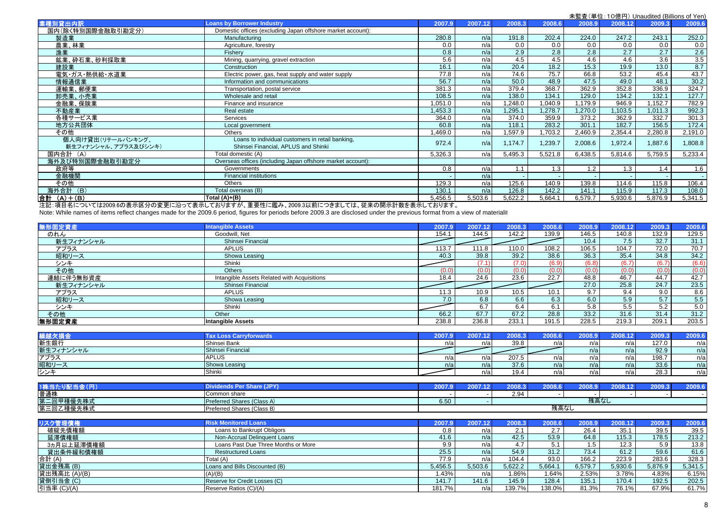未監査（単位：10億円）Unaudited (Billions of Yen)

| 業種別貸出内訳 | Loans by Borrower Industry | 2007.9 | 2007.12 | 2008.3 | 2008.6 | 2008.9 | 2008.12 | 2009.3 | 2009.6 |
|---|---|---|---|---|---|---|---|---|---|
| 国内（除く特別国際金融取引勘定分） | Domestic offices (excluding Japan offshore market account): | | | | | | | | |
| 製造業 | Manufacturing | 280.8 | n/a | 191.8 | 202.4 | 224.0 | 247.2 | 243.1 | 252.0 |
| 農業、林業 | Agriculture, forestry | 0.0 | n/a | 0.0 | 0.0 | 0.0 | 0.0 | 0.0 | 0.0 |
| 漁業 | Fishery | 0.8 | n/a | 2.9 | 2.8 | 2.8 | 2.7 | 2.7 | 2.6 |
| 鉱業、砕石業、砂利採取業 | Mining, quarrying, gravel extraction | 5.6 | n/a | 4.5 | 4.5 | 4.6 | 4.6 | 3.6 | 3.5 |
| 建設業 | Construction | 16.1 | n/a | 20.4 | 18.2 | 15.3 | 19.9 | 13.0 | 8.7 |
| 電気・ガス・熱供給・水道業 | Electric power, gas, heat supply and water supply | 77.8 | n/a | 74.6 | 75.7 | 66.8 | 53.2 | 45.4 | 43.7 |
| 情報通信業 | Information and communications | 56.7 | n/a | 50.0 | 48.9 | 47.5 | 49.0 | 48.1 | 30.2 |
| 運輸業、郵便業 | Transportation, postal service | 381.3 | n/a | 379.4 | 368.7 | 362.9 | 352.8 | 336.9 | 324.7 |
| 卸売業、小売業 | Wholesale and retail | 108.5 | n/a | 138.0 | 134.1 | 129.0 | 134.2 | 132.1 | 127.7 |
| 金融業、保険業 | Finance and insurance | 1,051.0 | n/a | 1,248.0 | 1,040.9 | 1,179.9 | 946.9 | 1,152.7 | 782.9 |
| 不動産業 | Real estate | 1,453.3 | n/a | 1,295.1 | 1,278.7 | 1,270.0 | 1,103.5 | 1,011.3 | 992.3 |
| 各種サービス業 | Services | 364.0 | n/a | 374.0 | 359.9 | 373.2 | 362.9 | 332.7 | 301.3 |
| 地方公共団体 | Local government | 60.8 | n/a | 118.1 | 283.2 | 301.1 | 182.7 | 156.5 | 172.4 |
| その他 | Others | 1,469.0 | n/a | 1,597.9 | 1,703.2 | 2,460.9 | 2,354.4 | 2,280.8 | 2,191.0 |
| 個人向け貸出（リテールバンキング、新生フィナンシャル、アプラス及びシンキ） | Loans to individual customers in retail banking, Shinsei Financial, APLUS and Shinki | 972.4 | n/a | 1,174.7 | 1,239.7 | 2,008.6 | 1,972.4 | 1,887.6 | 1,808.8 |
| 国内合計 （A） | Total domestic (A) | 5,326.3 | n/a | 5,495.3 | 5,521.8 | 6,438.5 | 5,814.6 | 5,759.5 | 5,233.4 |
| 海外及び特別国際金融取引勘定分 | Overseas offices (including Japan offshore market account): | | | | | | | | |
| 政府等 | Governments | 0.8 | n/a | 1.1 | 1.3 | 1.2 | 1.3 | 1.4 | 1.6 |
| 金融機関 | Financial institutions | - | n/a | - | - | - | - | - | - |
| その他 | Others | 129.3 | n/a | 125.6 | 140.9 | 139.8 | 114.6 | 115.8 | 106.4 |
| 海外合計 （B） | Total overseas (B) | 130.1 | n/a | 126.8 | 142.2 | 141.1 | 115.9 | 117.3 | 108.0 |
| 合計 （A）＋（B） | Total (A)+(B) | 5,456.5 | 5,503.6 | 5,622.2 | 5,664.1 | 6,579.7 | 5,930.6 | 5,876.9 | 5,341.5 |

注記：項目名については2009.6の表示区分の変更に沿って表示しておりますが、重要性に鑑み、2009.3以前につきましては、従来の開示計数を表示しております。
Note: While names of items reflect changes made for the 2009.6 period, figures for periods before 2009.3 are disclosed under the previous format from a view of materialit

| 無形固定資産 | Intangible Assets | 2007.9 | 2007.12 | 2008.3 | 2008.6 | 2008.9 | 2008.12 | 2009.3 | 2009.6 |
|---|---|---|---|---|---|---|---|---|---|
| のれん | Goodwill, Net | 154.1 | 144.5 | 142.2 | 139.9 | 146.5 | 140.8 | 132.9 | 129.5 |
| 新生フィナンシャル | Shinsei Financial | | | | | 10.4 | 7.5 | 32.7 | 31.1 |
| アプラス | APLUS | 113.7 | 111.8 | 110.0 | 108.2 | 106.5 | 104.7 | 72.0 | 70.7 |
| 昭和リース | Showa Leasing | 40.3 | 39.8 | 39.2 | 38.6 | 36.3 | 35.4 | 34.8 | 34.2 |
| シンキ | Shinki | | (7.1) | (7.0) | (6.9) | (6.8) | (6.7) | (6.7) | (6.6) |
| その他 | Others | (0.0) | (0.0) | (0.0) | (0.0) | (0.0) | (0.0) | (0.0) | (0.0) |
| 連結に伴う無形資産 | Intangible Assets Related with Acquisitions | 18.4 | 24.6 | 23.6 | 22.7 | 48.8 | 46.7 | 44.7 | 42.7 |
| 新生フィナンシャル | Shinsei Financial | | | | | 27.0 | 25.8 | 24.7 | 23.5 |
| アプラス | APLUS | 11.3 | 10.9 | 10.5 | 10.1 | 9.7 | 9.4 | 9.0 | 8.6 |
| 昭和リース | Showa Leasing | 7.0 | 6.8 | 6.6 | 6.3 | 6.0 | 5.9 | 5.7 | 5.5 |
| シンキ | Shinki | | 6.7 | 6.4 | 6.1 | 5.8 | 5.5 | 5.2 | 5.0 |
| その他 | Other | 66.2 | 67.7 | 67.2 | 28.8 | 33.2 | 31.6 | 31.4 | 31.2 |
| 無形固定資産 | Intangible Assets | 238.8 | 236.8 | 233.1 | 191.5 | 228.5 | 219.3 | 209.1 | 203.5 |

| 繰越欠損金 | Tax Loss Carryforwards | 2007.9 | 2007.12 | 2008.3 | 2008.6 | 2008.9 | 2008.12 | 2009.3 | 2009.6 |
|---|---|---|---|---|---|---|---|---|---|
| 新生銀行 | Shinsei Bank | n/a | n/a | 39.8 | n/a | n/a | n/a | 127.0 | n/a |
| 新生フィナンシャル | Shinsei Financial | | | | | n/a | n/a | 92.9 | n/a |
| アプラス | APLUS | n/a | n/a | 207.5 | n/a | n/a | n/a | 198.7 | n/a |
| 昭和リース | Showa Leasing | n/a | n/a | 37.6 | n/a | n/a | n/a | 33.6 | n/a |
| シンキ | Shinki | | n/a | 19.4 | n/a | n/a | n/a | 28.3 | n/a |

| 1株当たり配当金（円） | Dividends Per Share (JPY) | 2007.9 | 2007.12 | 2008.3 | 2008.6 | 2008.9 | 2008.12 | 2009.3 | 2009.6 |
|---|---|---|---|---|---|---|---|---|---|
| 普通株 | Common share | - | - | 2.94 | - | - | - | - | - |
| 第二回甲種優先株式 | Preferred Shares (Class A) | 6.50 | - | 残高なし | | | | | |
| 第三回乙種優先株式 | Preferred Shares (Class B) | 残高なし | | | | | | | |

| リスク管理債権 | Risk Monitored Loans | 2007.9 | 2007.12 | 2008.3 | 2008.6 | 2008.9 | 2008.12 | 2009.3 | 2009.6 |
|---|---|---|---|---|---|---|---|---|---|
| 破綻先債権額 | Loans to Bankrupt Obligors | 0.8 | n/a | 2.1 | 2.7 | 26.4 | 35.1 | 39.5 | 39.5 |
| 延滞債権額 | Non-Accrual Delinquent Loans | 41.6 | n/a | 42.5 | 53.9 | 64.8 | 115.3 | 178.5 | 213.2 |
| 3ヵ月以上延滞債権額 | Loans Past Due Three Months or More | 9.9 | n/a | 4.7 | 5.1 | 1.5 | 12.3 | 5.9 | 13.8 |
| 貸出条件緩和債権額 | Restructured Loans | 25.5 | n/a | 54.9 | 31.2 | 73.4 | 61.2 | 59.6 | 61.6 |
| 合計 (A) | Total (A) | 77.9 | n/a | 104.4 | 93.0 | 166.2 | 223.9 | 283.6 | 328.3 |
| 貸出金残高 (B) | Loans and Bills Discounted (B) | 5,456.5 | 5,503.6 | 5,622.2 | 5,664.1 | 6,579.7 | 5,930.6 | 5,876.9 | 5,341.5 |
| 貸出残高比 (A)/(B) | (A)/(B) | 1.43% | n/a | 1.86% | 1.64% | 2.53% | 3.78% | 4.83% | 6.15% |
| 貸倒引当金 (C) | Reserve for Credit Losses (C) | 141.7 | 141.6 | 145.9 | 128.4 | 135.1 | 170.4 | 192.5 | 202.5 |
| 引当率 (C)/(A) | Reserve Ratios (C)/(A) | 181.7% | n/a | 139.7% | 138.0% | 81.3% | 76.1% | 67.9% | 61.7% |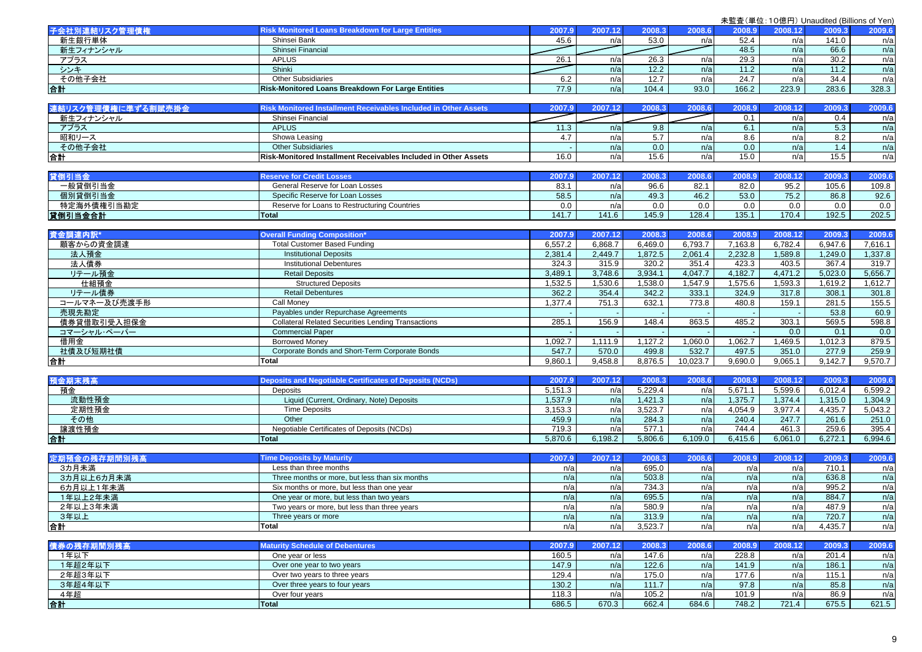未監査(単位:10億円) Unaudited (Billions of Yen)

| 子会社別連結リスク管理債権 | Risk Monitored Loans Breakdown for Large Entities | 2007.9 | 2007.12 | 2008.3 | 2008.6 | 2008.9 | 2008.12 | 2009.3 | 2009.6 |
|---|---|---|---|---|---|---|---|---|---|
| 新生銀行単体 | Shinsei Bank | 45.6 | n/a | 53.0 | n/a | 52.4 | n/a | 141.0 | n/a |
| 新生フィナンシャル | Shinsei Financial | | | | | 48.5 | n/a | 66.6 | n/a |
| アプラス | APLUS | 26.1 | n/a | 26.3 | n/a | 29.3 | n/a | 30.2 | n/a |
| シンキ | Shinki | | n/a | 12.2 | n/a | 11.2 | n/a | 11.2 | n/a |
| その他子会社 | Other Subsidiaries | 6.2 | n/a | 12.7 | n/a | 24.7 | n/a | 34.4 | n/a |
| 合計 | Risk-Monitored Loans Breakdown For Large Entities | 77.9 | n/a | 104.4 | 93.0 | 166.2 | 223.9 | 283.6 | 328.3 |

| 連結リスク管理債権に準ずる割賦売掛金 | Risk Monitored Installment Receivables Included in Other Assets | 2007.9 | 2007.12 | 2008.3 | 2008.6 | 2008.9 | 2008.12 | 2009.3 | 2009.6 |
|---|---|---|---|---|---|---|---|---|---|
| 新生フィナンシャル | Shinsei Financial | | | | | 0.1 | n/a | 0.4 | n/a |
| アプラス | APLUS | 11.3 | n/a | 9.8 | n/a | 6.1 | n/a | 5.3 | n/a |
| 昭和リース | Showa Leasing | 4.7 | n/a | 5.7 | n/a | 8.6 | n/a | 8.2 | n/a |
| その他子会社 | Other Subsidiaries | - | n/a | 0.0 | n/a | 0.0 | n/a | 1.4 | n/a |
| 合計 | Risk-Monitored Installment Receivables Included in Other Assets | 16.0 | n/a | 15.6 | n/a | 15.0 | n/a | 15.5 | n/a |

| 貸倒引当金 | Reserve for Credit Losses | 2007.9 | 2007.12 | 2008.3 | 2008.6 | 2008.9 | 2008.12 | 2009.3 | 2009.6 |
|---|---|---|---|---|---|---|---|---|---|
| 一般貸倒引当金 | General Reserve for Loan Losses | 83.1 | n/a | 96.6 | 82.1 | 82.0 | 95.2 | 105.6 | 109.8 |
| 個別貸倒引当金 | Specific Reserve for Loan Losses | 58.5 | n/a | 49.3 | 46.2 | 53.0 | 75.2 | 86.8 | 92.6 |
| 特定海外債権引当勘定 | Reserve for Loans to Restructuring Countries | 0.0 | n/a | 0.0 | 0.0 | 0.0 | 0.0 | 0.0 | 0.0 |
| 貸倒引当金合計 | Total | 141.7 | 141.6 | 145.9 | 128.4 | 135.1 | 170.4 | 192.5 | 202.5 |

| 資金調達内訳* | Overall Funding Composition* | 2007.9 | 2007.12 | 2008.3 | 2008.6 | 2008.9 | 2008.12 | 2009.3 | 2009.6 |
|---|---|---|---|---|---|---|---|---|---|
| 顧客からの資金調達 | Total Customer Based Funding | 6,557.2 | 6,868.7 | 6,469.0 | 6,793.7 | 7,163.8 | 6,782.4 | 6,947.6 | 7,616.1 |
| 法人預金 | Institutional Deposits | 2,381.4 | 2,449.7 | 1,872.5 | 2,061.4 | 2,232.8 | 1,589.8 | 1,249.0 | 1,337.8 |
| 法人債券 | Institutional Debentures | 324.3 | 315.9 | 320.2 | 351.4 | 423.3 | 403.5 | 367.4 | 319.7 |
| リテール預金 | Retail Deposits | 3,489.1 | 3,748.6 | 3,934.1 | 4,047.7 | 4,182.7 | 4,471.2 | 5,023.0 | 5,656.7 |
| 仕組預金 | Structured Deposits | 1,532.5 | 1,530.6 | 1,538.0 | 1,547.9 | 1,575.6 | 1,593.3 | 1,619.2 | 1,612.7 |
| リテール債券 | Retail Debentures | 362.2 | 354.4 | 342.2 | 333.1 | 324.9 | 317.8 | 308.1 | 301.8 |
| コールマネー及び売渡手形 | Call Money | 1,377.4 | 751.3 | 632.1 | 773.8 | 480.8 | 159.1 | 281.5 | 155.5 |
| 売現先勘定 | Payables under Repurchase Agreements | - | - | - | - | - | - | 53.8 | 60.9 |
| 債券貸借取引受入担保金 | Collateral Related Securities Lending Transactions | 285.1 | 156.9 | 148.4 | 863.5 | 485.2 | 303.1 | 569.5 | 598.8 |
| コマーシャル・ペーパー | Commercial Paper | - | - | - | - | - | 0.0 | 0.1 | 0.0 |
| 借用金 | Borrowed Money | 1,092.7 | 1,111.9 | 1,127.2 | 1,060.0 | 1,062.7 | 1,469.5 | 1,012.3 | 879.5 |
| 社債及び短期社債 | Corporate Bonds and Short-Term Corporate Bonds | 547.7 | 570.0 | 499.8 | 532.7 | 497.5 | 351.0 | 277.9 | 259.9 |
| 合計 | Total | 9,860.1 | 9,458.8 | 8,876.5 | 10,023.7 | 9,690.0 | 9,065.1 | 9,142.7 | 9,570.7 |

| 預金期末残高 | Deposits and Negotiable Certificates of Deposits (NCDs) | 2007.9 | 2007.12 | 2008.3 | 2008.6 | 2008.9 | 2008.12 | 2009.3 | 2009.6 |
|---|---|---|---|---|---|---|---|---|---|
| 預金 | Deposits | 5,151.3 | n/a | 5,229.4 | n/a | 5,671.1 | 5,599.6 | 6,012.4 | 6,599.2 |
| 流動性預金 | Liquid (Current, Ordinary, Note) Deposits | 1,537.9 | n/a | 1,421.3 | n/a | 1,375.7 | 1,374.4 | 1,315.0 | 1,304.9 |
| 定期性預金 | Time Deposits | 3,153.3 | n/a | 3,523.7 | n/a | 4,054.9 | 3,977.4 | 4,435.7 | 5,043.2 |
| その他 | Other | 459.9 | n/a | 284.3 | n/a | 240.4 | 247.7 | 261.6 | 251.0 |
| 譲渡性預金 | Negotiable Certificates of Deposits (NCDs) | 719.3 | n/a | 577.1 | n/a | 744.4 | 461.3 | 259.6 | 395.4 |
| 合計 | Total | 5,870.6 | 6,198.2 | 5,806.6 | 6,109.0 | 6,415.6 | 6,061.0 | 6,272.1 | 6,994.6 |

| 定期預金の残存期間別残高 | Time Deposits by Maturity | 2007.9 | 2007.12 | 2008.3 | 2008.6 | 2008.9 | 2008.12 | 2009.3 | 2009.6 |
|---|---|---|---|---|---|---|---|---|---|
| 3カ月未満 | Less than three months | n/a | n/a | 695.0 | n/a | n/a | n/a | 710.1 | n/a |
| 3カ月以上6カ月未満 | Three months or more, but less than six months | n/a | n/a | 503.8 | n/a | n/a | n/a | 636.8 | n/a |
| 6カ月以上1年未満 | Six months or more, but less than one year | n/a | n/a | 734.3 | n/a | n/a | n/a | 995.2 | n/a |
| 1年以上2年未満 | One year or more, but less than two years | n/a | n/a | 695.5 | n/a | n/a | n/a | 884.7 | n/a |
| 2年以上3年未満 | Two years or more, but less than three years | n/a | n/a | 580.9 | n/a | n/a | n/a | 487.9 | n/a |
| 3年以上 | Three years or more | n/a | n/a | 313.9 | n/a | n/a | n/a | 720.7 | n/a |
| 合計 | Total | n/a | n/a | 3,523.7 | n/a | n/a | n/a | 4,435.7 | n/a |

| 債券の残存期間別残高 | Maturity Schedule of Debentures | 2007.9 | 2007.12 | 2008.3 | 2008.6 | 2008.9 | 2008.12 | 2009.3 | 2009.6 |
|---|---|---|---|---|---|---|---|---|---|
| 1年以下 | One year or less | 160.5 | n/a | 147.6 | n/a | 228.8 | n/a | 201.4 | n/a |
| 1年超2年以下 | Over one year to two years | 147.9 | n/a | 122.6 | n/a | 141.9 | n/a | 186.1 | n/a |
| 2年超3年以下 | Over two years to three years | 129.4 | n/a | 175.0 | n/a | 177.6 | n/a | 115.1 | n/a |
| 3年超4年以下 | Over three years to four years | 130.2 | n/a | 111.7 | n/a | 97.8 | n/a | 85.8 | n/a |
| 4年超 | Over four years | 118.3 | n/a | 105.2 | n/a | 101.9 | n/a | 86.9 | n/a |
| 合計 | Total | 686.5 | 670.3 | 662.4 | 684.6 | 748.2 | 721.4 | 675.5 | 621.5 |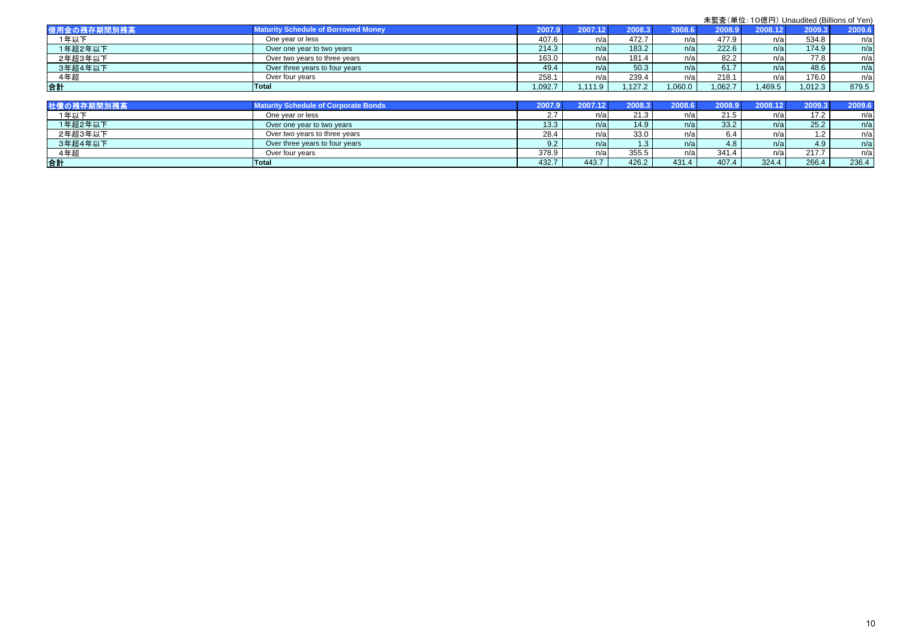未監査（単位：10億円）Unaudited (Billions of Yen)

| 借用金の残存期間別残高 | Maturity Schedule of Borrowed Money | 2007.9 | 2007.12 | 2008.3 | 2008.6 | 2008.9 | 2008.12 | 2009.3 | 2009.6 |
|---|---|---|---|---|---|---|---|---|---|
| 1年以下 | One year or less | 407.6 | n/a | 472.7 | n/a | 477.9 | n/a | 534.8 | n/a |
| 1年超2年以下 | Over one year to two years | 214.3 | n/a | 183.2 | n/a | 222.6 | n/a | 174.9 | n/a |
| 2年超3年以下 | Over two years to three years | 163.0 | n/a | 181.4 | n/a | 82.2 | n/a | 77.8 | n/a |
| 3年超4年以下 | Over three years to four years | 49.4 | n/a | 50.3 | n/a | 61.7 | n/a | 48.6 | n/a |
| 4年超 | Over four years | 258.1 | n/a | 239.4 | n/a | 218.1 | n/a | 176.0 | n/a |
| **合計** | **Total** | 1,092.7 | 1,111.9 | 1,127.2 | 1,060.0 | 1,062.7 | 1,469.5 | 1,012.3 | 879.5 |

| 社債の残存期間別残高 | Maturity Schedule of Corporate Bonds | 2007.9 | 2007.12 | 2008.3 | 2008.6 | 2008.9 | 2008.12 | 2009.3 | 2009.6 |
|---|---|---|---|---|---|---|---|---|---|
| 1年以下 | One year or less | 2.7 | n/a | 21.3 | n/a | 21.5 | n/a | 17.2 | n/a |
| 1年超2年以下 | Over one year to two years | 13.3 | n/a | 14.9 | n/a | 33.2 | n/a | 25.2 | n/a |
| 2年超3年以下 | Over two years to three years | 28.4 | n/a | 33.0 | n/a | 6.4 | n/a | 1.2 | n/a |
| 3年超4年以下 | Over three years to four years | 9.2 | n/a | 1.3 | n/a | 4.8 | n/a | 4.9 | n/a |
| 4年超 | Over four years | 378.9 | n/a | 355.5 | n/a | 341.4 | n/a | 217.7 | n/a |
| **合計** | **Total** | 432.7 | 443.7 | 426.2 | 431.4 | 407.4 | 324.4 | 266.4 | 236.4 |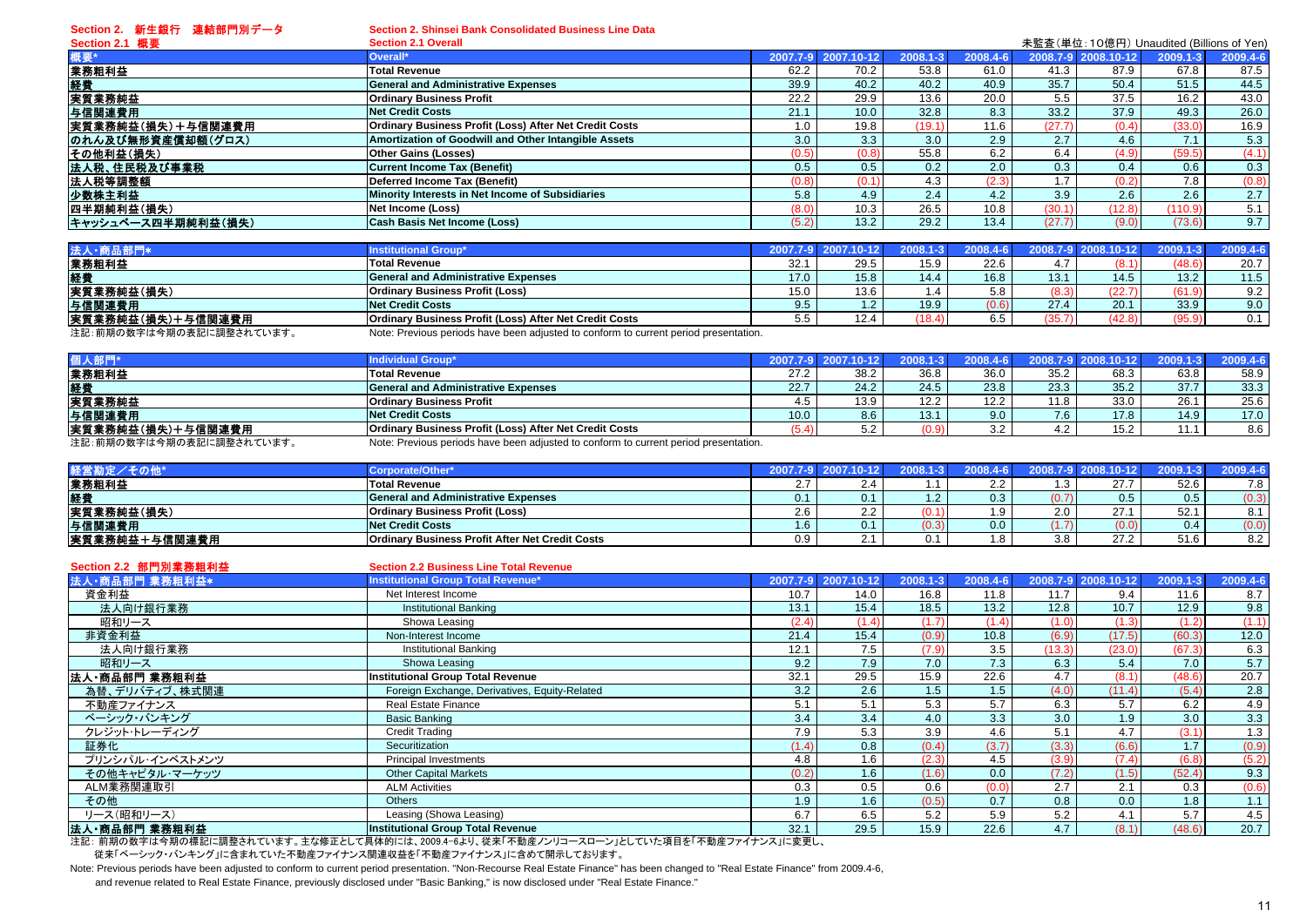## Section 2. 新生銀行 連結部門別データ / Section 2. Shinsei Bank Consolidated Business Line Data

### Section 2.1 概要 / Section 2.1 Overall

未監査(単位:10億円) Unaudited (Billions of Yen)

| 概要* | Overall* | 2007.7-9 | 2007.10-12 | 2008.1-3 | 2008.4-6 | 2008.7-9 | 2008.10-12 | 2009.1-3 | 2009.4-6 |
|---|---|---|---|---|---|---|---|---|---|
| 業務粗利益 | Total Revenue | 62.2 | 70.2 | 53.8 | 61.0 | 41.3 | 87.9 | 67.8 | 87.5 |
| 経費 | General and Administrative Expenses | 39.9 | 40.2 | 40.2 | 40.9 | 35.7 | 50.4 | 51.5 | 44.5 |
| 実質業務純益 | Ordinary Business Profit | 22.2 | 29.9 | 13.6 | 20.0 | 5.5 | 37.5 | 16.2 | 43.0 |
| 与信関連費用 | Net Credit Costs | 21.1 | 10.0 | 32.8 | 8.3 | 33.2 | 37.9 | 49.3 | 26.0 |
| 実質業務純益(損失)+与信関連費用 | Ordinary Business Profit (Loss) After Net Credit Costs | 1.0 | 19.8 | (19.1) | 11.6 | (27.7) | (0.4) | (33.0) | 16.9 |
| のれん及び無形資産償却額(グロス) | Amortization of Goodwill and Other Intangible Assets | 3.0 | 3.3 | 3.0 | 2.9 | 2.7 | 4.6 | 7.1 | 5.3 |
| その他利益(損失) | Other Gains (Losses) | (0.5) | (0.8) | 55.8 | 6.2 | 6.4 | (4.9) | (59.5) | (4.1) |
| 法人税、住民税及び事業税 | Current Income Tax (Benefit) | 0.5 | 0.5 | 0.2 | 2.0 | 0.3 | 0.4 | 0.6 | 0.3 |
| 法人税等調整額 | Deferred Income Tax (Benefit) | (0.8) | (0.1) | 4.3 | (2.3) | 1.7 | (0.2) | 7.8 | (0.8) |
| 少数株主利益 | Minority Interests in Net Income of Subsidiaries | 5.8 | 4.9 | 2.4 | 4.2 | 3.9 | 2.6 | 2.6 | 2.7 |
| 四半期純利益(損失) | Net Income (Loss) | (8.0) | 10.3 | 26.5 | 10.8 | (30.1) | (12.8) | (110.9) | 5.1 |
| キャッシュベース四半期純利益(損失) | Cash Basis Net Income (Loss) | (5.2) | 13.2 | 29.2 | 13.4 | (27.7) | (9.0) | (73.6) | 9.7 |

| 法人・商品部門* | Institutional Group* | 2007.7-9 | 2007.10-12 | 2008.1-3 | 2008.4-6 | 2008.7-9 | 2008.10-12 | 2009.1-3 | 2009.4-6 |
|---|---|---|---|---|---|---|---|---|---|
| 業務粗利益 | Total Revenue | 32.1 | 29.5 | 15.9 | 22.6 | 4.7 | (8.1) | (48.6) | 20.7 |
| 経費 | General and Administrative Expenses | 17.0 | 15.8 | 14.4 | 16.8 | 13.1 | 14.5 | 13.2 | 11.5 |
| 実質業務純益(損失) | Ordinary Business Profit (Loss) | 15.0 | 13.6 | 1.4 | 5.8 | (8.3) | (22.7) | (61.9) | 9.2 |
| 与信関連費用 | Net Credit Costs | 9.5 | 1.2 | 19.9 | (0.6) | 27.4 | 20.1 | 33.9 | 9.0 |
| 実質業務純益(損失)+与信関連費用 | Ordinary Business Profit (Loss) After Net Credit Costs | 5.5 | 12.4 | (18.4) | 6.5 | (35.7) | (42.8) | (95.9) | 0.1 |

注記:前期の数字は今期の表記に調整されています。 Note: Previous periods have been adjusted to conform to current period presentation.

| 個人部門* | Individual Group* | 2007.7-9 | 2007.10-12 | 2008.1-3 | 2008.4-6 | 2008.7-9 | 2008.10-12 | 2009.1-3 | 2009.4-6 |
|---|---|---|---|---|---|---|---|---|---|
| 業務粗利益 | Total Revenue | 27.2 | 38.2 | 36.8 | 36.0 | 35.2 | 68.3 | 63.8 | 58.9 |
| 経費 | General and Administrative Expenses | 22.7 | 24.2 | 24.5 | 23.8 | 23.3 | 35.2 | 37.7 | 33.3 |
| 実質業務純益 | Ordinary Business Profit | 4.5 | 13.9 | 12.2 | 12.2 | 11.8 | 33.0 | 26.1 | 25.6 |
| 与信関連費用 | Net Credit Costs | 10.0 | 8.6 | 13.1 | 9.0 | 7.6 | 17.8 | 14.9 | 17.0 |
| 実質業務純益(損失)+与信関連費用 | Ordinary Business Profit (Loss) After Net Credit Costs | (5.4) | 5.2 | (0.9) | 3.2 | 4.2 | 15.2 | 11.1 | 8.6 |

注記:前期の数字は今期の表記に調整されています。 Note: Previous periods have been adjusted to conform to current period presentation.

| 経営勘定/その他* | Corporate/Other* | 2007.7-9 | 2007.10-12 | 2008.1-3 | 2008.4-6 | 2008.7-9 | 2008.10-12 | 2009.1-3 | 2009.4-6 |
|---|---|---|---|---|---|---|---|---|---|
| 業務粗利益 | Total Revenue | 2.7 | 2.4 | 1.1 | 2.2 | 1.3 | 27.7 | 52.6 | 7.8 |
| 経費 | General and Administrative Expenses | 0.1 | 0.1 | 1.2 | 0.3 | (0.7) | 0.5 | 0.5 | (0.3) |
| 実質業務純益(損失) | Ordinary Business Profit (Loss) | 2.6 | 2.2 | (0.1) | 1.9 | 2.0 | 27.1 | 52.1 | 8.1 |
| 与信関連費用 | Net Credit Costs | 1.6 | 0.1 | (0.3) | 0.0 | (1.7) | (0.0) | 0.4 | (0.0) |
| 実質業務純益+与信関連費用 | Ordinary Business Profit After Net Credit Costs | 0.9 | 2.1 | 0.1 | 1.8 | 3.8 | 27.2 | 51.6 | 8.2 |

### Section 2.2 部門別業務粗利益 / Section 2.2 Business Line Total Revenue

| 法人・商品部門 業務粗利益* | Institutional Group Total Revenue* | 2007.7-9 | 2007.10-12 | 2008.1-3 | 2008.4-6 | 2008.7-9 | 2008.10-12 | 2009.1-3 | 2009.4-6 |
|---|---|---|---|---|---|---|---|---|---|
| 資金利益 | Net Interest Income | 10.7 | 14.0 | 16.8 | 11.8 | 11.7 | 9.4 | 11.6 | 8.7 |
| 法人向け銀行業務 | Institutional Banking | 13.1 | 15.4 | 18.5 | 13.2 | 12.8 | 10.7 | 12.9 | 9.8 |
| 昭和リース | Showa Leasing | (2.4) | (1.4) | (1.7) | (1.4) | (1.0) | (1.3) | (1.2) | (1.1) |
| 非資金利益 | Non-Interest Income | 21.4 | 15.4 | (0.9) | 10.8 | (6.9) | (17.5) | (60.3) | 12.0 |
| 法人向け銀行業務 | Institutional Banking | 12.1 | 7.5 | (7.9) | 3.5 | (13.3) | (23.0) | (67.3) | 6.3 |
| 昭和リース | Showa Leasing | 9.2 | 7.9 | 7.0 | 7.3 | 6.3 | 5.4 | 7.0 | 5.7 |
| 法人・商品部門 業務粗利益 | Institutional Group Total Revenue | 32.1 | 29.5 | 15.9 | 22.6 | 4.7 | (8.1) | (48.6) | 20.7 |
| 為替、デリバティブ、株式関連 | Foreign Exchange, Derivatives, Equity-Related | 3.2 | 2.6 | 1.5 | 1.5 | (4.0) | (11.4) | (5.4) | 2.8 |
| 不動産ファイナンス | Real Estate Finance | 5.1 | 5.1 | 5.3 | 5.7 | 6.3 | 5.7 | 6.2 | 4.9 |
| ベーシック・バンキング | Basic Banking | 3.4 | 3.4 | 4.0 | 3.3 | 3.0 | 1.9 | 3.0 | 3.3 |
| クレジット・トレーディング | Credit Trading | 7.9 | 5.3 | 3.9 | 4.6 | 5.1 | 4.7 | (3.1) | 1.3 |
| 証券化 | Securitization | (1.4) | 0.8 | (0.4) | (3.7) | (3.3) | (6.6) | 1.7 | (0.9) |
| プリンシパル・インベストメンツ | Principal Investments | 4.8 | 1.6 | (2.3) | 4.5 | (3.9) | (7.4) | (6.8) | (5.2) |
| その他キャピタル・マーケッツ | Other Capital Markets | (0.2) | 1.6 | (1.6) | 0.0 | (7.2) | (1.5) | (52.4) | 9.3 |
| ALM業務関連取引 | ALM Activities | 0.3 | 0.5 | 0.6 | (0.0) | 2.7 | 2.1 | 0.3 | (0.6) |
| その他 | Others | 1.9 | 1.6 | (0.5) | 0.7 | 0.8 | 0.0 | 1.8 | 1.1 |
| リース(昭和リース) | Leasing (Showa Leasing) | 6.7 | 6.5 | 5.2 | 5.9 | 5.2 | 4.1 | 5.7 | 4.5 |
| 法人・商品部門 業務粗利益 | Institutional Group Total Revenue | 32.1 | 29.5 | 15.9 | 22.6 | 4.7 | (8.1) | (48.6) | 20.7 |

注記: 前期の数字は今期の標記に調整されています。主な修正として具体的には、2009.4-6より、従来「不動産ノンリコースローン」としていた項目を「不動産ファイナンス」に変更し、
従来「ベーシック・バンキング」に含まれていた不動産ファイナンス関連収益を「不動産ファイナンス」に含めて開示しております。

Note: Previous periods have been adjusted to conform to current period presentation. "Non-Recourse Real Estate Finance" has been changed to "Real Estate Finance" from 2009.4-6,
and revenue related to Real Estate Finance, previously disclosed under "Basic Banking," is now disclosed under "Real Estate Finance."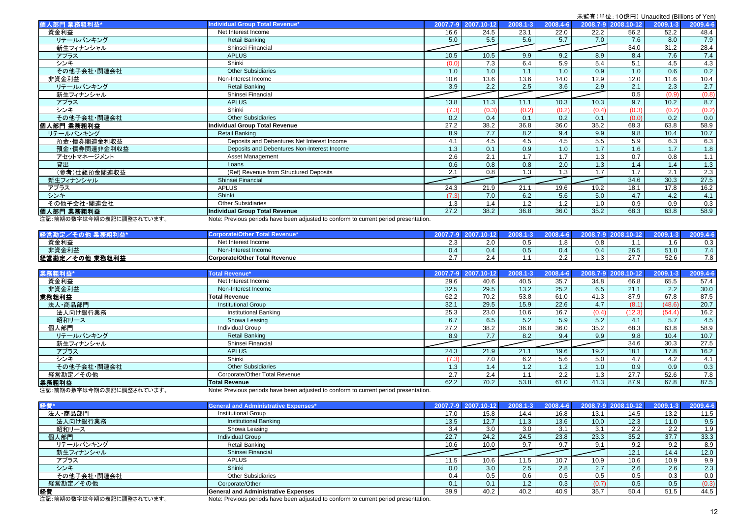未監査（単位：10億円）Unaudited (Billions of Yen)

| 個人部門 業務粗利益* | Individual Group Total Revenue* | 2007.7-9 | 2007.10-12 | 2008.1-3 | 2008.4-6 | 2008.7-9 | 2008.10-12 | 2009.1-3 | 2009.4-6 |
|---|---|---|---|---|---|---|---|---|---|
| 資金利益 | Net Interest Income | 16.6 | 24.5 | 23.1 | 22.0 | 22.2 | 56.2 | 52.2 | 48.4 |
| リテールバンキング | Retail Banking | 5.0 | 5.5 | 5.6 | 5.7 | 7.0 | 7.6 | 8.0 | 7.9 |
| 新生フィナンシャル | Shinsei Financial | | | | | | 34.0 | 31.2 | 28.4 |
| アプラス | APLUS | 10.5 | 10.5 | 9.9 | 9.2 | 8.9 | 8.4 | 7.6 | 7.4 |
| シンキ | Shinki | (0.0) | 7.3 | 6.4 | 5.9 | 5.4 | 5.1 | 4.5 | 4.3 |
| その他子会社・関連会社 | Other Subsidiaries | 1.0 | 1.0 | 1.1 | 1.0 | 0.9 | 1.0 | 0.6 | 0.2 |
| 非資金利益 | Non-Interest Income | 10.6 | 13.6 | 13.6 | 14.0 | 12.9 | 12.0 | 11.6 | 10.4 |
| リテールバンキング | Retail Banking | 3.9 | 2.2 | 2.5 | 3.6 | 2.9 | 2.1 | 2.3 | 2.7 |
| 新生フィナンシャル | Shinsei Financial | | | | | | 0.5 | (0.9) | (0.8) |
| アプラス | APLUS | 13.8 | 11.3 | 11.1 | 10.3 | 10.3 | 9.7 | 10.2 | 8.7 |
| シンキ | Shinki | (7.3) | (0.3) | (0.2) | (0.2) | (0.4) | (0.3) | (0.2) | (0.2) |
| その他子会社・関連会社 | Other Subsidiaries | 0.2 | 0.4 | 0.1 | 0.2 | 0.1 | (0.0) | 0.2 | 0.0 |
| **個人部門 業務粗利益** | **Individual Group Total Revenue** | 27.2 | 38.2 | 36.8 | 36.0 | 35.2 | 68.3 | 63.8 | 58.9 |
| リテールバンキング | Retail Banking | 8.9 | 7.7 | 8.2 | 9.4 | 9.9 | 9.8 | 10.4 | 10.7 |
| 預金・債券関連金利収益 | Deposits and Debentures Net Interest Income | 4.1 | 4.5 | 4.5 | 4.5 | 5.5 | 5.9 | 6.3 | 6.3 |
| 預金・債券関連非金利収益 | Deposits and Debentures Non-Interest Income | 1.3 | 0.1 | 0.9 | 1.0 | 1.7 | 1.6 | 1.7 | 1.8 |
| アセットマネージメント | Asset Management | 2.6 | 2.1 | 1.7 | 1.7 | 1.3 | 0.7 | 0.8 | 1.1 |
| 貸出 | Loans | 0.6 | 0.8 | 0.8 | 2.0 | 1.3 | 1.4 | 1.4 | 1.3 |
| （参考）仕組預金関連収益 | (Ref) Revenue from Structured Deposits | 2.1 | 0.8 | 1.3 | 1.3 | 1.7 | 1.7 | 2.1 | 2.3 |
| 新生フィナンシャル | Shinsei Financial | | | | | | 34.6 | 30.3 | 27.5 |
| アプラス | APLUS | 24.3 | 21.9 | 21.1 | 19.6 | 19.2 | 18.1 | 17.8 | 16.2 |
| シンキ | Shinki | (7.3) | 7.0 | 6.2 | 5.6 | 5.0 | 4.7 | 4.2 | 4.1 |
| その他子会社・関連会社 | Other Subsidiaries | 1.3 | 1.4 | 1.2 | 1.2 | 1.0 | 0.9 | 0.9 | 0.3 |
| **個人部門 業務粗利益** | **Individual Group Total Revenue** | 27.2 | 38.2 | 36.8 | 36.0 | 35.2 | 68.3 | 63.8 | 58.9 |

注記：前期の数字は今期の表記に調整されています。 Note: Previous periods have been adjusted to conform to current period presentation.

| 経営勘定／その他 業務粗利益* | Corporate/Other Total Revenue* | 2007.7-9 | 2007.10-12 | 2008.1-3 | 2008.4-6 | 2008.7-9 | 2008.10-12 | 2009.1-3 | 2009.4-6 |
|---|---|---|---|---|---|---|---|---|---|
| 資金利益 | Net Interest Income | 2.3 | 2.0 | 0.5 | 1.8 | 0.8 | 1.1 | 1.6 | 0.3 |
| 非資金利益 | Non-Interest Income | 0.4 | 0.4 | 0.5 | 0.4 | 0.4 | 26.5 | 51.0 | 7.4 |
| **経営勘定／その他 業務粗利益** | **Corporate/Other Total Revenue** | 2.7 | 2.4 | 1.1 | 2.2 | 1.3 | 27.7 | 52.6 | 7.8 |

| 業務粗利益* | Total Revenue* | 2007.7-9 | 2007.10-12 | 2008.1-3 | 2008.4-6 | 2008.7-9 | 2008.10-12 | 2009.1-3 | 2009.4-6 |
|---|---|---|---|---|---|---|---|---|---|
| 資金利益 | Net Interest Income | 29.6 | 40.6 | 40.5 | 35.7 | 34.8 | 66.8 | 65.5 | 57.4 |
| 非資金利益 | Non-Interest Income | 32.5 | 29.5 | 13.2 | 25.2 | 6.5 | 21.1 | 2.2 | 30.0 |
| **業務粗利益** | **Total Revenue** | 62.2 | 70.2 | 53.8 | 61.0 | 41.3 | 87.9 | 67.8 | 87.5 |
| 法人・商品部門 | Institutional Group | 32.1 | 29.5 | 15.9 | 22.6 | 4.7 | (8.1) | (48.6) | 20.7 |
| 法人向け銀行業務 | Institutional Banking | 25.3 | 23.0 | 10.6 | 16.7 | (0.4) | (12.3) | (54.4) | 16.2 |
| 昭和リース | Showa Leasing | 6.7 | 6.5 | 5.2 | 5.9 | 5.2 | 4.1 | 5.7 | 4.5 |
| 個人部門 | Individual Group | 27.2 | 38.2 | 36.8 | 36.0 | 35.2 | 68.3 | 63.8 | 58.9 |
| リテールバンキング | Retail Banking | 8.9 | 7.7 | 8.2 | 9.4 | 9.9 | 9.8 | 10.4 | 10.7 |
| 新生フィナンシャル | Shinsei Financial | | | | | | 34.6 | 30.3 | 27.5 |
| アプラス | APLUS | 24.3 | 21.9 | 21.1 | 19.6 | 19.2 | 18.1 | 17.8 | 16.2 |
| シンキ | Shinki | (7.3) | 7.0 | 6.2 | 5.6 | 5.0 | 4.7 | 4.2 | 4.1 |
| その他子会社・関連会社 | Other Subsidiaries | 1.3 | 1.4 | 1.2 | 1.2 | 1.0 | 0.9 | 0.9 | 0.3 |
| 経営勘定／その他 | Corporate/Other Total Revenue | 2.7 | 2.4 | 1.1 | 2.2 | 1.3 | 27.7 | 52.6 | 7.8 |
| **業務粗利益** | **Total Revenue** | 62.2 | 70.2 | 53.8 | 61.0 | 41.3 | 87.9 | 67.8 | 87.5 |

注記：前期の数字は今期の表記に調整されています。 Note: Previous periods have been adjusted to conform to current period presentation.

| 経費* | General and Administrative Expenses* | 2007.7-9 | 2007.10-12 | 2008.1-3 | 2008.4-6 | 2008.7-9 | 2008.10-12 | 2009.1-3 | 2009.4-6 |
|---|---|---|---|---|---|---|---|---|---|
| 法人・商品部門 | Institutional Group | 17.0 | 15.8 | 14.4 | 16.8 | 13.1 | 14.5 | 13.2 | 11.5 |
| 法人向け銀行業務 | Institutional Banking | 13.5 | 12.7 | 11.3 | 13.6 | 10.0 | 12.3 | 11.0 | 9.5 |
| 昭和リース | Showa Leasing | 3.4 | 3.0 | 3.0 | 3.1 | 3.1 | 2.2 | 2.2 | 1.9 |
| 個人部門 | Individual Group | 22.7 | 24.2 | 24.5 | 23.8 | 23.3 | 35.2 | 37.7 | 33.3 |
| リテールバンキング | Retail Banking | 10.6 | 10.0 | 9.7 | 9.7 | 9.1 | 9.2 | 9.2 | 8.9 |
| 新生フィナンシャル | Shinsei Financial | | | | | | 12.1 | 14.4 | 12.0 |
| アプラス | APLUS | 11.5 | 10.6 | 11.5 | 10.7 | 10.9 | 10.6 | 10.9 | 9.9 |
| シンキ | Shinki | 0.0 | 3.0 | 2.5 | 2.8 | 2.7 | 2.6 | 2.6 | 2.3 |
| その他子会社・関連会社 | Other Subsidiaries | 0.4 | 0.5 | 0.6 | 0.5 | 0.5 | 0.5 | 0.3 | 0.0 |
| 経営勘定／その他 | Corporate/Other | 0.1 | 0.1 | 1.2 | 0.3 | (0.7) | 0.5 | 0.5 | (0.3) |
| **経費** | **General and Administrative Expenses** | 39.9 | 40.2 | 40.2 | 40.9 | 35.7 | 50.4 | 51.5 | 44.5 |

注記：前期の数字は今期の表記に調整されています。 Note: Previous periods have been adjusted to conform to current period presentation.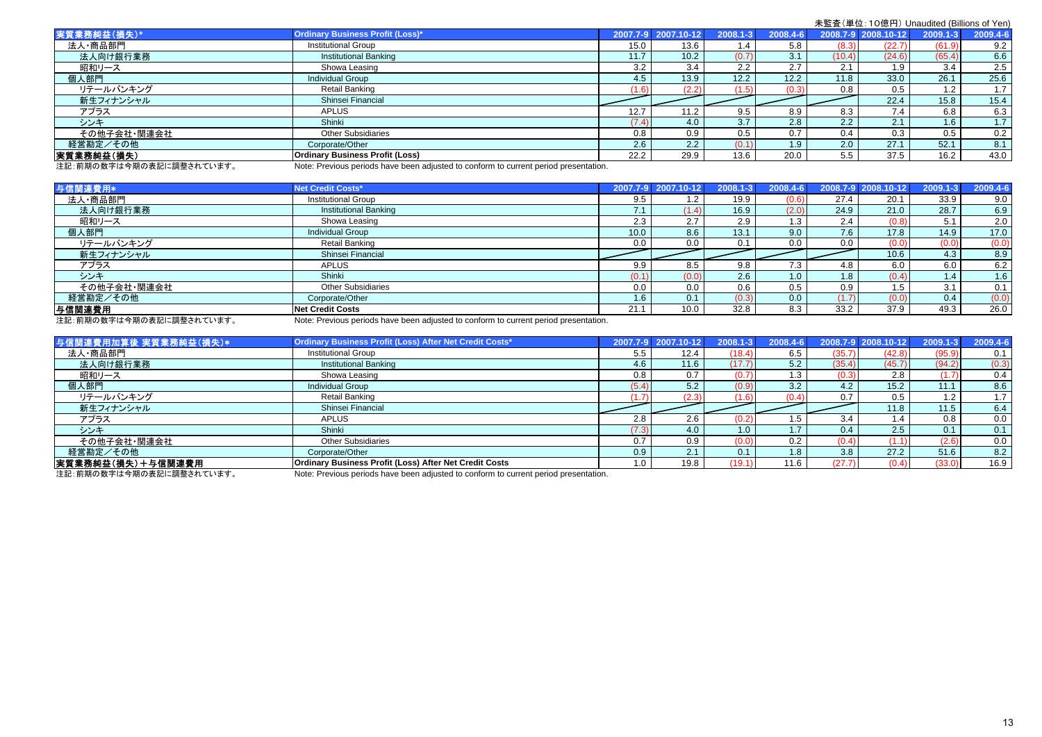未監査（単位：10億円）Unaudited (Billions of Yen)

| 実質業務純益（損失）* | Ordinary Business Profit (Loss)* | 2007.7-9 | 2007.10-12 | 2008.1-3 | 2008.4-6 | 2008.7-9 | 2008.10-12 | 2009.1-3 | 2009.4-6 |
|---|---|---|---|---|---|---|---|---|---|
| 法人・商品部門 | Institutional Group | 15.0 | 13.6 | 1.4 | 5.8 | (8.3) | (22.7) | (61.9) | 9.2 |
| 法人向け銀行業務 | Institutional Banking | 11.7 | 10.2 | (0.7) | 3.1 | (10.4) | (24.6) | (65.4) | 6.6 |
| 昭和リース | Showa Leasing | 3.2 | 3.4 | 2.2 | 2.7 | 2.1 | 1.9 | 3.4 | 2.5 |
| 個人部門 | Individual Group | 4.5 | 13.9 | 12.2 | 12.2 | 11.8 | 33.0 | 26.1 | 25.6 |
| リテールバンキング | Retail Banking | (1.6) | (2.2) | (1.5) | (0.3) | 0.8 | 0.5 | 1.2 | 1.7 |
| 新生フィナンシャル | Shinsei Financial | | | | | | 22.4 | 15.8 | 15.4 |
| アプラス | APLUS | 12.7 | 11.2 | 9.5 | 8.9 | 8.3 | 7.4 | 6.8 | 6.3 |
| シンキ | Shinki | (7.4) | 4.0 | 3.7 | 2.8 | 2.2 | 2.1 | 1.6 | 1.7 |
| その他子会社・関連会社 | Other Subsidiaries | 0.8 | 0.9 | 0.5 | 0.7 | 0.4 | 0.3 | 0.5 | 0.2 |
| 経営勘定／その他 | Corporate/Other | 2.6 | 2.2 | (0.1) | 1.9 | 2.0 | 27.1 | 52.1 | 8.1 |
| **実質業務純益（損失）** | **Ordinary Business Profit (Loss)** | 22.2 | 29.9 | 13.6 | 20.0 | 5.5 | 37.5 | 16.2 | 43.0 |

注記：前期の数字は今期の表記に調整されています。　Note: Previous periods have been adjusted to conform to current period presentation.

| 与信関連費用* | Net Credit Costs* | 2007.7-9 | 2007.10-12 | 2008.1-3 | 2008.4-6 | 2008.7-9 | 2008.10-12 | 2009.1-3 | 2009.4-6 |
|---|---|---|---|---|---|---|---|---|---|
| 法人・商品部門 | Institutional Group | 9.5 | 1.2 | 19.9 | (0.6) | 27.4 | 20.1 | 33.9 | 9.0 |
| 法人向け銀行業務 | Institutional Banking | 7.1 | (1.4) | 16.9 | (2.0) | 24.9 | 21.0 | 28.7 | 6.9 |
| 昭和リース | Showa Leasing | 2.3 | 2.7 | 2.9 | 1.3 | 2.4 | (0.8) | 5.1 | 2.0 |
| 個人部門 | Individual Group | 10.0 | 8.6 | 13.1 | 9.0 | 7.6 | 17.8 | 14.9 | 17.0 |
| リテールバンキング | Retail Banking | 0.0 | 0.0 | 0.1 | 0.0 | 0.0 | (0.0) | (0.0) | (0.0) |
| 新生フィナンシャル | Shinsei Financial | | | | | | 10.6 | 4.3 | 8.9 |
| アプラス | APLUS | 9.9 | 8.5 | 9.8 | 7.3 | 4.8 | 6.0 | 6.0 | 6.2 |
| シンキ | Shinki | (0.1) | (0.0) | 2.6 | 1.0 | 1.8 | (0.4) | 1.4 | 1.6 |
| その他子会社・関連会社 | Other Subsidiaries | 0.0 | 0.0 | 0.6 | 0.5 | 0.9 | 1.5 | 3.1 | 0.1 |
| 経営勘定／その他 | Corporate/Other | 1.6 | 0.1 | (0.3) | 0.0 | (1.7) | (0.0) | 0.4 | (0.0) |
| **与信関連費用** | **Net Credit Costs** | 21.1 | 10.0 | 32.8 | 8.3 | 33.2 | 37.9 | 49.3 | 26.0 |

注記：前期の数字は今期の表記に調整されています。　Note: Previous periods have been adjusted to conform to current period presentation.

| 与信関連費用加算後 実質業務純益（損失）* | Ordinary Business Profit (Loss) After Net Credit Costs* | 2007.7-9 | 2007.10-12 | 2008.1-3 | 2008.4-6 | 2008.7-9 | 2008.10-12 | 2009.1-3 | 2009.4-6 |
|---|---|---|---|---|---|---|---|---|---|
| 法人・商品部門 | Institutional Group | 5.5 | 12.4 | (18.4) | 6.5 | (35.7) | (42.8) | (95.9) | 0.1 |
| 法人向け銀行業務 | Institutional Banking | 4.6 | 11.6 | (17.7) | 5.2 | (35.4) | (45.7) | (94.2) | (0.3) |
| 昭和リース | Showa Leasing | 0.8 | 0.7 | (0.7) | 1.3 | (0.3) | 2.8 | (1.7) | 0.4 |
| 個人部門 | Individual Group | (5.4) | 5.2 | (0.9) | 3.2 | 4.2 | 15.2 | 11.1 | 8.6 |
| リテールバンキング | Retail Banking | (1.7) | (2.3) | (1.6) | (0.4) | 0.7 | 0.5 | 1.2 | 1.7 |
| 新生フィナンシャル | Shinsei Financial | | | | | | 11.8 | 11.5 | 6.4 |
| アプラス | APLUS | 2.8 | 2.6 | (0.2) | 1.5 | 3.4 | 1.4 | 0.8 | 0.0 |
| シンキ | Shinki | (7.3) | 4.0 | 1.0 | 1.7 | 0.4 | 2.5 | 0.1 | 0.1 |
| その他子会社・関連会社 | Other Subsidiaries | 0.7 | 0.9 | (0.0) | 0.2 | (0.4) | (1.1) | (2.6) | 0.0 |
| 経営勘定／その他 | Corporate/Other | 0.9 | 2.1 | 0.1 | 1.8 | 3.8 | 27.2 | 51.6 | 8.2 |
| **実質業務純益（損失）＋与信関連費用** | **Ordinary Business Profit (Loss) After Net Credit Costs** | 1.0 | 19.8 | (19.1) | 11.6 | (27.7) | (0.4) | (33.0) | 16.9 |

注記：前期の数字は今期の表記に調整されています。　Note: Previous periods have been adjusted to conform to current period presentation.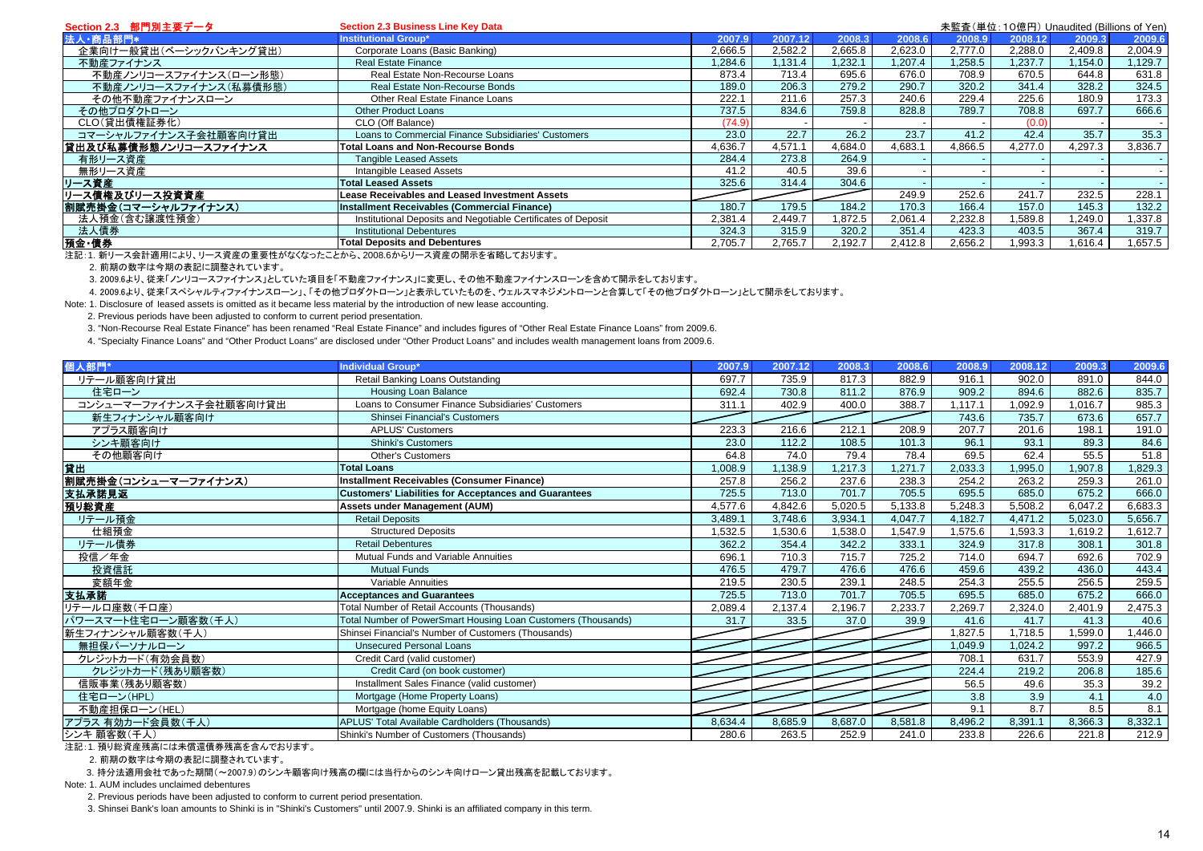## Section 2.3 部門別主要データ / Section 2.3 Business Line Key Data

未監査（単位：10億円）Unaudited (Billions of Yen)

| 法人・商品部門* | Institutional Group* | 2007.9 | 2007.12 | 2008.3 | 2008.6 | 2008.9 | 2008.12 | 2009.3 | 2009.6 |
|---|---|---|---|---|---|---|---|---|---|
| 企業向け一般貸出（ベーシックバンキング貸出） | Corporate Loans (Basic Banking) | 2,666.5 | 2,582.2 | 2,665.8 | 2,623.0 | 2,777.0 | 2,288.0 | 2,409.8 | 2,004.9 |
| 不動産ファイナンス | Real Estate Finance | 1,284.6 | 1,131.4 | 1,232.1 | 1,207.4 | 1,258.5 | 1,237.7 | 1,154.0 | 1,129.7 |
| 不動産ノンリコースファイナンス（ローン形態） | Real Estate Non-Recourse Loans | 873.4 | 713.4 | 695.6 | 676.0 | 708.9 | 670.5 | 644.8 | 631.8 |
| 不動産ノンリコースファイナンス（私募債形態） | Real Estate Non-Recourse Bonds | 189.0 | 206.3 | 279.2 | 290.7 | 320.2 | 341.4 | 328.2 | 324.5 |
| その他不動産ファイナンスローン | Other Real Estate Finance Loans | 222.1 | 211.6 | 257.3 | 240.6 | 229.4 | 225.6 | 180.9 | 173.3 |
| その他プロダクトローン | Other Product Loans | 737.5 | 834.6 | 759.8 | 828.8 | 789.7 | 708.8 | 697.7 | 666.6 |
| CLO（貸出債権証券化） | CLO (Off Balance) | (74.9) | - | - | - | - | (0.0) | - | - |
| コマーシャルファイナンス子会社顧客向け貸出 | Loans to Commercial Finance Subsidiaries' Customers | 23.0 | 22.7 | 26.2 | 23.7 | 41.2 | 42.4 | 35.7 | 35.3 |
| **貸出及び私募債形態ノンリコースファイナンス** | **Total Loans and Non-Recourse Bonds** | 4,636.7 | 4,571.1 | 4,684.0 | 4,683.1 | 4,866.5 | 4,277.0 | 4,297.3 | 3,836.7 |
| 有形リース資産 | Tangible Leased Assets | 284.4 | 273.8 | 264.9 | - | - | - | - | - |
| 無形リース資産 | Intangible Leased Assets | 41.2 | 40.5 | 39.6 | - | - | - | - | - |
| **リース資産** | **Total Leased Assets** | 325.6 | 314.4 | 304.6 | - | - | - | - | - |
| **リース債権及びリース投資資産** | **Lease Receivables and Leased Investment Assets** | | | | 249.9 | 252.6 | 241.7 | 232.5 | 228.1 |
| **割賦売掛金（コマーシャルファイナンス）** | **Installment Receivables (Commercial Finance)** | 180.7 | 179.5 | 184.2 | 170.3 | 166.4 | 157.0 | 145.3 | 132.2 |
| 法人預金（含む譲渡性預金） | Institutional Deposits and Negotiable Certificates of Deposit | 2,381.4 | 2,449.7 | 1,872.5 | 2,061.4 | 2,232.8 | 1,589.8 | 1,249.0 | 1,337.8 |
| 法人債券 | Institutional Debentures | 324.3 | 315.9 | 320.2 | 351.4 | 423.3 | 403.5 | 367.4 | 319.7 |
| **預金・債券** | **Total Deposits and Debentures** | 2,705.7 | 2,765.7 | 2,192.7 | 2,412.8 | 2,656.2 | 1,993.3 | 1,616.4 | 1,657.5 |

注記：1. 新リース会計適用により、リース資産の重要性がなくなったことから、2008.6からリース資産の開示を省略しております。
2. 前期の数字は今期の表記に調整されています。
3. 2009.6より、従来「ノンリコースファイナンス」としていた項目を「不動産ファイナンス」に変更し、その他不動産ファイナンスローンを含めて開示をしております。
4. 2009.6より、従来「スペシャルティファイナンスローン」、「その他プロダクトローン」と表示していたものを、ウェルスマネジメントローンと合算して「その他プロダクトローン」として開示をしております。

Note: 1. Disclosure of leased assets is omitted as it became less material by the introduction of new lease accounting.
2. Previous periods have been adjusted to conform to current period presentation.
3. "Non-Recourse Real Estate Finance" has been renamed "Real Estate Finance" and includes figures of "Other Real Estate Finance Loans" from 2009.6.
4. "Specialty Finance Loans" and "Other Product Loans" are disclosed under "Other Product Loans" and includes wealth management loans from 2009.6.

| 個人部門* | Individual Group* | 2007.9 | 2007.12 | 2008.3 | 2008.6 | 2008.9 | 2008.12 | 2009.3 | 2009.6 |
|---|---|---|---|---|---|---|---|---|---|
| リテール顧客向け貸出 | Retail Banking Loans Outstanding | 697.7 | 735.9 | 817.3 | 882.9 | 916.1 | 902.0 | 891.0 | 844.0 |
| 住宅ローン | Housing Loan Balance | 692.4 | 730.8 | 811.2 | 876.9 | 909.2 | 894.6 | 882.6 | 835.7 |
| コンシューマーファイナンス子会社顧客向け貸出 | Loans to Consumer Finance Subsidiaries' Customers | 311.1 | 402.9 | 400.0 | 388.7 | 1,117.1 | 1,092.9 | 1,016.7 | 985.3 |
| 新生フィナンシャル顧客向け | Shinsei Financial's Customers | | | | | 743.6 | 735.7 | 673.6 | 657.7 |
| アプラス顧客向け | APLUS' Customers | 223.3 | 216.6 | 212.1 | 208.9 | 207.7 | 201.6 | 198.1 | 191.0 |
| シンキ顧客向け | Shinki's Customers | 23.0 | 112.2 | 108.5 | 101.3 | 96.1 | 93.1 | 89.3 | 84.6 |
| その他顧客向け | Other's Customers | 64.8 | 74.0 | 79.4 | 78.4 | 69.5 | 62.4 | 55.5 | 51.8 |
| **貸出** | **Total Loans** | 1,008.9 | 1,138.9 | 1,217.3 | 1,271.7 | 2,033.3 | 1,995.0 | 1,907.8 | 1,829.3 |
| **割賦売掛金（コンシューマーファイナンス）** | **Installment Receivables (Consumer Finance)** | 257.8 | 256.2 | 237.6 | 238.3 | 254.2 | 263.2 | 259.3 | 261.0 |
| **支払承諾見返** | **Customers' Liabilities for Acceptances and Guarantees** | 725.5 | 713.0 | 701.7 | 705.5 | 695.5 | 685.0 | 675.2 | 666.0 |
| **預り総資産** | **Assets under Management (AUM)** | 4,577.6 | 4,842.6 | 5,020.5 | 5,133.8 | 5,248.3 | 5,508.2 | 6,047.2 | 6,683.3 |
| リテール預金 | Retail Deposits | 3,489.1 | 3,748.6 | 3,934.1 | 4,047.7 | 4,182.7 | 4,471.2 | 5,023.0 | 5,656.7 |
| 仕組預金 | Structured Deposits | 1,532.5 | 1,530.6 | 1,538.0 | 1,547.9 | 1,575.6 | 1,593.3 | 1,619.2 | 1,612.7 |
| リテール債券 | Retail Debentures | 362.2 | 354.4 | 342.2 | 333.1 | 324.9 | 317.8 | 308.1 | 301.8 |
| 投信／年金 | Mutual Funds and Variable Annuities | 696.1 | 710.3 | 715.7 | 725.2 | 714.0 | 694.7 | 692.6 | 702.9 |
| 投資信託 | Mutual Funds | 476.5 | 479.7 | 476.6 | 476.6 | 459.6 | 439.2 | 436.0 | 443.4 |
| 変額年金 | Variable Annuities | 219.5 | 230.5 | 239.1 | 248.5 | 254.3 | 255.5 | 256.5 | 259.5 |
| **支払承諾** | **Acceptances and Guarantees** | 725.5 | 713.0 | 701.7 | 705.5 | 695.5 | 685.0 | 675.2 | 666.0 |
| リテール口座数（千口座） | Total Number of Retail Accounts (Thousands) | 2,089.4 | 2,137.4 | 2,196.7 | 2,233.7 | 2,269.7 | 2,324.0 | 2,401.9 | 2,475.3 |
| パワースマート住宅ローン顧客数（千人） | Total Number of PowerSmart Housing Loan Customers (Thousands) | 31.7 | 33.5 | 37.0 | 39.9 | 41.6 | 41.7 | 41.3 | 40.6 |
| 新生フィナンシャル顧客数（千人） | Shinsei Financial's Number of Customers (Thousands) | | | | | 1,827.5 | 1,718.5 | 1,599.0 | 1,446.0 |
| 無担保パーソナルローン | Unsecured Personal Loans | | | | | 1,049.9 | 1,024.2 | 997.2 | 966.5 |
| クレジットカード（有効会員数） | Credit Card (valid customer) | | | | | 708.1 | 631.7 | 553.9 | 427.9 |
| クレジットカード（残あり顧客数） | Credit Card (on book customer) | | | | | 224.4 | 219.2 | 206.8 | 185.6 |
| 信販事業（残あり顧客数） | Installment Sales Finance (valid customer) | | | | | 56.5 | 49.6 | 35.3 | 39.2 |
| 住宅ローン（HPL） | Mortgage (Home Property Loans) | | | | | 3.8 | 3.9 | 4.1 | 4.0 |
| 不動産担保ローン（HEL） | Mortgage (home Equity Loans) | | | | | 9.1 | 8.7 | 8.5 | 8.1 |
| アプラス 有効カード会員数（千人） | APLUS' Total Available Cardholders (Thousands) | 8,634.4 | 8,685.9 | 8,687.0 | 8,581.8 | 8,496.2 | 8,391.1 | 8,366.3 | 8,332.1 |
| シンキ 顧客数（千人） | Shinki's Number of Customers (Thousands) | 280.6 | 263.5 | 252.9 | 241.0 | 233.8 | 226.6 | 221.8 | 212.9 |

注記：1. 預り総資産残高には未償還債券残高を含んでおります。
2. 前期の数字は今期の表記に調整されています。
3. 持分法適用会社であった期間（～2007.9）のシンキ顧客向け残高の欄には当行からのシンキ向けローン貸出残高を記載しております。

Note: 1. AUM includes unclaimed debentures
2. Previous periods have been adjusted to conform to current period presentation.
3. Shinsei Bank's loan amounts to Shinki is in "Shinki's Customers" until 2007.9. Shinki is an affiliated company in this term.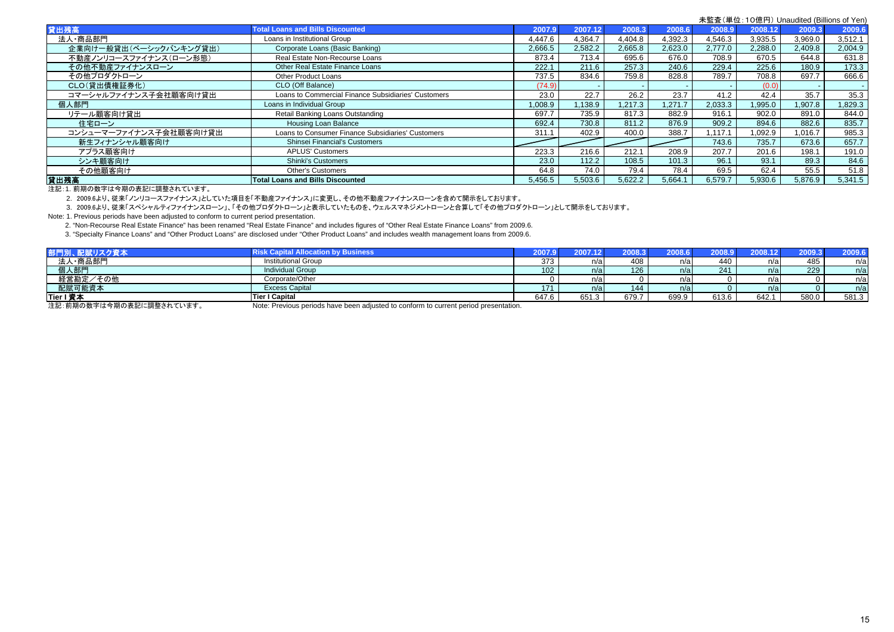未監査（単位：10億円）Unaudited (Billions of Yen)

| 貸出残高 | Total Loans and Bills Discounted | 2007.9 | 2007.12 | 2008.3 | 2008.6 | 2008.9 | 2008.12 | 2009.3 | 2009.6 |
|---|---|---|---|---|---|---|---|---|---|
| 法人・商品部門 | Loans in Institutional Group | 4,447.6 | 4,364.7 | 4,404.8 | 4,392.3 | 4,546.3 | 3,935.5 | 3,969.0 | 3,512.1 |
| 企業向け一般貸出（ベーシックバンキング貸出） | Corporate Loans (Basic Banking) | 2,666.5 | 2,582.2 | 2,665.8 | 2,623.0 | 2,777.0 | 2,288.0 | 2,409.8 | 2,004.9 |
| 不動産ノンリコースファイナンス（ローン形態） | Real Estate Non-Recourse Loans | 873.4 | 713.4 | 695.6 | 676.0 | 708.9 | 670.5 | 644.8 | 631.8 |
| その他不動産ファイナンスローン | Other Real Estate Finance Loans | 222.1 | 211.6 | 257.3 | 240.6 | 229.4 | 225.6 | 180.9 | 173.3 |
| その他プロダクトローン | Other Product Loans | 737.5 | 834.6 | 759.8 | 828.8 | 789.7 | 708.8 | 697.7 | 666.6 |
| CLO（貸出債権証券化） | CLO (Off Balance) | (74.9) | - | - | - | - | (0.0) | - | - |
| コマーシャルファイナンス子会社顧客向け貸出 | Loans to Commercial Finance Subsidiaries' Customers | 23.0 | 22.7 | 26.2 | 23.7 | 41.2 | 42.4 | 35.7 | 35.3 |
| 個人部門 | Loans in Individual Group | 1,008.9 | 1,138.9 | 1,217.3 | 1,271.7 | 2,033.3 | 1,995.0 | 1,907.8 | 1,829.3 |
| リテール顧客向け貸出 | Retail Banking Loans Outstanding | 697.7 | 735.9 | 817.3 | 882.9 | 916.1 | 902.0 | 891.0 | 844.0 |
| 住宅ローン | Housing Loan Balance | 692.4 | 730.8 | 811.2 | 876.9 | 909.2 | 894.6 | 882.6 | 835.7 |
| コンシューマーファイナンス子会社顧客向け貸出 | Loans to Consumer Finance Subsidiaries' Customers | 311.1 | 402.9 | 400.0 | 388.7 | 1,117.1 | 1,092.9 | 1,016.7 | 985.3 |
| 新生フィナンシャル顧客向け | Shinsei Financial's Customers | | | | | 743.6 | 735.7 | 673.6 | 657.7 |
| アプラス顧客向け | APLUS' Customers | 223.3 | 216.6 | 212.1 | 208.9 | 207.7 | 201.6 | 198.1 | 191.0 |
| シンキ顧客向け | Shinki's Customers | 23.0 | 112.2 | 108.5 | 101.3 | 96.1 | 93.1 | 89.3 | 84.6 |
| その他顧客向け | Other's Customers | 64.8 | 74.0 | 79.4 | 78.4 | 69.5 | 62.4 | 55.5 | 51.8 |
| **貸出残高** | **Total Loans and Bills Discounted** | 5,456.5 | 5,503.6 | 5,622.2 | 5,664.1 | 6,579.7 | 5,930.6 | 5,876.9 | 5,341.5 |

注記：1. 前期の数字は今期の表記に調整されています。

2. 2009.6より、従来「ノンリコースファイナンス」としていた項目を「不動産ファイナンス」に変更し、その他不動産ファイナンスローンを含めて開示をしております。

3. 2009.6より、従来「スペシャルティファイナンスローン」、「その他プロダクトローン」と表示していたものを、ウェルスマネジメントローンと合算して「その他プロダクトローン」として開示をしております。

Note: 1. Previous periods have been adjusted to conform to current period presentation.

2. "Non-Recourse Real Estate Finance" has been renamed "Real Estate Finance" and includes figures of "Other Real Estate Finance Loans" from 2009.6.

3. "Specialty Finance Loans" and "Other Product Loans" are disclosed under "Other Product Loans" and includes wealth management loans from 2009.6.

| 部門別、配賦リスク資本 | Risk Capital Allocation by Business | 2007.9 | 2007.12 | 2008.3 | 2008.6 | 2008.9 | 2008.12 | 2009.3 | 2009.6 |
|---|---|---|---|---|---|---|---|---|---|
| 法人・商品部門 | Institutional Group | 373 | n/a | 408 | n/a | 440 | n/a | 485 | n/a |
| 個人部門 | Individual Group | 102 | n/a | 126 | n/a | 241 | n/a | 229 | n/a |
| 経営勘定／その他 | Corporate/Other | 0 | n/a | 0 | n/a | 0 | n/a | 0 | n/a |
| 配賦可能資本 | Excess Capital | 171 | n/a | 144 | n/a | 0 | n/a | 0 | n/a |
| **Tier I 資本** | **Tier I Capital** | 647.6 | 651.3 | 679.7 | 699.9 | 613.6 | 642.1 | 580.0 | 581.3 |

注記：前期の数字は今期の表記に調整されています。　Note: Previous periods have been adjusted to conform to current period presentation.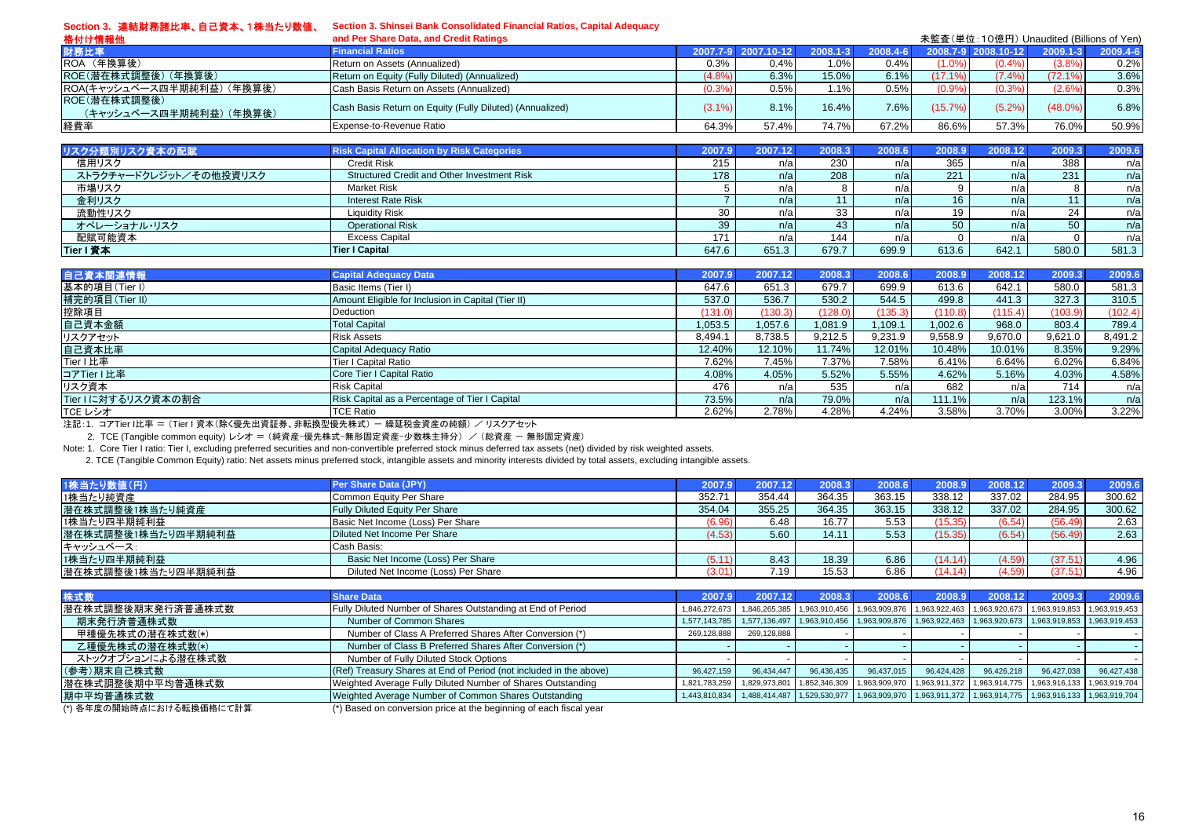# Section 3. 連結財務諸比率、自己資本、1株当たり数値、格付け情報他 Section 3. Shinsei Bank Consolidated Financial Ratios, Capital Adequacy and Per Share Data, and Credit Ratings

未監査（単位：10億円）Unaudited (Billions of Yen)

| 財務比率 | Financial Ratios | 2007.7-9 | 2007.10-12 | 2008.1-3 | 2008.4-6 | 2008.7-9 | 2008.10-12 | 2009.1-3 | 2009.4-6 |
|---|---|---|---|---|---|---|---|---|---|
| ROA（年換算後） | Return on Assets (Annualized) | 0.3% | 0.4% | 1.0% | 0.4% | (1.0%) | (0.4%) | (3.8%) | 0.2% |
| ROE(潜在株式調整後）(年換算後） | Return on Equity (Fully Diluted) (Annualized) | (4.8%) | 6.3% | 15.0% | 6.1% | (17.1%) | (7.4%) | (72.1%) | 3.6% |
| ROA(キャッシュベース四半期純利益）(年換算後） | Cash Basis Return on Assets (Annualized) | (0.3%) | 0.5% | 1.1% | 0.5% | (0.9%) | (0.3%) | (2.6%) | 0.3% |
| ROE(潜在株式調整後）(キャッシュベース四半期純利益）(年換算後） | Cash Basis Return on Equity (Fully Diluted) (Annualized) | (3.1%) | 8.1% | 16.4% | 7.6% | (15.7%) | (5.2%) | (48.0%) | 6.8% |
| 経費率 | Expense-to-Revenue Ratio | 64.3% | 57.4% | 74.7% | 67.2% | 86.6% | 57.3% | 76.0% | 50.9% |

| リスク分類別リスク資本の配賦 | Risk Capital Allocation by Risk Categories | 2007.9 | 2007.12 | 2008.3 | 2008.6 | 2008.9 | 2008.12 | 2009.3 | 2009.6 |
|---|---|---|---|---|---|---|---|---|---|
| 信用リスク | Credit Risk | 215 | n/a | 230 | n/a | 365 | n/a | 388 | n/a |
| ストラクチャードクレジット／その他投資リスク | Structured Credit and Other Investment Risk | 178 | n/a | 208 | n/a | 221 | n/a | 231 | n/a |
| 市場リスク | Market Risk | 5 | n/a | 8 | n/a | 9 | n/a | 8 | n/a |
| 金利リスク | Interest Rate Risk | 7 | n/a | 11 | n/a | 16 | n/a | 11 | n/a |
| 流動性リスク | Liquidity Risk | 30 | n/a | 33 | n/a | 19 | n/a | 24 | n/a |
| オペレーショナル・リスク | Operational Risk | 39 | n/a | 43 | n/a | 50 | n/a | 50 | n/a |
| 配賦可能資本 | Excess Capital | 171 | n/a | 144 | n/a | 0 | n/a | 0 | n/a |
| Tier I 資本 | Tier I Capital | 647.6 | 651.3 | 679.7 | 699.9 | 613.6 | 642.1 | 580.0 | 581.3 |

| 自己資本関連情報 | Capital Adequacy Data | 2007.9 | 2007.12 | 2008.3 | 2008.6 | 2008.9 | 2008.12 | 2009.3 | 2009.6 |
|---|---|---|---|---|---|---|---|---|---|
| 基本的項目(Tier I) | Basic Items (Tier I) | 647.6 | 651.3 | 679.7 | 699.9 | 613.6 | 642.1 | 580.0 | 581.3 |
| 補完的項目(Tier II) | Amount Eligible for Inclusion in Capital (Tier II) | 537.0 | 536.7 | 530.2 | 544.5 | 499.8 | 441.3 | 327.3 | 310.5 |
| 控除項目 | Deduction | (131.0) | (130.3) | (128.0) | (135.3) | (110.8) | (115.4) | (103.9) | (102.4) |
| 自己資本金額 | Total Capital | 1,053.5 | 1,057.6 | 1,081.9 | 1,109.1 | 1,002.6 | 968.0 | 803.4 | 789.4 |
| リスクアセット | Risk Assets | 8,494.1 | 8,738.5 | 9,212.5 | 9,231.9 | 9,558.9 | 9,670.0 | 9,621.0 | 8,491.2 |
| 自己資本比率 | Capital Adequacy Ratio | 12.40% | 12.10% | 11.74% | 12.01% | 10.48% | 10.01% | 8.35% | 9.29% |
| Tier I 比率 | Tier I Capital Ratio | 7.62% | 7.45% | 7.37% | 7.58% | 6.41% | 6.64% | 6.02% | 6.84% |
| コアTier I 比率 | Core Tier I Capital Ratio | 4.08% | 4.05% | 5.52% | 5.55% | 4.62% | 5.16% | 4.03% | 4.58% |
| リスク資本 | Risk Capital | 476 | n/a | 535 | n/a | 682 | n/a | 714 | n/a |
| Tier I に対するリスク資本の割合 | Risk Capital as a Percentage of Tier I Capital | 73.5% | n/a | 79.0% | n/a | 111.1% | n/a | 123.1% | n/a |
| TCE レシオ | TCE Ratio | 2.62% | 2.78% | 4.28% | 4.24% | 3.58% | 3.70% | 3.00% | 3.22% |

注記：1. コアTier I比率 ＝（Tier I 資本(除く優先出資証券、非転換型優先株式）ー 繰延税金資産の純額）／リスクアセット

2. TCE (Tangible common equity) レシオ ＝（純資産-優先株式-無形固定資産-少数株主持分）／（総資産 ー 無形固定資産）

Note: 1. Core Tier I ratio: Tier I, excluding preferred securities and non-convertible preferred stock minus deferred tax assets (net) divided by risk weighted assets.

2. TCE (Tangible Common Equity) ratio: Net assets minus preferred stock, intangible assets and minority interests divided by total assets, excluding intangible assets.

| 1株当たり数値(円) | Per Share Data (JPY) | 2007.9 | 2007.12 | 2008.3 | 2008.6 | 2008.9 | 2008.12 | 2009.3 | 2009.6 |
|---|---|---|---|---|---|---|---|---|---|
| 1株当たり純資産 | Common Equity Per Share | 352.71 | 354.44 | 364.35 | 363.15 | 338.12 | 337.02 | 284.95 | 300.62 |
| 潜在株式調整後1株当たり純資産 | Fully Diluted Equity Per Share | 354.04 | 355.25 | 364.35 | 363.15 | 338.12 | 337.02 | 284.95 | 300.62 |
| 1株当たり四半期純利益 | Basic Net Income (Loss) Per Share | (6.96) | 6.48 | 16.77 | 5.53 | (15.35) | (6.54) | (56.49) | 2.63 |
| 潜在株式調整後1株当たり四半期純利益 | Diluted Net Income Per Share | (4.53) | 5.60 | 14.11 | 5.53 | (15.35) | (6.54) | (56.49) | 2.63 |
| キャッシュベース: | Cash Basis: | | | | | | | | |
| 1株当たり四半期純利益 | Basic Net Income (Loss) Per Share | (5.11) | 8.43 | 18.39 | 6.86 | (14.14) | (4.59) | (37.51) | 4.96 |
| 潜在株式調整後1株当たり四半期純利益 | Diluted Net Income (Loss) Per Share | (3.01) | 7.19 | 15.53 | 6.86 | (14.14) | (4.59) | (37.51) | 4.96 |

| 株式数 | Share Data | 2007.9 | 2007.12 | 2008.3 | 2008.6 | 2008.9 | 2008.12 | 2009.3 | 2009.6 |
|---|---|---|---|---|---|---|---|---|---|
| 潜在株式調整後期末発行済普通株式数 | Fully Diluted Number of Shares Outstanding at End of Period | 1,846,272,673 | 1,846,265,385 | 1,963,910,456 | 1,963,909,876 | 1,963,922,463 | 1,963,920,673 | 1,963,919,853 | 1,963,919,453 |
| 期末発行済普通株式数 | Number of Common Shares | 1,577,143,785 | 1,577,136,497 | 1,963,910,456 | 1,963,909,876 | 1,963,922,463 | 1,963,920,673 | 1,963,919,853 | 1,963,919,453 |
| 甲種優先株式の潜在株式数(*) | Number of Class A Preferred Shares After Conversion (*) | 269,128,888 | 269,128,888 | - | - | - | - | - | - |
| 乙種優先株式の潜在株式数(*) | Number of Class B Preferred Shares After Conversion (*) | - | - | - | - | - | - | - | - |
| ストックオプションによる潜在株式数 | Number of Fully Diluted Stock Options | - | - | - | - | - | - | - | - |
| (参考)期末自己株式数 | (Ref) Treasury Shares at End of Period (not included in the above) | 96,427,159 | 96,434,447 | 96,436,435 | 96,437,015 | 96,424,428 | 96,426,218 | 96,427,038 | 96,427,438 |
| 潜在株式調整後期中平均普通株式数 | Weighted Average Fully Diluted Number of Shares Outstanding | 1,821,783,259 | 1,829,973,801 | 1,852,346,309 | 1,963,909,970 | 1,963,911,372 | 1,963,914,775 | 1,963,916,133 | 1,963,919,704 |
| 期中平均普通株式数 | Weighted Average Number of Common Shares Outstanding | 1,443,810,834 | 1,488,414,487 | 1,529,530,977 | 1,963,909,970 | 1,963,911,372 | 1,963,914,775 | 1,963,916,133 | 1,963,919,704 |

(*) 各年度の開始時点における転換価格にて計算

(*) Based on conversion price at the beginning of each fiscal year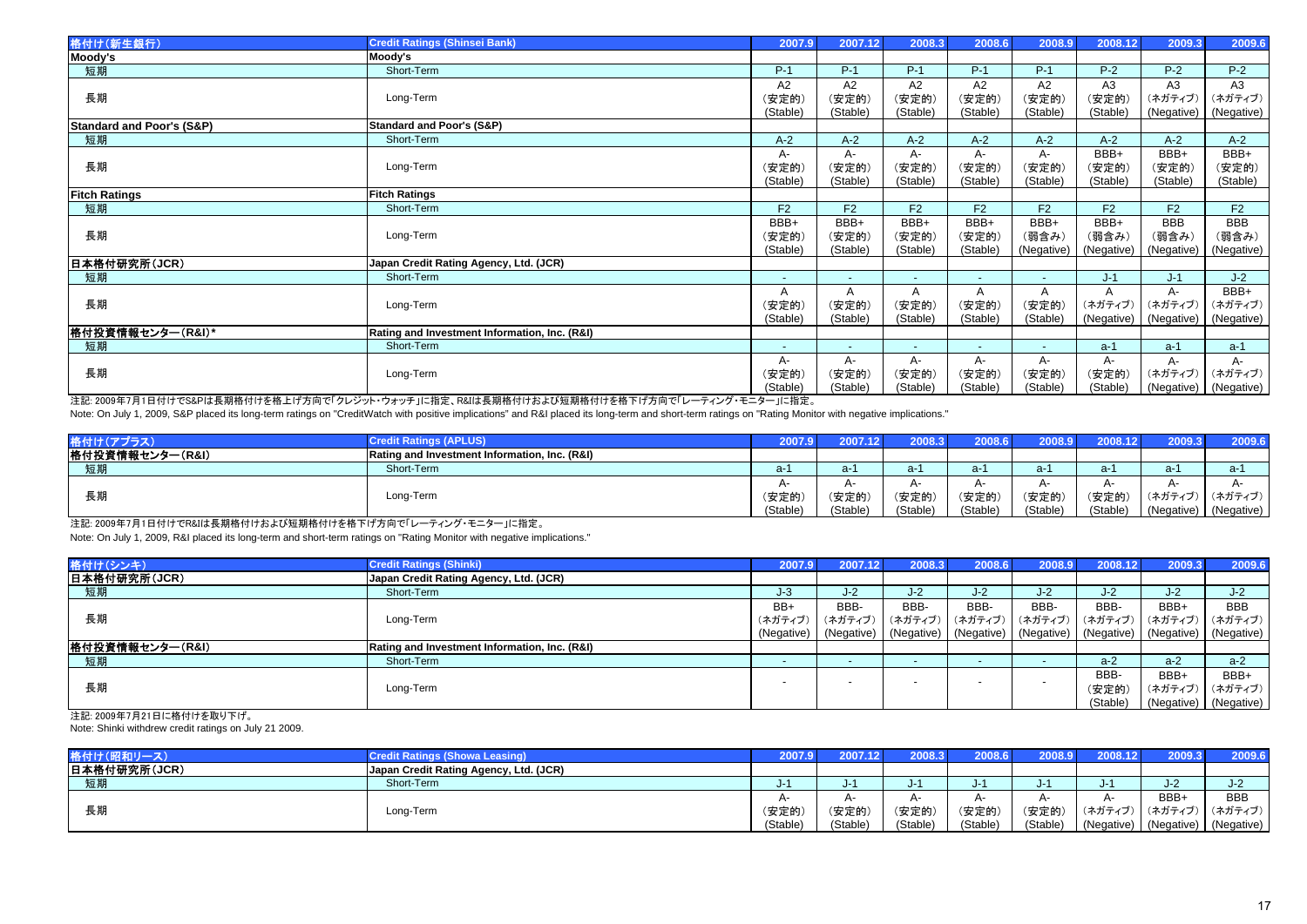| 格付け(新生銀行) | Credit Ratings (Shinsei Bank) | 2007.9 | 2007.12 | 2008.3 | 2008.6 | 2008.9 | 2008.12 | 2009.3 | 2009.6 |
|---|---|---|---|---|---|---|---|---|---|
| **Moody's** | **Moody's** | | | | | | | | |
| 短期 | Short-Term | P-1 | P-1 | P-1 | P-1 | P-1 | P-2 | P-2 | P-2 |
| 長期 | Long-Term | A2 (安定的) (Stable) | A2 (安定的) (Stable) | A2 (安定的) (Stable) | A2 (安定的) (Stable) | A2 (安定的) (Stable) | A3 (安定的) (Stable) | A3 (ネガティブ) (Negative) | A3 (ネガティブ) (Negative) |
| **Standard and Poor's (S&P)** | **Standard and Poor's (S&P)** | | | | | | | | |
| 短期 | Short-Term | A-2 | A-2 | A-2 | A-2 | A-2 | A-2 | A-2 | A-2 |
| 長期 | Long-Term | A- (安定的) (Stable) | A- (安定的) (Stable) | A- (安定的) (Stable) | A- (安定的) (Stable) | A- (安定的) (Stable) | BBB+ (安定的) (Stable) | BBB+ (安定的) (Stable) | BBB+ (安定的) (Stable) |
| **Fitch Ratings** | **Fitch Ratings** | | | | | | | | |
| 短期 | Short-Term | F2 | F2 | F2 | F2 | F2 | F2 | F2 | F2 |
| 長期 | Long-Term | BBB+ (安定的) (Stable) | BBB+ (安定的) (Stable) | BBB+ (安定的) (Stable) | BBB+ (安定的) (Stable) | BBB+ (弱含み) (Negative) | BBB+ (弱含み) (Negative) | BBB (弱含み) (Negative) | BBB (弱含み) (Negative) |
| **日本格付研究所(JCR)** | **Japan Credit Rating Agency, Ltd. (JCR)** | | | | | | | | |
| 短期 | Short-Term | - | - | - | - | - | J-1 | J-1 | J-2 |
| 長期 | Long-Term | A (安定的) (Stable) | A (安定的) (Stable) | A (安定的) (Stable) | A (安定的) (Stable) | A (安定的) (Stable) | A (ネガティブ) (Negative) | A- (ネガティブ) (Negative) | BBB+ (ネガティブ) (Negative) |
| **格付投資情報センター(R&I)*** | **Rating and Investment Information, Inc. (R&I)** | | | | | | | | |
| 短期 | Short-Term | - | - | - | - | - | a-1 | a-1 | a-1 |
| 長期 | Long-Term | A- (安定的) (Stable) | A- (安定的) (Stable) | A- (安定的) (Stable) | A- (安定的) (Stable) | A- (安定的) (Stable) | A- (安定的) (Stable) | A- (ネガティブ) (Negative) | A- (ネガティブ) (Negative) |

注記: 2009年7月1日付けでS&Pは長期格付けを格上げ方向で「クレジット・ウォッチ」に指定、R&Iは長期格付けおよび短期格付けを格下げ方向で「レーティング・モニター」に指定。

Note: On July 1, 2009, S&P placed its long-term ratings on "CreditWatch with positive implications" and R&I placed its long-term and short-term ratings on "Rating Monitor with negative implications."

| 格付け(アプラス) | Credit Ratings (APLUS) | 2007.9 | 2007.12 | 2008.3 | 2008.6 | 2008.9 | 2008.12 | 2009.3 | 2009.6 |
|---|---|---|---|---|---|---|---|---|---|
| **格付投資情報センター(R&I)** | **Rating and Investment Information, Inc. (R&I)** | | | | | | | | |
| 短期 | Short-Term | a-1 | a-1 | a-1 | a-1 | a-1 | a-1 | a-1 | a-1 |
| 長期 | Long-Term | A- (安定的) (Stable) | A- (安定的) (Stable) | A- (安定的) (Stable) | A- (安定的) (Stable) | A- (安定的) (Stable) | A- (安定的) (Stable) | A- (ネガティブ) (Negative) | A- (ネガティブ) (Negative) |

注記: 2009年7月1日付けでR&Iは長期格付けおよび短期格付けを格下げ方向で「レーティング・モニター」に指定。

Note: On July 1, 2009, R&I placed its long-term and short-term ratings on "Rating Monitor with negative implications."

| 格付け(シンキ) | Credit Ratings (Shinki) | 2007.9 | 2007.12 | 2008.3 | 2008.6 | 2008.9 | 2008.12 | 2009.3 | 2009.6 |
|---|---|---|---|---|---|---|---|---|---|
| **日本格付研究所(JCR)** | **Japan Credit Rating Agency, Ltd. (JCR)** | | | | | | | | |
| 短期 | Short-Term | J-3 | J-2 | J-2 | J-2 | J-2 | J-2 | J-2 | J-2 |
| 長期 | Long-Term | BB+ (ネガティブ) (Negative) | BBB- (ネガティブ) (Negative) | BBB- (ネガティブ) (Negative) | BBB- (ネガティブ) (Negative) | BBB- (ネガティブ) (Negative) | BBB- (ネガティブ) (Negative) | BBB+ (ネガティブ) (Negative) | BBB (ネガティブ) (Negative) |
| **格付投資情報センター(R&I)** | **Rating and Investment Information, Inc. (R&I)** | | | | | | | | |
| 短期 | Short-Term | - | - | - | - | - | a-2 | a-2 | a-2 |
| 長期 | Long-Term | - | - | - | - | - | BBB- (安定的) (Stable) | BBB+ (ネガティブ) (Negative) | BBB+ (ネガティブ) (Negative) |

注記: 2009年7月21日に格付けを取り下げ。

Note: Shinki withdrew credit ratings on July 21 2009.

| 格付け(昭和リース) | Credit Ratings (Showa Leasing) | 2007.9 | 2007.12 | 2008.3 | 2008.6 | 2008.9 | 2008.12 | 2009.3 | 2009.6 |
|---|---|---|---|---|---|---|---|---|---|
| **日本格付研究所(JCR)** | **Japan Credit Rating Agency, Ltd. (JCR)** | | | | | | | | |
| 短期 | Short-Term | J-1 | J-1 | J-1 | J-1 | J-1 | J-1 | J-2 | J-2 |
| 長期 | Long-Term | A- (安定的) (Stable) | A- (安定的) (Stable) | A- (安定的) (Stable) | A- (安定的) (Stable) | A- (安定的) (Stable) | A- (ネガティブ) (Negative) | BBB+ (ネガティブ) (Negative) | BBB (ネガティブ) (Negative) |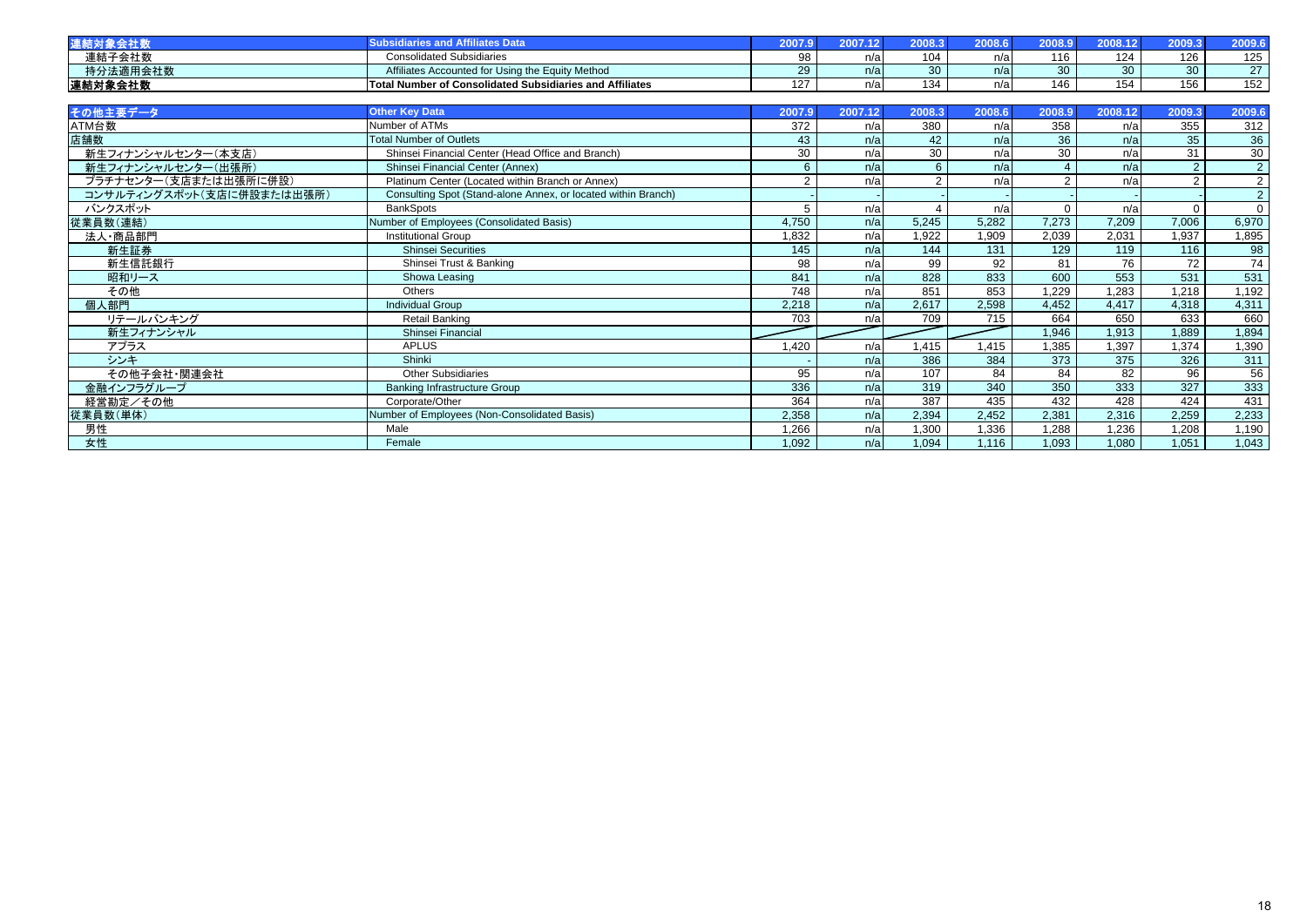| 連結対象会社数 | Subsidiaries and Affiliates Data | 2007.9 | 2007.12 | 2008.3 | 2008.6 | 2008.9 | 2008.12 | 2009.3 | 2009.6 |
|---|---|---|---|---|---|---|---|---|---|
| 連結子会社数 | Consolidated Subsidiaries | 98 | n/a | 104 | n/a | 116 | 124 | 126 | 125 |
| 持分法適用会社数 | Affiliates Accounted for Using the Equity Method | 29 | n/a | 30 | n/a | 30 | 30 | 30 | 27 |
| **連結対象会社数** | **Total Number of Consolidated Subsidiaries and Affiliates** | 127 | n/a | 134 | n/a | 146 | 154 | 156 | 152 |

| その他主要データ | Other Key Data | 2007.9 | 2007.12 | 2008.3 | 2008.6 | 2008.9 | 2008.12 | 2009.3 | 2009.6 |
|---|---|---|---|---|---|---|---|---|---|
| ATM台数 | Number of ATMs | 372 | n/a | 380 | n/a | 358 | n/a | 355 | 312 |
| 店舗数 | Total Number of Outlets | 43 | n/a | 42 | n/a | 36 | n/a | 35 | 36 |
| 新生フィナンシャルセンター（本支店） | Shinsei Financial Center (Head Office and Branch) | 30 | n/a | 30 | n/a | 30 | n/a | 31 | 30 |
| 新生フィナンシャルセンター（出張所） | Shinsei Financial Center (Annex) | 6 | n/a | 6 | n/a | 4 | n/a | 2 | 2 |
| プラチナセンター（支店または出張所に併設） | Platinum Center (Located within Branch or Annex) | 2 | n/a | 2 | n/a | 2 | n/a | 2 | 2 |
| コンサルティングスポット（支店に併設または出張所） | Consulting Spot (Stand-alone Annex, or located within Branch) | - | - | - | - | - | - | - | 2 |
| バンクスポット | BankSpots | 5 | n/a | 4 | n/a | 0 | n/a | 0 | 0 |
| 従業員数（連結） | Number of Employees (Consolidated Basis) | 4,750 | n/a | 5,245 | 5,282 | 7,273 | 7,209 | 7,006 | 6,970 |
| 法人・商品部門 | Institutional Group | 1,832 | n/a | 1,922 | 1,909 | 2,039 | 2,031 | 1,937 | 1,895 |
| 新生証券 | Shinsei Securities | 145 | n/a | 144 | 131 | 129 | 119 | 116 | 98 |
| 新生信託銀行 | Shinsei Trust & Banking | 98 | n/a | 99 | 92 | 81 | 76 | 72 | 74 |
| 昭和リース | Showa Leasing | 841 | n/a | 828 | 833 | 600 | 553 | 531 | 531 |
| その他 | Others | 748 | n/a | 851 | 853 | 1,229 | 1,283 | 1,218 | 1,192 |
| 個人部門 | Individual Group | 2,218 | n/a | 2,617 | 2,598 | 4,452 | 4,417 | 4,318 | 4,311 |
| リテールバンキング | Retail Banking | 703 | n/a | 709 | 715 | 664 | 650 | 633 | 660 |
| 新生フィナンシャル | Shinsei Financial | | | | | 1,946 | 1,913 | 1,889 | 1,894 |
| アプラス | APLUS | 1,420 | n/a | 1,415 | 1,415 | 1,385 | 1,397 | 1,374 | 1,390 |
| シンキ | Shinki | - | n/a | 386 | 384 | 373 | 375 | 326 | 311 |
| その他子会社・関連会社 | Other Subsidiaries | 95 | n/a | 107 | 84 | 84 | 82 | 96 | 56 |
| 金融インフラグループ | Banking Infrastructure Group | 336 | n/a | 319 | 340 | 350 | 333 | 327 | 333 |
| 経営勘定／その他 | Corporate/Other | 364 | n/a | 387 | 435 | 432 | 428 | 424 | 431 |
| 従業員数（単体） | Number of Employees (Non-Consolidated Basis) | 2,358 | n/a | 2,394 | 2,452 | 2,381 | 2,316 | 2,259 | 2,233 |
| 男性 | Male | 1,266 | n/a | 1,300 | 1,336 | 1,288 | 1,236 | 1,208 | 1,190 |
| 女性 | Female | 1,092 | n/a | 1,094 | 1,116 | 1,093 | 1,080 | 1,051 | 1,043 |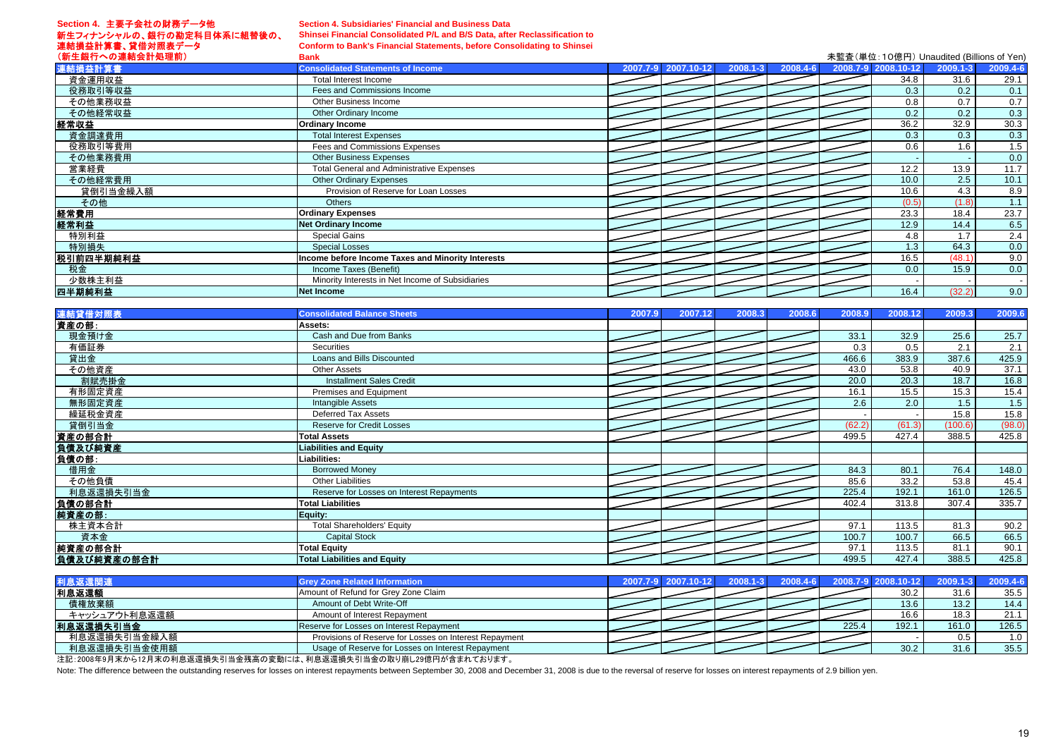**Section 4. 主要子会社の財務データ他**
**新生フィナンシャルの、銀行の勘定科目体系に組替後の、連結損益計算書、貸借対照表データ（新生銀行への連結会計処理前）**

**Section 4. Subsidiaries' Financial and Business Data**
**Shinsei Financial Consolidated P/L and B/S Data, after Reclassification to Conform to Bank's Financial Statements, before Consolidating to Shinsei Bank**

未監査（単位：10億円）Unaudited (Billions of Yen)

| 連結損益計算書 | Consolidated Statements of Income | 2007.7-9 | 2007.10-12 | 2008.1-3 | 2008.4-6 | 2008.7-9 | 2008.10-12 | 2009.1-3 | 2009.4-6 |
|---|---|---|---|---|---|---|---|---|---|
| 資金運用収益 | Total Interest Income | | | | | | 34.8 | 31.6 | 29.1 |
| 役務取引等収益 | Fees and Commissions Income | | | | | | 0.3 | 0.2 | 0.1 |
| その他業務収益 | Other Business Income | | | | | | 0.8 | 0.7 | 0.7 |
| その他経常収益 | Other Ordinary Income | | | | | | 0.2 | 0.2 | 0.3 |
| **経常収益** | **Ordinary Income** | | | | | | 36.2 | 32.9 | 30.3 |
| 資金調達費用 | Total Interest Expenses | | | | | | 0.3 | 0.3 | 0.3 |
| 役務取引等費用 | Fees and Commissions Expenses | | | | | | 0.6 | 1.6 | 1.5 |
| その他業務費用 | Other Business Expenses | | | | | | - | - | 0.0 |
| 営業経費 | Total General and Administrative Expenses | | | | | | 12.2 | 13.9 | 11.7 |
| その他経常費用 | Other Ordinary Expenses | | | | | | 10.0 | 2.5 | 10.1 |
| 貸倒引当金繰入額 | Provision of Reserve for Loan Losses | | | | | | 10.6 | 4.3 | 8.9 |
| その他 | Others | | | | | | (0.5) | (1.8) | 1.1 |
| **経常費用** | **Ordinary Expenses** | | | | | | 23.3 | 18.4 | 23.7 |
| **経常利益** | **Net Ordinary Income** | | | | | | 12.9 | 14.4 | 6.5 |
| 特別利益 | Special Gains | | | | | | 4.8 | 1.7 | 2.4 |
| 特別損失 | Special Losses | | | | | | 1.3 | 64.3 | 0.0 |
| **税引前四半期純利益** | **Income before Income Taxes and Minority Interests** | | | | | | 16.5 | (48.1) | 9.0 |
| 税金 | Income Taxes (Benefit) | | | | | | 0.0 | 15.9 | 0.0 |
| 少数株主利益 | Minority Interests in Net Income of Subsidiaries | | | | | | - | - | - |
| **四半期純利益** | **Net Income** | | | | | | 16.4 | (32.2) | 9.0 |

| 連結貸借対照表 | Consolidated Balance Sheets | 2007.9 | 2007.12 | 2008.3 | 2008.6 | 2008.9 | 2008.12 | 2009.3 | 2009.6 |
|---|---|---|---|---|---|---|---|---|---|
| **資産の部:** | **Assets:** | | | | | | | | |
| 現金預け金 | Cash and Due from Banks | | | | | 33.1 | 32.9 | 25.6 | 25.7 |
| 有価証券 | Securities | | | | | 0.3 | 0.5 | 2.1 | 2.1 |
| 貸出金 | Loans and Bills Discounted | | | | | 466.6 | 383.9 | 387.6 | 425.9 |
| その他資産 | Other Assets | | | | | 43.0 | 53.8 | 40.9 | 37.1 |
| 割賦売掛金 | Installment Sales Credit | | | | | 20.0 | 20.3 | 18.7 | 16.8 |
| 有形固定資産 | Premises and Equipment | | | | | 16.1 | 15.5 | 15.3 | 15.4 |
| 無形固定資産 | Intangible Assets | | | | | 2.6 | 2.0 | 1.5 | 1.5 |
| 繰延税金資産 | Deferred Tax Assets | | | | | - | - | 15.8 | 15.8 |
| 貸倒引当金 | Reserve for Credit Losses | | | | | (62.2) | (61.3) | (100.6) | (98.0) |
| **資産の部合計** | **Total Assets** | | | | | 499.5 | 427.4 | 388.5 | 425.8 |
| **負債及び純資産** | **Liabilities and Equity** | | | | | | | | |
| **負債の部:** | **Liabilities:** | | | | | | | | |
| 借用金 | Borrowed Money | | | | | 84.3 | 80.1 | 76.4 | 148.0 |
| その他負債 | Other Liabilities | | | | | 85.6 | 33.2 | 53.8 | 45.4 |
| 利息返還損失引当金 | Reserve for Losses on Interest Repayments | | | | | 225.4 | 192.1 | 161.0 | 126.5 |
| **負債の部合計** | **Total Liabilities** | | | | | 402.4 | 313.8 | 307.4 | 335.7 |
| **純資産の部:** | **Equity:** | | | | | | | | |
| 株主資本合計 | Total Shareholders' Equity | | | | | 97.1 | 113.5 | 81.3 | 90.2 |
| 資本金 | Capital Stock | | | | | 100.7 | 100.7 | 66.5 | 66.5 |
| **純資産の部合計** | **Total Equity** | | | | | 97.1 | 113.5 | 81.1 | 90.1 |
| **負債及び純資産の部合計** | **Total Liabilities and Equity** | | | | | 499.5 | 427.4 | 388.5 | 425.8 |

| 利息返還関連 | Grey Zone Related Information | 2007.7-9 | 2007.10-12 | 2008.1-3 | 2008.4-6 | 2008.7-9 | 2008.10-12 | 2009.1-3 | 2009.4-6 |
|---|---|---|---|---|---|---|---|---|---|
| **利息返還額** | Amount of Refund for Grey Zone Claim | | | | | | 30.2 | 31.6 | 35.5 |
| 債権放棄額 | Amount of Debt Write-Off | | | | | | 13.6 | 13.2 | 14.4 |
| キャッシュアウト利息返還額 | Amount of Interest Repayment | | | | | | 16.6 | 18.3 | 21.1 |
| **利息返還損失引当金** | Reserve for Losses on Interest Repayment | | | | | 225.4 | 192.1 | 161.0 | 126.5 |
| 利息返還損失引当金繰入額 | Provisions of Reserve for Losses on Interest Repayment | | | | | | - | 0.5 | 1.0 |
| 利息返還損失引当金使用額 | Usage of Reserve for Losses on Interest Repayment | | | | | | 30.2 | 31.6 | 35.5 |

注記：2008年9月末から12月末の利息返還損失引当金残高の変動には、利息返還損失引当金の取り崩し29億円が含まれております。

Note: The difference between the outstanding reserves for losses on interest repayments between September 30, 2008 and December 31, 2008 is due to the reversal of reserve for losses on interest repayments of 2.9 billion yen.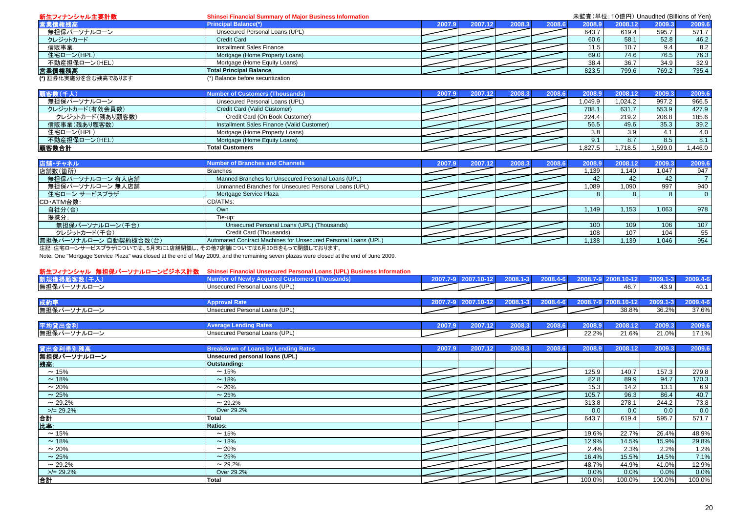## 新生フィナンシャル主要計数 Shinsei Financial Summary of Major Business Information

未監査(単位:10億円) Unaudited (Billions of Yen)

| 営業債権残高 | Principal Balance(*) | 2007.9 | 2007.12 | 2008.3 | 2008.6 | 2008.9 | 2008.12 | 2009.3 | 2009.6 |
|---|---|---|---|---|---|---|---|---|---|
| 無担保パーソナルローン | Unsecured Personal Loans (UPL) | | | | | 643.7 | 619.4 | 595.7 | 571.7 |
| クレジットカード | Credit Card | | | | | 60.6 | 58.1 | 52.8 | 46.2 |
| 信販事業 | Installment Sales Finance | | | | | 11.5 | 10.7 | 9.4 | 8.2 |
| 住宅ローン(HPL) | Mortgage (Home Property Loans) | | | | | 69.0 | 74.6 | 76.5 | 76.3 |
| 不動産担保ローン(HEL) | Mortgage (Home Equity Loans) | | | | | 38.4 | 36.7 | 34.9 | 32.9 |
| 営業債権残高 | Total Principal Balance | | | | | 823.5 | 799.6 | 769.2 | 735.4 |

(*) 証券化実施分を含む残高であります (*) Balance before securitization

| 顧客数(千人) | Number of Customers (Thousands) | 2007.9 | 2007.12 | 2008.3 | 2008.6 | 2008.9 | 2008.12 | 2009.3 | 2009.6 |
|---|---|---|---|---|---|---|---|---|---|
| 無担保パーソナルローン | Unsecured Personal Loans (UPL) | | | | | 1,049.9 | 1,024.2 | 997.2 | 966.5 |
| クレジットカード(有効会員数) | Credit Card (Valid Customer) | | | | | 708.1 | 631.7 | 553.9 | 427.9 |
| クレジットカード(残あり顧客数) | Credit Card (On Book Customer) | | | | | 224.4 | 219.2 | 206.8 | 185.6 |
| 信販事業(残あり顧客数) | Installment Sales Finance (Valid Customer) | | | | | 56.5 | 49.6 | 35.3 | 39.2 |
| 住宅ローン(HPL) | Mortgage (Home Property Loans) | | | | | 3.8 | 3.9 | 4.1 | 4.0 |
| 不動産担保ローン(HEL) | Mortgage (Home Equity Loans) | | | | | 9.1 | 8.7 | 8.5 | 8.1 |
| 顧客数合計 | Total Customers | | | | | 1,827.5 | 1,718.5 | 1,599.0 | 1,446.0 |

| 店舗・チャネル | Number of Branches and Channels | 2007.9 | 2007.12 | 2008.3 | 2008.6 | 2008.9 | 2008.12 | 2009.3 | 2009.6 |
|---|---|---|---|---|---|---|---|---|---|
| 店舗数(箇所) | Branches | | | | | 1,139 | 1,140 | 1,047 | 947 |
| 無担保パーソナルローン 有人店舗 | Manned Branches for Unsecured Personal Loans (UPL) | | | | | 42 | 42 | 42 | 7 |
| 無担保パーソナルローン 無人店舗 | Unmanned Branches for Unsecured Personal Loans (UPL) | | | | | 1,089 | 1,090 | 997 | 940 |
| 住宅ローン サービスプラザ | Mortgage Service Plaza | | | | | 8 | 8 | 8 | 0 |
| CD・ATM台数: | CD/ATMs: | | | | | | | | |
| 自社分(台) | Own | | | | | 1,149 | 1,153 | 1,063 | 978 |
| 提携分: | Tie-up: | | | | | | | | |
| 無担保パーソナルローン(千台) | Unsecured Personal Loans (UPL) (Thousands) | | | | | 100 | 109 | 106 | 107 |
| クレジットカード(千台) | Credit Card (Thousands) | | | | | 108 | 107 | 104 | 55 |
| 無担保パーソナルローン 自動契約機台数(台) | Automated Contract Machines for Unsecured Personal Loans (UPL) | | | | | 1,138 | 1,139 | 1,046 | 954 |

注記:住宅ローンサービスプラザについては、5月末に1店舗閉鎖し、その他7店舗については6月30日をもって閉鎖しております。

Note: One "Mortgage Service Plaza" was closed at the end of May 2009, and the remaining seven plazas were closed at the end of June 2009.

## 新生フィナンシャル 無担保パーソナルローンビジネス計数 Shinsei Financial Unsecured Personal Loans (UPL) Business Information

| 新規獲得顧客数(千人) | Number of Newly Acquired Customers (Thousands) | 2007.7-9 | 2007.10-12 | 2008.1-3 | 2008.4-6 | 2008.7-9 | 2008.10-12 | 2009.1-3 | 2009.4-6 |
|---|---|---|---|---|---|---|---|---|---|
| 無担保パーソナルローン | Unsecured Personal Loans (UPL) | | | | | | 46.7 | 43.9 | 40.1 |

| 成約率 | Approval Rate | 2007.7-9 | 2007.10-12 | 2008.1-3 | 2008.4-6 | 2008.7-9 | 2008.10-12 | 2009.1-3 | 2009.4-6 |
|---|---|---|---|---|---|---|---|---|---|
| 無担保パーソナルローン | Unsecured Personal Loans (UPL) | | | | | | 38.8% | 36.2% | 37.6% |

| 平均貸出金利 | Average Lending Rates | 2007.9 | 2007.12 | 2008.3 | 2008.6 | 2008.9 | 2008.12 | 2009.3 | 2009.6 |
|---|---|---|---|---|---|---|---|---|---|
| 無担保パーソナルローン | Unsecured Personal Loans (UPL) | | | | | 22.2% | 21.6% | 21.0% | 17.1% |

| 貸出金利帯別残高 | Breakdown of Loans by Lending Rates | 2007.9 | 2007.12 | 2008.3 | 2008.6 | 2008.9 | 2008.12 | 2009.3 | 2009.6 |
|---|---|---|---|---|---|---|---|---|---|
| 無担保パーソナルローン | Unsecured personal loans (UPL) | | | | | | | | |
| 残高: | Outstanding: | | | | | | | | |
| ～15% | ～15% | | | | | 125.9 | 140.7 | 157.3 | 279.8 |
| ～18% | ～18% | | | | | 82.8 | 89.9 | 94.7 | 170.3 |
| ～20% | ～20% | | | | | 15.3 | 14.2 | 13.1 | 6.9 |
| ～25% | ～25% | | | | | 105.7 | 96.3 | 86.4 | 40.7 |
| ～29.2% | ～29.2% | | | | | 313.8 | 278.1 | 244.2 | 73.8 |
| >/= 29.2% | Over 29.2% | | | | | 0.0 | 0.0 | 0.0 | 0.0 |
| 合計 | Total | | | | | 643.7 | 619.4 | 595.7 | 571.7 |
| 比率: | Ratios: | | | | | | | | |
| ～15% | ～15% | | | | | 19.6% | 22.7% | 26.4% | 48.9% |
| ～18% | ～18% | | | | | 12.9% | 14.5% | 15.9% | 29.8% |
| ～20% | ～20% | | | | | 2.4% | 2.3% | 2.2% | 1.2% |
| ～25% | ～25% | | | | | 16.4% | 15.5% | 14.5% | 7.1% |
| ～29.2% | ～29.2% | | | | | 48.7% | 44.9% | 41.0% | 12.9% |
| >/= 29.2% | Over 29.2% | | | | | 0.0% | 0.0% | 0.0% | 0.0% |
| 合計 | Total | | | | | 100.0% | 100.0% | 100.0% | 100.0% |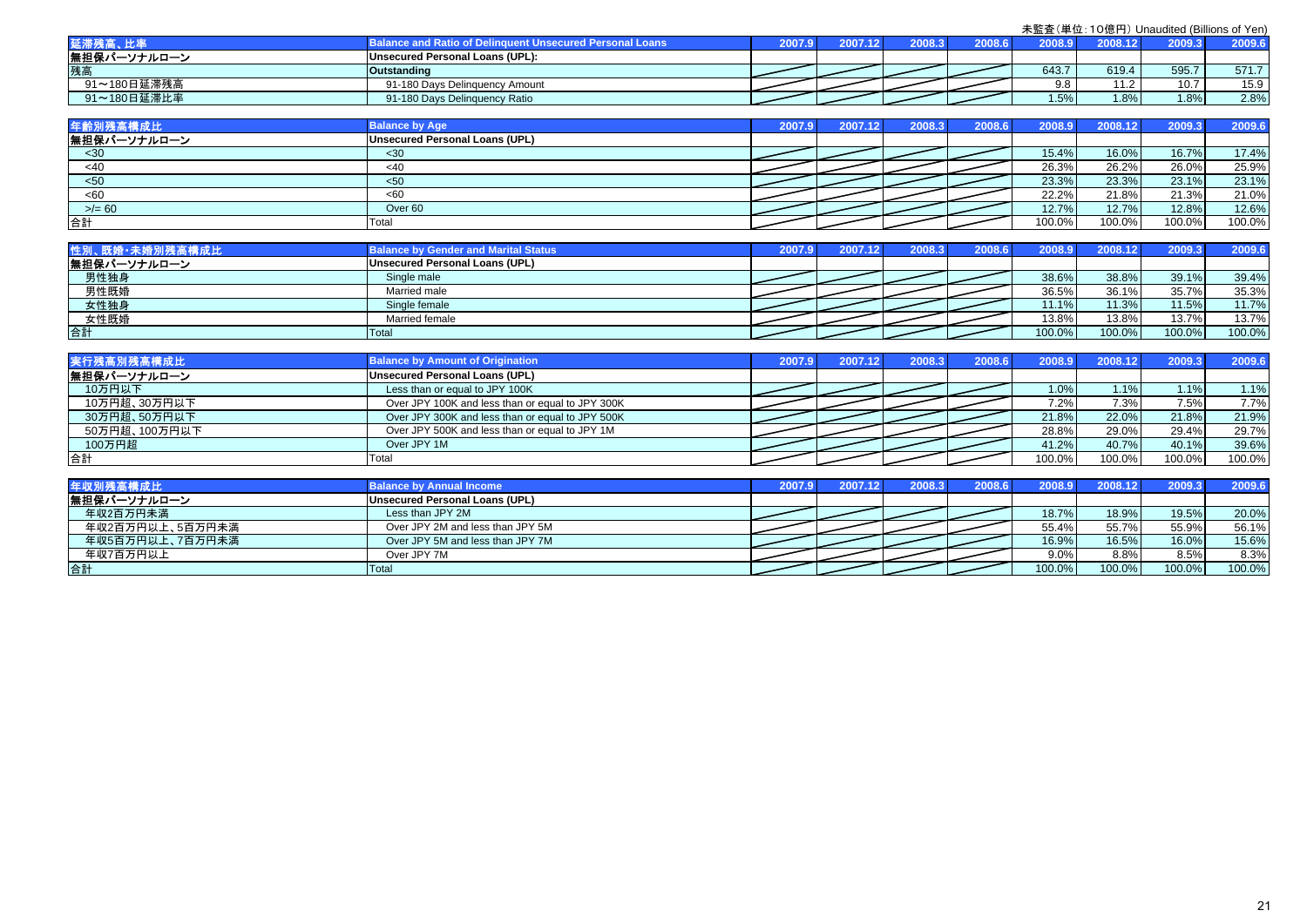未監査（単位：10億円） Unaudited (Billions of Yen)

| 延滞残高、比率 | Balance and Ratio of Delinquent Unsecured Personal Loans | 2007.9 | 2007.12 | 2008.3 | 2008.6 | 2008.9 | 2008.12 | 2009.3 | 2009.6 |
|---|---|---|---|---|---|---|---|---|---|
| 無担保パーソナルローン | Unsecured Personal Loans (UPL): | | | | | | | | |
| 残高 | Outstanding | | | | | 643.7 | 619.4 | 595.7 | 571.7 |
| 91～180日延滞残高 | 91-180 Days Delinquency Amount | | | | | 9.8 | 11.2 | 10.7 | 15.9 |
| 91～180日延滞比率 | 91-180 Days Delinquency Ratio | | | | | 1.5% | 1.8% | 1.8% | 2.8% |

| 年齢別残高構成比 | Balance by Age | 2007.9 | 2007.12 | 2008.3 | 2008.6 | 2008.9 | 2008.12 | 2009.3 | 2009.6 |
|---|---|---|---|---|---|---|---|---|---|
| 無担保パーソナルローン | Unsecured Personal Loans (UPL) | | | | | | | | |
| <30 | <30 | | | | | 15.4% | 16.0% | 16.7% | 17.4% |
| <40 | <40 | | | | | 26.3% | 26.2% | 26.0% | 25.9% |
| <50 | <50 | | | | | 23.3% | 23.3% | 23.1% | 23.1% |
| <60 | <60 | | | | | 22.2% | 21.8% | 21.3% | 21.0% |
| >/= 60 | Over 60 | | | | | 12.7% | 12.7% | 12.8% | 12.6% |
| 合計 | Total | | | | | 100.0% | 100.0% | 100.0% | 100.0% |

| 性別、既婚・未婚別残高構成比 | Balance by Gender and Marital Status | 2007.9 | 2007.12 | 2008.3 | 2008.6 | 2008.9 | 2008.12 | 2009.3 | 2009.6 |
|---|---|---|---|---|---|---|---|---|---|
| 無担保パーソナルローン | Unsecured Personal Loans (UPL) | | | | | | | | |
| 男性独身 | Single male | | | | | 38.6% | 38.8% | 39.1% | 39.4% |
| 男性既婚 | Married male | | | | | 36.5% | 36.1% | 35.7% | 35.3% |
| 女性独身 | Single female | | | | | 11.1% | 11.3% | 11.5% | 11.7% |
| 女性既婚 | Married female | | | | | 13.8% | 13.8% | 13.7% | 13.7% |
| 合計 | Total | | | | | 100.0% | 100.0% | 100.0% | 100.0% |

| 実行残高別残高構成比 | Balance by Amount of Origination | 2007.9 | 2007.12 | 2008.3 | 2008.6 | 2008.9 | 2008.12 | 2009.3 | 2009.6 |
|---|---|---|---|---|---|---|---|---|---|
| 無担保パーソナルローン | Unsecured Personal Loans (UPL) | | | | | | | | |
| 10万円以下 | Less than or equal to JPY 100K | | | | | 1.0% | 1.1% | 1.1% | 1.1% |
| 10万円超、30万円以下 | Over JPY 100K and less than or equal to JPY 300K | | | | | 7.2% | 7.3% | 7.5% | 7.7% |
| 30万円超、50万円以下 | Over JPY 300K and less than or equal to JPY 500K | | | | | 21.8% | 22.0% | 21.8% | 21.9% |
| 50万円超、100万円以下 | Over JPY 500K and less than or equal to JPY 1M | | | | | 28.8% | 29.0% | 29.4% | 29.7% |
| 100万円超 | Over JPY 1M | | | | | 41.2% | 40.7% | 40.1% | 39.6% |
| 合計 | Total | | | | | 100.0% | 100.0% | 100.0% | 100.0% |

| 年収別残高構成比 | Balance by Annual Income | 2007.9 | 2007.12 | 2008.3 | 2008.6 | 2008.9 | 2008.12 | 2009.3 | 2009.6 |
|---|---|---|---|---|---|---|---|---|---|
| 無担保パーソナルローン | Unsecured Personal Loans (UPL) | | | | | | | | |
| 年収2百万円未満 | Less than JPY 2M | | | | | 18.7% | 18.9% | 19.5% | 20.0% |
| 年収2百万円以上、5百万円未満 | Over JPY 2M and less than JPY 5M | | | | | 55.4% | 55.7% | 55.9% | 56.1% |
| 年収5百万円以上、7百万円未満 | Over JPY 5M and less than JPY 7M | | | | | 16.9% | 16.5% | 16.0% | 15.6% |
| 年収7百万円以上 | Over JPY 7M | | | | | 9.0% | 8.8% | 8.5% | 8.3% |
| 合計 | Total | | | | | 100.0% | 100.0% | 100.0% | 100.0% |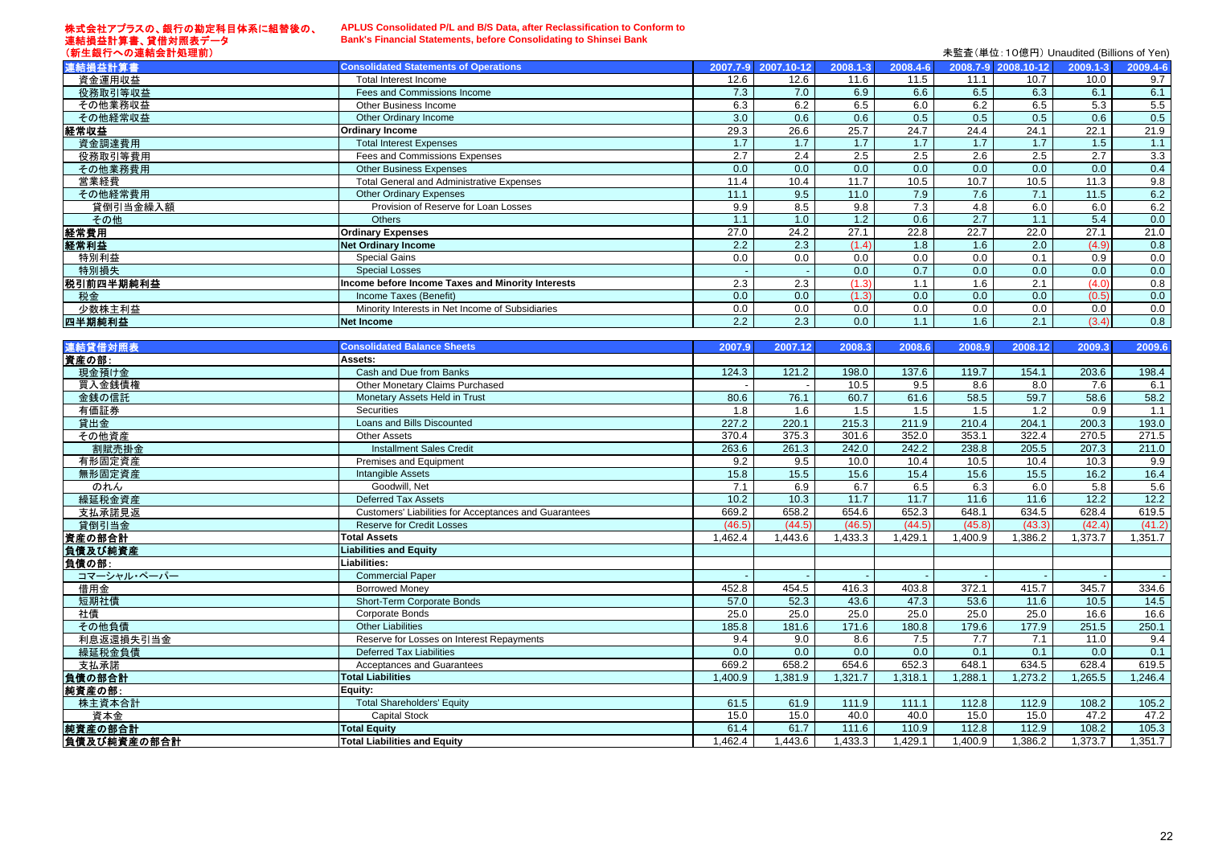# 株式会社アプラスの、銀行の勘定科目体系に組替後の、連結損益計算書、貸借対照表データ（新生銀行への連結会計処理前）

**APLUS Consolidated P/L and B/S Data, after Reclassification to Conform to Bank's Financial Statements, before Consolidating to Shinsei Bank**

未監査（単位：10億円）Unaudited (Billions of Yen)

| 連結損益計算書 | Consolidated Statements of Operations | 2007.7-9 | 2007.10-12 | 2008.1-3 | 2008.4-6 | 2008.7-9 | 2008.10-12 | 2009.1-3 | 2009.4-6 |
|---|---|---|---|---|---|---|---|---|---|
| 資金運用収益 | Total Interest Income | 12.6 | 12.6 | 11.6 | 11.5 | 11.1 | 10.7 | 10.0 | 9.7 |
| 役務取引等収益 | Fees and Commissions Income | 7.3 | 7.0 | 6.9 | 6.6 | 6.5 | 6.3 | 6.1 | 6.1 |
| その他業務収益 | Other Business Income | 6.3 | 6.2 | 6.5 | 6.0 | 6.2 | 6.5 | 5.3 | 5.5 |
| その他経常収益 | Other Ordinary Income | 3.0 | 0.6 | 0.6 | 0.5 | 0.5 | 0.5 | 0.6 | 0.5 |
| **経常収益** | **Ordinary Income** | 29.3 | 26.6 | 25.7 | 24.7 | 24.4 | 24.1 | 22.1 | 21.9 |
| 資金調達費用 | Total Interest Expenses | 1.7 | 1.7 | 1.7 | 1.7 | 1.7 | 1.7 | 1.5 | 1.1 |
| 役務取引等費用 | Fees and Commissions Expenses | 2.7 | 2.4 | 2.5 | 2.5 | 2.6 | 2.5 | 2.7 | 3.3 |
| その他業務費用 | Other Business Expenses | 0.0 | 0.0 | 0.0 | 0.0 | 0.0 | 0.0 | 0.0 | 0.4 |
| 営業経費 | Total General and Administrative Expenses | 11.4 | 10.4 | 11.7 | 10.5 | 10.7 | 10.5 | 11.3 | 9.8 |
| その他経常費用 | Other Ordinary Expenses | 11.1 | 9.5 | 11.0 | 7.9 | 7.6 | 7.1 | 11.5 | 6.2 |
| 貸倒引当金繰入額 | Provision of Reserve for Loan Losses | 9.9 | 8.5 | 9.8 | 7.3 | 4.8 | 6.0 | 6.0 | 6.2 |
| その他 | Others | 1.1 | 1.0 | 1.2 | 0.6 | 2.7 | 1.1 | 5.4 | 0.0 |
| **経常費用** | **Ordinary Expenses** | 27.0 | 24.2 | 27.1 | 22.8 | 22.7 | 22.0 | 27.1 | 21.0 |
| **経常利益** | **Net Ordinary Income** | 2.2 | 2.3 | (1.4) | 1.8 | 1.6 | 2.0 | (4.9) | 0.8 |
| 特別利益 | Special Gains | 0.0 | 0.0 | 0.0 | 0.0 | 0.0 | 0.1 | 0.9 | 0.0 |
| 特別損失 | Special Losses | - | - | 0.0 | 0.7 | 0.0 | 0.0 | 0.0 | 0.0 |
| **税引前四半期純利益** | **Income before Income Taxes and Minority Interests** | 2.3 | 2.3 | (1.3) | 1.1 | 1.6 | 2.1 | (4.0) | 0.8 |
| 税金 | Income Taxes (Benefit) | 0.0 | 0.0 | (1.3) | 0.0 | 0.0 | 0.0 | (0.5) | 0.0 |
| 少数株主利益 | Minority Interests in Net Income of Subsidiaries | 0.0 | 0.0 | 0.0 | 0.0 | 0.0 | 0.0 | 0.0 | 0.0 |
| **四半期純利益** | **Net Income** | 2.2 | 2.3 | 0.0 | 1.1 | 1.6 | 2.1 | (3.4) | 0.8 |

| 連結貸借対照表 | Consolidated Balance Sheets | 2007.9 | 2007.12 | 2008.3 | 2008.6 | 2008.9 | 2008.12 | 2009.3 | 2009.6 |
|---|---|---|---|---|---|---|---|---|---|
| **資産の部:** | **Assets:** | | | | | | | | |
| 現金預け金 | Cash and Due from Banks | 124.3 | 121.2 | 198.0 | 137.6 | 119.7 | 154.1 | 203.6 | 198.4 |
| 買入金銭債権 | Other Monetary Claims Purchased | - | - | 10.5 | 9.5 | 8.6 | 8.0 | 7.6 | 6.1 |
| 金銭の信託 | Monetary Assets Held in Trust | 80.6 | 76.1 | 60.7 | 61.6 | 58.5 | 59.7 | 58.6 | 58.2 |
| 有価証券 | Securities | 1.8 | 1.6 | 1.5 | 1.5 | 1.5 | 1.2 | 0.9 | 1.1 |
| 貸出金 | Loans and Bills Discounted | 227.2 | 220.1 | 215.3 | 211.9 | 210.4 | 204.1 | 200.3 | 193.0 |
| その他資産 | Other Assets | 370.4 | 375.3 | 301.6 | 352.0 | 353.1 | 322.4 | 270.5 | 271.5 |
| 割賦売掛金 | Installment Sales Credit | 263.6 | 261.3 | 242.0 | 242.2 | 238.8 | 205.5 | 207.3 | 211.0 |
| 有形固定資産 | Premises and Equipment | 9.2 | 9.5 | 10.0 | 10.4 | 10.5 | 10.4 | 10.3 | 9.9 |
| 無形固定資産 | Intangible Assets | 15.8 | 15.5 | 15.6 | 15.4 | 15.6 | 15.5 | 16.2 | 16.4 |
| のれん | Goodwill, Net | 7.1 | 6.9 | 6.7 | 6.5 | 6.3 | 6.0 | 5.8 | 5.6 |
| 繰延税金資産 | Deferred Tax Assets | 10.2 | 10.3 | 11.7 | 11.7 | 11.6 | 11.6 | 12.2 | 12.2 |
| 支払承諾見返 | Customers' Liabilities for Acceptances and Guarantees | 669.2 | 658.2 | 654.6 | 652.3 | 648.1 | 634.5 | 628.4 | 619.5 |
| 貸倒引当金 | Reserve for Credit Losses | (46.5) | (44.5) | (46.5) | (44.5) | (45.8) | (43.3) | (42.4) | (41.2) |
| **資産の部合計** | **Total Assets** | 1,462.4 | 1,443.6 | 1,433.3 | 1,429.1 | 1,400.9 | 1,386.2 | 1,373.7 | 1,351.7 |
| **負債及び純資産** | **Liabilities and Equity** | | | | | | | | |
| **負債の部:** | **Liabilities:** | | | | | | | | |
| コマーシャル・ペーパー | Commercial Paper | - | - | - | - | - | - | - | - |
| 借用金 | Borrowed Money | 452.8 | 454.5 | 416.3 | 403.8 | 372.1 | 415.7 | 345.7 | 334.6 |
| 短期社債 | Short-Term Corporate Bonds | 57.0 | 52.3 | 43.6 | 47.3 | 53.6 | 11.6 | 10.5 | 14.5 |
| 社債 | Corporate Bonds | 25.0 | 25.0 | 25.0 | 25.0 | 25.0 | 25.0 | 16.6 | 16.6 |
| その他負債 | Other Liabilities | 185.8 | 181.6 | 171.6 | 180.8 | 179.6 | 177.9 | 251.5 | 250.1 |
| 利息返還損失引当金 | Reserve for Losses on Interest Repayments | 9.4 | 9.0 | 8.6 | 7.5 | 7.7 | 7.1 | 11.0 | 9.4 |
| 繰延税金負債 | Deferred Tax Liabilities | 0.0 | 0.0 | 0.0 | 0.0 | 0.1 | 0.1 | 0.0 | 0.1 |
| 支払承諾 | Acceptances and Guarantees | 669.2 | 658.2 | 654.6 | 652.3 | 648.1 | 634.5 | 628.4 | 619.5 |
| **負債の部合計** | **Total Liabilities** | 1,400.9 | 1,381.9 | 1,321.7 | 1,318.1 | 1,288.1 | 1,273.2 | 1,265.5 | 1,246.4 |
| **純資産の部:** | **Equity:** | | | | | | | | |
| 株主資本合計 | Total Shareholders' Equity | 61.5 | 61.9 | 111.9 | 111.1 | 112.8 | 112.9 | 108.2 | 105.2 |
| 資本金 | Capital Stock | 15.0 | 15.0 | 40.0 | 40.0 | 15.0 | 15.0 | 47.2 | 47.2 |
| **純資産の部合計** | **Total Equity** | 61.4 | 61.7 | 111.6 | 110.9 | 112.8 | 112.9 | 108.2 | 105.3 |
| **負債及び純資産の部合計** | **Total Liabilities and Equity** | 1,462.4 | 1,443.6 | 1,433.3 | 1,429.1 | 1,400.9 | 1,386.2 | 1,373.7 | 1,351.7 |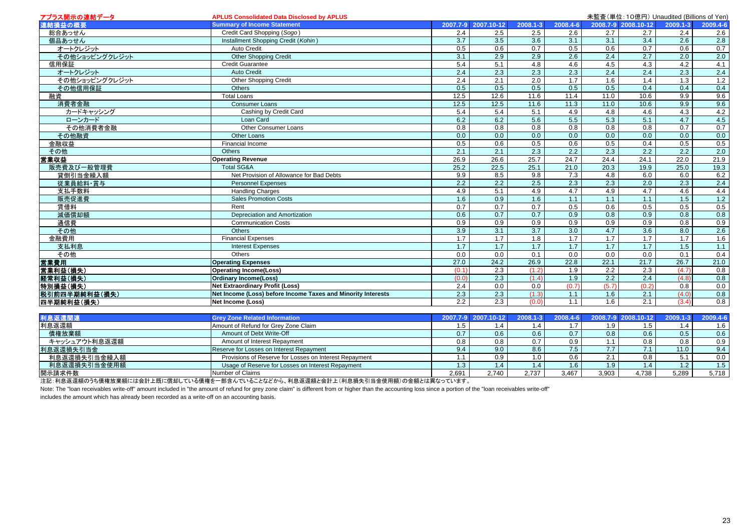# アプラス開示の連結データ / APLUS Consolidated Data Disclosed by APLUS

未監査(単位:10億円) Unaudited (Billions of Yen)

| 連結損益の概要 | Summary of Income Statement | 2007.7-9 | 2007.10-12 | 2008.1-3 | 2008.4-6 | 2008.7-9 | 2008.10-12 | 2009.1-3 | 2009.4-6 |
|---|---|---|---|---|---|---|---|---|---|
| 総合あっせん | Credit Card Shopping (*Sogo*) | 2.4 | 2.5 | 2.5 | 2.6 | 2.7 | 2.7 | 2.4 | 2.6 |
| 個品あっせん | Installment Shopping Credit (*Kohin*) | 3.7 | 3.5 | 3.6 | 3.1 | 3.1 | 3.4 | 2.6 | 2.8 |
| オートクレジット | Auto Credit | 0.5 | 0.6 | 0.7 | 0.5 | 0.6 | 0.7 | 0.6 | 0.7 |
| その他ショッピングクレジット | Other Shopping Credit | 3.1 | 2.9 | 2.9 | 2.6 | 2.4 | 2.7 | 2.0 | 2.0 |
| 信用保証 | Credit Guarantee | 5.4 | 5.1 | 4.8 | 4.6 | 4.5 | 4.3 | 4.2 | 4.1 |
| オートクレジット | Auto Credit | 2.4 | 2.3 | 2.3 | 2.3 | 2.4 | 2.4 | 2.3 | 2.4 |
| その他ショッピングクレジット | Other Shopping Credit | 2.4 | 2.1 | 2.0 | 1.7 | 1.6 | 1.4 | 1.3 | 1.2 |
| その他信用保証 | Others | 0.5 | 0.5 | 0.5 | 0.5 | 0.5 | 0.4 | 0.4 | 0.4 |
| 融資 | Total Loans | 12.5 | 12.6 | 11.6 | 11.4 | 11.0 | 10.6 | 9.9 | 9.6 |
| 消費者金融 | Consumer Loans | 12.5 | 12.5 | 11.6 | 11.3 | 11.0 | 10.6 | 9.9 | 9.6 |
| カードキャッシング | Cashing by Credit Card | 5.4 | 5.4 | 5.1 | 4.9 | 4.8 | 4.6 | 4.3 | 4.2 |
| ローンカード | Loan Card | 6.2 | 6.2 | 5.6 | 5.5 | 5.3 | 5.1 | 4.7 | 4.5 |
| その他消費者金融 | Other Consumer Loans | 0.8 | 0.8 | 0.8 | 0.8 | 0.8 | 0.8 | 0.7 | 0.7 |
| その他融資 | Other Loans | 0.0 | 0.0 | 0.0 | 0.0 | 0.0 | 0.0 | 0.0 | 0.0 |
| 金融収益 | Financial Income | 0.5 | 0.6 | 0.5 | 0.6 | 0.5 | 0.4 | 0.5 | 0.5 |
| その他 | Others | 2.1 | 2.1 | 2.3 | 2.2 | 2.3 | 2.2 | 2.2 | 2.0 |
| **営業収益** | **Operating Revenue** | 26.9 | 26.6 | 25.7 | 24.7 | 24.4 | 24.1 | 22.0 | 21.9 |
| 販売費及び一般管理費 | Total SG&A | 25.2 | 22.5 | 25.1 | 21.0 | 20.3 | 19.9 | 25.0 | 19.3 |
| 貸倒引当金繰入額 | Net Provision of Allowance for Bad Debts | 9.9 | 8.5 | 9.8 | 7.3 | 4.8 | 6.0 | 6.0 | 6.2 |
| 従業員給料・賞与 | Personnel Expenses | 2.2 | 2.2 | 2.5 | 2.3 | 2.3 | 2.0 | 2.3 | 2.4 |
| 支払手数料 | Handling Charges | 4.9 | 5.1 | 4.9 | 4.7 | 4.9 | 4.7 | 4.6 | 4.4 |
| 販売促進費 | Sales Promotion Costs | 1.6 | 0.9 | 1.6 | 1.1 | 1.1 | 1.1 | 1.5 | 1.2 |
| 賃借料 | Rent | 0.7 | 0.7 | 0.7 | 0.5 | 0.6 | 0.5 | 0.5 | 0.5 |
| 減価償却額 | Depreciation and Amortization | 0.6 | 0.7 | 0.7 | 0.9 | 0.8 | 0.9 | 0.8 | 0.8 |
| 通信費 | Communication Costs | 0.9 | 0.9 | 0.9 | 0.9 | 0.9 | 0.9 | 0.8 | 0.9 |
| その他 | Others | 3.9 | 3.1 | 3.7 | 3.0 | 4.7 | 3.6 | 8.0 | 2.6 |
| 金融費用 | Financial Expenses | 1.7 | 1.7 | 1.8 | 1.7 | 1.7 | 1.7 | 1.7 | 1.6 |
| 支払利息 | Interest Expenses | 1.7 | 1.7 | 1.7 | 1.7 | 1.7 | 1.7 | 1.5 | 1.1 |
| その他 | Others | 0.0 | 0.0 | 0.1 | 0.0 | 0.0 | 0.0 | 0.1 | 0.4 |
| **営業費用** | **Operating Expenses** | 27.0 | 24.2 | 26.9 | 22.8 | 22.1 | 21.7 | 26.7 | 21.0 |
| **営業利益(損失)** | **Operating Income(Loss)** | (0.1) | 2.3 | (1.2) | 1.9 | 2.2 | 2.3 | (4.7) | 0.8 |
| **経常利益(損失)** | **Ordinary Income(Loss)** | (0.0) | 2.3 | (1.4) | 1.9 | 2.2 | 2.4 | (4.8) | 0.8 |
| **特別損益(損失)** | **Net Extraordinary Profit (Loss)** | 2.4 | 0.0 | 0.0 | (0.7) | (5.7) | (0.2) | 0.8 | 0.0 |
| **税引前四半期純利益(損失)** | **Net Income (Loss) before Income Taxes and Minority Interests** | 2.3 | 2.3 | (1.3) | 1.1 | 1.6 | 2.1 | (4.0) | 0.8 |
| **四半期純利益(損失)** | **Net Income (Loss)** | 2.2 | 2.3 | (0.0) | 1.1 | 1.6 | 2.1 | (3.4) | 0.8 |

| 利息返還関連 | Grey Zone Related Information | 2007.7-9 | 2007.10-12 | 2008.1-3 | 2008.4-6 | 2008.7-9 | 2008.10-12 | 2009.1-3 | 2009.4-6 |
|---|---|---|---|---|---|---|---|---|---|
| 利息返還額 | Amount of Refund for Grey Zone Claim | 1.5 | 1.4 | 1.4 | 1.7 | 1.9 | 1.5 | 1.4 | 1.6 |
| 債権放棄額 | Amount of Debt Write-Off | 0.7 | 0.6 | 0.6 | 0.7 | 0.8 | 0.6 | 0.5 | 0.6 |
| キャッシュアウト利息返還額 | Amount of Interest Repayment | 0.8 | 0.8 | 0.7 | 0.9 | 1.1 | 0.8 | 0.8 | 0.9 |
| 利息返還損失引当金 | Reserve for Losses on Interest Repayment | 9.4 | 9.0 | 8.6 | 7.5 | 7.7 | 7.1 | 11.0 | 9.4 |
| 利息返還損失引当金繰入額 | Provisions of Reserve for Losses on Interest Repayment | 1.1 | 0.9 | 1.0 | 0.6 | 2.1 | 0.8 | 5.1 | 0.0 |
| 利息返還損失引当金使用額 | Usage of Reserve for Losses on Interest Repayment | 1.3 | 1.4 | 1.4 | 1.6 | 1.9 | 1.4 | 1.2 | 1.5 |
| 開示請求件数 | Number of Claims | 2,691 | 2,740 | 2,737 | 3,467 | 3,903 | 4,738 | 5,289 | 5,718 |

注記:利息返還額のうち債権放棄額には会計上既に償却している債権を一部含んでいることなどから、利息返還額と会計上(利息損失引当金使用額)の金額とは異なっています。

Note: The "loan receivables write-off" amount included in "the amount of refund for grey zone claim" is different from or higher than the accounting loss since a portion of the "loan receivables write-off" includes the amount which has already been recorded as a write-off on an accounting basis.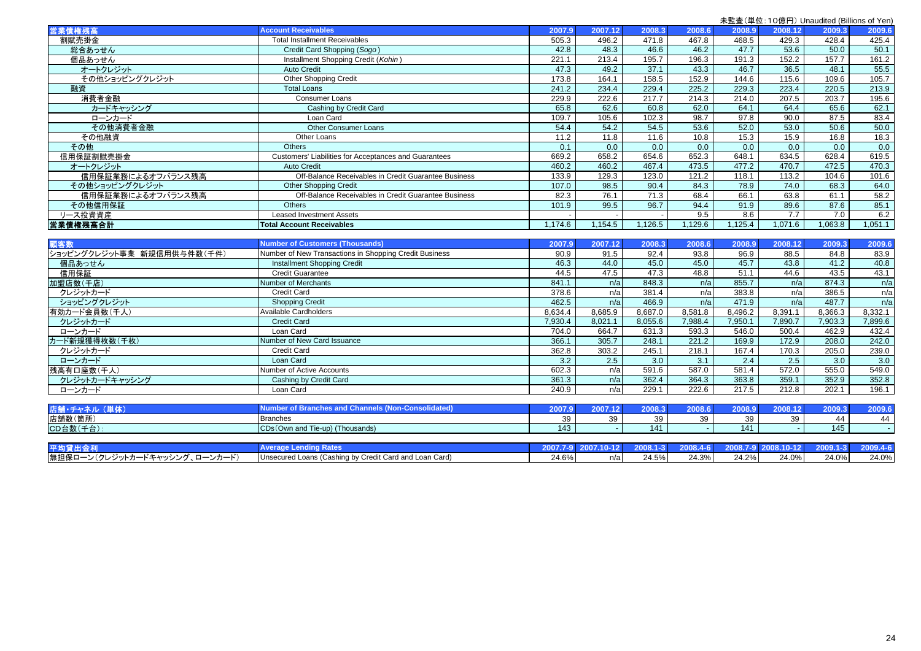未監査(単位:10億円) Unaudited (Billions of Yen)

| 営業債権残高 | Account Receivables | 2007.9 | 2007.12 | 2008.3 | 2008.6 | 2008.9 | 2008.12 | 2009.3 | 2009.6 |
|---|---|---|---|---|---|---|---|---|---|
| 割賦売掛金 | Total Installment Receivables | 505.3 | 496.2 | 471.8 | 467.8 | 468.5 | 429.3 | 428.4 | 425.4 |
| 総合あっせん | Credit Card Shopping (*Sogo*) | 42.8 | 48.3 | 46.6 | 46.2 | 47.7 | 53.6 | 50.0 | 50.1 |
| 個品あっせん | Installment Shopping Credit (*Kohin*) | 221.1 | 213.4 | 195.7 | 196.3 | 191.3 | 152.2 | 157.7 | 161.2 |
| オートクレジット | Auto Credit | 47.3 | 49.2 | 37.1 | 43.3 | 46.7 | 36.5 | 48.1 | 55.5 |
| その他ショッピングクレジット | Other Shopping Credit | 173.8 | 164.1 | 158.5 | 152.9 | 144.6 | 115.6 | 109.6 | 105.7 |
| 融資 | Total Loans | 241.2 | 234.4 | 229.4 | 225.2 | 229.3 | 223.4 | 220.5 | 213.9 |
| 消費者金融 | Consumer Loans | 229.9 | 222.6 | 217.7 | 214.3 | 214.0 | 207.5 | 203.7 | 195.6 |
| カードキャッシング | Cashing by Credit Card | 65.8 | 62.6 | 60.8 | 62.0 | 64.1 | 64.4 | 65.6 | 62.1 |
| ローンカード | Loan Card | 109.7 | 105.6 | 102.3 | 98.7 | 97.8 | 90.0 | 87.5 | 83.4 |
| その他消費者金融 | Other Consumer Loans | 54.4 | 54.2 | 54.5 | 53.6 | 52.0 | 53.0 | 50.6 | 50.0 |
| その他融資 | Other Loans | 11.2 | 11.8 | 11.6 | 10.8 | 15.3 | 15.9 | 16.8 | 18.3 |
| その他 | Others | 0.1 | 0.0 | 0.0 | 0.0 | 0.0 | 0.0 | 0.0 | 0.0 |
| 信用保証割賦売掛金 | Customers' Liabilities for Acceptances and Guarantees | 669.2 | 658.2 | 654.6 | 652.3 | 648.1 | 634.5 | 628.4 | 619.5 |
| オートクレジット | Auto Credit | 460.2 | 460.2 | 467.4 | 473.5 | 477.2 | 470.7 | 472.5 | 470.3 |
| 信用保証業務によるオフバランス残高 | Off-Balance Receivables in Credit Guarantee Business | 133.9 | 129.3 | 123.0 | 121.2 | 118.1 | 113.2 | 104.6 | 101.6 |
| その他ショッピングクレジット | Other Shopping Credit | 107.0 | 98.5 | 90.4 | 84.3 | 78.9 | 74.0 | 68.3 | 64.0 |
| 信用保証業務によるオフバランス残高 | Off-Balance Receivables in Credit Guarantee Business | 82.3 | 76.1 | 71.3 | 68.4 | 66.1 | 63.8 | 61.1 | 58.2 |
| その他信用保証 | Others | 101.9 | 99.5 | 96.7 | 94.4 | 91.9 | 89.6 | 87.6 | 85.1 |
| リース投資資産 | Leased Investment Assets | - | - | - | 9.5 | 8.6 | 7.7 | 7.0 | 6.2 |
| **営業債権残高合計** | **Total Account Receivables** | 1,174.6 | 1,154.5 | 1,126.5 | 1,129.6 | 1,125.4 | 1,071.6 | 1,063.8 | 1,051.1 |

| 顧客数 | Number of Customers (Thousands) | 2007.9 | 2007.12 | 2008.3 | 2008.6 | 2008.9 | 2008.12 | 2009.3 | 2009.6 |
|---|---|---|---|---|---|---|---|---|---|
| ショッピングクレジット事業 新規信用供与件数(千件) | Number of New Transactions in Shopping Credit Business | 90.9 | 91.5 | 92.4 | 93.8 | 96.9 | 88.5 | 84.8 | 83.9 |
| 個品あっせん | Installment Shopping Credit | 46.3 | 44.0 | 45.0 | 45.0 | 45.7 | 43.8 | 41.2 | 40.8 |
| 信用保証 | Credit Guarantee | 44.5 | 47.5 | 47.3 | 48.8 | 51.1 | 44.6 | 43.5 | 43.1 |
| 加盟店数(千店) | Number of Merchants | 841.1 | n/a | 848.3 | n/a | 855.7 | n/a | 874.3 | n/a |
| クレジットカード | Credit Card | 378.6 | n/a | 381.4 | n/a | 383.8 | n/a | 386.5 | n/a |
| ショッピングクレジット | Shopping Credit | 462.5 | n/a | 466.9 | n/a | 471.9 | n/a | 487.7 | n/a |
| 有効カード会員数(千人) | Available Cardholders | 8,634.4 | 8,685.9 | 8,687.0 | 8,581.8 | 8,496.2 | 8,391.1 | 8,366.3 | 8,332.1 |
| クレジットカード | Credit Card | 7,930.4 | 8,021.1 | 8,055.6 | 7,988.4 | 7,950.1 | 7,890.7 | 7,903.3 | 7,899.6 |
| ローンカード | Loan Card | 704.0 | 664.7 | 631.3 | 593.3 | 546.0 | 500.4 | 462.9 | 432.4 |
| カード新規獲得枚数(千枚) | Number of New Card Issuance | 366.1 | 305.7 | 248.1 | 221.2 | 169.9 | 172.9 | 208.0 | 242.0 |
| クレジットカード | Credit Card | 362.8 | 303.2 | 245.1 | 218.1 | 167.4 | 170.3 | 205.0 | 239.0 |
| ローンカード | Loan Card | 3.2 | 2.5 | 3.0 | 3.1 | 2.4 | 2.5 | 3.0 | 3.0 |
| 残高有口座数(千人) | Number of Active Accounts | 602.3 | n/a | 591.6 | 587.0 | 581.4 | 572.0 | 555.0 | 549.0 |
| クレジットカードキャッシング | Cashing by Credit Card | 361.3 | n/a | 362.4 | 364.3 | 363.8 | 359.1 | 352.9 | 352.8 |
| ローンカード | Loan Card | 240.9 | n/a | 229.1 | 222.6 | 217.5 | 212.8 | 202.1 | 196.1 |

| 店舗・チャネル(単体) | Number of Branches and Channels (Non-Consolidated) | 2007.9 | 2007.12 | 2008.3 | 2008.6 | 2008.9 | 2008.12 | 2009.3 | 2009.6 |
|---|---|---|---|---|---|---|---|---|---|
| 店舗数(箇所) | Branches | 39 | 39 | 39 | 39 | 39 | 39 | 44 | 44 |
| CD台数(千台): | CDs(Own and Tie-up) (Thousands) | 143 | - | 141 | - | 141 | - | 145 | - |

| 平均貸出金利 | Average Lending Rates | 2007.7-9 | 2007.10-12 | 2008.1-3 | 2008.4-6 | 2008.7-9 | 2008.10-12 | 2009.1-3 | 2009.4-6 |
|---|---|---|---|---|---|---|---|---|---|
| 無担保ローン(クレジットカードキャッシング、ローンカード) | Unsecured Loans (Cashing by Credit Card and Loan Card) | 24.6% | n/a | 24.5% | 24.3% | 24.2% | 24.0% | 24.0% | 24.0% |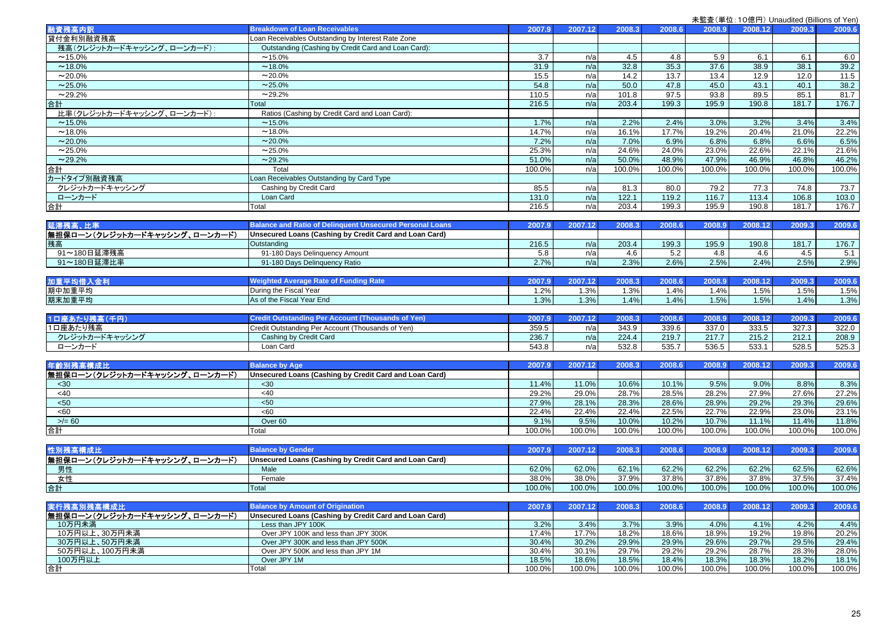未監査（単位：10億円）Unaudited (Billions of Yen)

| 融資残高内訳 | Breakdown of Loan Receivables | 2007.9 | 2007.12 | 2008.3 | 2008.6 | 2008.9 | 2008.12 | 2009.3 | 2009.6 |
|---|---|---|---|---|---|---|---|---|---|
| 貸付金利別融資残高 | Loan Receivables Outstanding by Interest Rate Zone | | | | | | | | |
| 残高（クレジットカードキャッシング、ローンカード）: | Outstanding (Cashing by Credit Card and Loan Card): | | | | | | | | |
| ～15.0% | ～15.0% | 3.7 | n/a | 4.5 | 4.8 | 5.9 | 6.1 | 6.1 | 6.0 |
| ～18.0% | ～18.0% | 31.9 | n/a | 32.8 | 35.3 | 37.6 | 38.9 | 38.1 | 39.2 |
| ～20.0% | ～20.0% | 15.5 | n/a | 14.2 | 13.7 | 13.4 | 12.9 | 12.0 | 11.5 |
| ～25.0% | ～25.0% | 54.8 | n/a | 50.0 | 47.8 | 45.0 | 43.1 | 40.1 | 38.2 |
| ～29.2% | ～29.2% | 110.5 | n/a | 101.8 | 97.5 | 93.8 | 89.5 | 85.1 | 81.7 |
| 合計 | Total | 216.5 | n/a | 203.4 | 199.3 | 195.9 | 190.8 | 181.7 | 176.7 |
| 比率（クレジットカードキャッシング、ローンカード）: | Ratios (Cashing by Credit Card and Loan Card): | | | | | | | | |
| ～15.0% | ～15.0% | 1.7% | n/a | 2.2% | 2.4% | 3.0% | 3.2% | 3.4% | 3.4% |
| ～18.0% | ～18.0% | 14.7% | n/a | 16.1% | 17.7% | 19.2% | 20.4% | 21.0% | 22.2% |
| ～20.0% | ～20.0% | 7.2% | n/a | 7.0% | 6.9% | 6.8% | 6.8% | 6.6% | 6.5% |
| ～25.0% | ～25.0% | 25.3% | n/a | 24.6% | 24.0% | 23.0% | 22.6% | 22.1% | 21.6% |
| ～29.2% | ～29.2% | 51.0% | n/a | 50.0% | 48.9% | 47.9% | 46.9% | 46.8% | 46.2% |
| 合計 | Total | 100.0% | n/a | 100.0% | 100.0% | 100.0% | 100.0% | 100.0% | 100.0% |
| カードタイプ別融資残高 | Loan Receivables Outstanding by Card Type | | | | | | | | |
| クレジットカードキャッシング | Cashing by Credit Card | 85.5 | n/a | 81.3 | 80.0 | 79.2 | 77.3 | 74.8 | 73.7 |
| ローンカード | Loan Card | 131.0 | n/a | 122.1 | 119.2 | 116.7 | 113.4 | 106.8 | 103.0 |
| 合計 | Total | 216.5 | n/a | 203.4 | 199.3 | 195.9 | 190.8 | 181.7 | 176.7 |

| 延滞残高、比率 | Balance and Ratio of Delinquent Unsecured Personal Loans | 2007.9 | 2007.12 | 2008.3 | 2008.6 | 2008.9 | 2008.12 | 2009.3 | 2009.6 |
|---|---|---|---|---|---|---|---|---|---|
| 無担保ローン（クレジットカードキャッシング、ローンカード） | Unsecured Loans (Cashing by Credit Card and Loan Card) | | | | | | | | |
| 残高 | Outstanding | 216.5 | n/a | 203.4 | 199.3 | 195.9 | 190.8 | 181.7 | 176.7 |
| 91～180日延滞残高 | 91-180 Days Delinquency Amount | 5.8 | n/a | 4.6 | 5.2 | 4.8 | 4.6 | 4.5 | 5.1 |
| 91～180日延滞比率 | 91-180 Days Delinquency Ratio | 2.7% | n/a | 2.3% | 2.6% | 2.5% | 2.4% | 2.5% | 2.9% |

| 加重平均借入金利 | Weighted Average Rate of Funding Rate | 2007.9 | 2007.12 | 2008.3 | 2008.6 | 2008.9 | 2008.12 | 2009.3 | 2009.6 |
|---|---|---|---|---|---|---|---|---|---|
| 期中加重平均 | During the Fiscal Year | 1.2% | 1.3% | 1.3% | 1.4% | 1.4% | 1.5% | 1.5% | 1.5% |
| 期末加重平均 | As of the Fiscal Year End | 1.3% | 1.3% | 1.4% | 1.4% | 1.5% | 1.5% | 1.4% | 1.3% |

| 1口座あたり残高（千円） | Credit Outstanding Per Account (Thousands of Yen) | 2007.9 | 2007.12 | 2008.3 | 2008.6 | 2008.9 | 2008.12 | 2009.3 | 2009.6 |
|---|---|---|---|---|---|---|---|---|---|
| 1口座あたり残高 | Credit Outstanding Per Account (Thousands of Yen) | 359.5 | n/a | 343.9 | 339.6 | 337.0 | 333.5 | 327.3 | 322.0 |
| クレジットカードキャッシング | Cashing by Credit Card | 236.7 | n/a | 224.4 | 219.7 | 217.7 | 215.2 | 212.1 | 208.9 |
| ローンカード | Loan Card | 543.8 | n/a | 532.8 | 535.7 | 536.5 | 533.1 | 528.5 | 525.3 |

| 年齢別残高構成比 | Balance by Age | 2007.9 | 2007.12 | 2008.3 | 2008.6 | 2008.9 | 2008.12 | 2009.3 | 2009.6 |
|---|---|---|---|---|---|---|---|---|---|
| 無担保ローン（クレジットカードキャッシング、ローンカード） | Unsecured Loans (Cashing by Credit Card and Loan Card) | | | | | | | | |
| <30 | <30 | 11.4% | 11.0% | 10.6% | 10.1% | 9.5% | 9.0% | 8.8% | 8.3% |
| <40 | <40 | 29.2% | 29.0% | 28.7% | 28.5% | 28.2% | 27.9% | 27.6% | 27.2% |
| <50 | <50 | 27.9% | 28.1% | 28.3% | 28.6% | 28.9% | 29.2% | 29.3% | 29.6% |
| <60 | <60 | 22.4% | 22.4% | 22.4% | 22.5% | 22.7% | 22.9% | 23.0% | 23.1% |
| >/= 60 | Over 60 | 9.1% | 9.5% | 10.0% | 10.2% | 10.7% | 11.1% | 11.4% | 11.8% |
| 合計 | Total | 100.0% | 100.0% | 100.0% | 100.0% | 100.0% | 100.0% | 100.0% | 100.0% |

| 性別残高構成比 | Balance by Gender | 2007.9 | 2007.12 | 2008.3 | 2008.6 | 2008.9 | 2008.12 | 2009.3 | 2009.6 |
|---|---|---|---|---|---|---|---|---|---|
| 無担保ローン（クレジットカードキャッシング、ローンカード） | Unsecured Loans (Cashing by Credit Card and Loan Card) | | | | | | | | |
| 男性 | Male | 62.0% | 62.0% | 62.1% | 62.2% | 62.2% | 62.2% | 62.5% | 62.6% |
| 女性 | Female | 38.0% | 38.0% | 37.9% | 37.8% | 37.8% | 37.8% | 37.5% | 37.4% |
| 合計 | Total | 100.0% | 100.0% | 100.0% | 100.0% | 100.0% | 100.0% | 100.0% | 100.0% |

| 実行残高別残高構成比 | Balance by Amount of Origination | 2007.9 | 2007.12 | 2008.3 | 2008.6 | 2008.9 | 2008.12 | 2009.3 | 2009.6 |
|---|---|---|---|---|---|---|---|---|---|
| 無担保ローン（クレジットカードキャッシング、ローンカード） | Unsecured Loans (Cashing by Credit Card and Loan Card) | | | | | | | | |
| 10万円未満 | Less than JPY 100K | 3.2% | 3.4% | 3.7% | 3.9% | 4.0% | 4.1% | 4.2% | 4.4% |
| 10万円以上、30万円未満 | Over JPY 100K and less than JPY 300K | 17.4% | 17.7% | 18.2% | 18.6% | 18.9% | 19.2% | 19.8% | 20.2% |
| 30万円以上、50万円未満 | Over JPY 300K and less than JPY 500K | 30.4% | 30.2% | 29.9% | 29.9% | 29.6% | 29.7% | 29.5% | 29.4% |
| 50万円以上、100万円未満 | Over JPY 500K and less than JPY 1M | 30.4% | 30.1% | 29.7% | 29.2% | 29.2% | 28.7% | 28.3% | 28.0% |
| 100万円以上 | Over JPY 1M | 18.5% | 18.6% | 18.5% | 18.4% | 18.3% | 18.3% | 18.2% | 18.1% |
| 合計 | Total | 100.0% | 100.0% | 100.0% | 100.0% | 100.0% | 100.0% | 100.0% | 100.0% |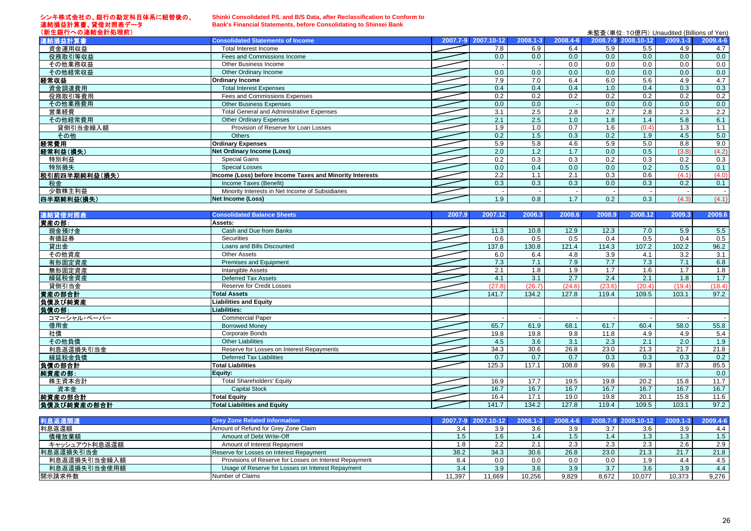シンキ株式会社の、銀行の勘定科目体系に組替後の、連結損益計算書、貸借対照表データ（新生銀行への連結会計処理前）

**Shinki Consolidated P/L and B/S Data, after Reclassification to Conform to Bank's Financial Statements, before Consolidating to Shinsei Bank**

未監査（単位：10億円）Unaudited (Billions of Yen)

| 連結損益計算書 | Consolidated Statements of Income | 2007.7-9 | 2007.10-12 | 2008.1-3 | 2008.4-6 | 2008.7-9 | 2008.10-12 | 2009.1-3 | 2009.4-6 |
|---|---|---|---|---|---|---|---|---|---|
| 資金運用収益 | Total Interest Income | | 7.8 | 6.9 | 6.4 | 5.9 | 5.5 | 4.9 | 4.7 |
| 役務取引等収益 | Fees and Commissions Income | | 0.0 | 0.0 | 0.0 | 0.0 | 0.0 | 0.0 | 0.0 |
| その他業務収益 | Other Business Income | | - | - | 0.0 | 0.0 | 0.0 | 0.0 | 0.0 |
| その他経常収益 | Other Ordinary Income | | 0.0 | 0.0 | 0.0 | 0.0 | 0.0 | 0.0 | 0.0 |
| **経常収益** | **Ordinary Income** | | 7.9 | 7.0 | 6.4 | 6.0 | 5.6 | 4.9 | 4.7 |
| 資金調達費用 | Total Interest Expenses | | 0.4 | 0.4 | 0.4 | 1.0 | 0.4 | 0.3 | 0.3 |
| 役務取引等費用 | Fees and Commissions Expenses | | 0.2 | 0.2 | 0.2 | 0.2 | 0.2 | 0.2 | 0.2 |
| その他業務費用 | Other Business Expenses | | 0.0 | 0.0 | - | 0.0 | 0.0 | 0.0 | 0.0 |
| 営業経費 | Total General and Administrative Expenses | | 3.1 | 2.5 | 2.8 | 2.7 | 2.8 | 2.3 | 2.2 |
| その他経常費用 | Other Ordinary Expenses | | 2.1 | 2.5 | 1.0 | 1.8 | 1.4 | 5.8 | 6.1 |
| 貸倒引当金繰入額 | Provision of Reserve for Loan Losses | | 1.9 | 1.0 | 0.7 | 1.6 | (0.4) | 1.3 | 1.1 |
| その他 | Others | | 0.2 | 1.5 | 0.3 | 0.2 | 1.9 | 4.5 | 5.0 |
| **経常費用** | **Ordinary Expenses** | | 5.9 | 5.8 | 4.6 | 5.9 | 5.0 | 8.8 | 9.0 |
| **経常利益（損失）** | **Net Ordinary Income (Loss)** | | 2.0 | 1.2 | 1.7 | 0.0 | 0.5 | (3.8) | (4.2) |
| 特別利益 | Special Gains | | 0.2 | 0.3 | 0.3 | 0.2 | 0.3 | 0.2 | 0.3 |
| 特別損失 | Special Losses | | 0.0 | 0.4 | 0.0 | 0.0 | 0.2 | 0.5 | 0.1 |
| **税引前四半期純利益（損失）** | **Income (Loss) before Income Taxes and Minority Interests** | | 2.2 | 1.1 | 2.1 | 0.3 | 0.6 | (4.1) | (4.0) |
| 税金 | Income Taxes (Benefit) | | 0.3 | 0.3 | 0.3 | 0.0 | 0.3 | 0.2 | 0.1 |
| 少数株主利益 | Minority Interests in Net Income of Subsidiaries | | - | - | - | - | - | - | - |
| **四半期純利益(損失)** | **Net Income (Loss)** | | 1.9 | 0.8 | 1.7 | 0.2 | 0.3 | (4.3) | (4.1) |

| 連結貸借対照表 | Consolidated Balance Sheets | 2007.9 | 2007.12 | 2008.3 | 2008.6 | 2008.9 | 2008.12 | 2009.3 | 2009.6 |
|---|---|---|---|---|---|---|---|---|---|
| **資産の部：** | **Assets:** | | | | | | | | |
| 現金預け金 | Cash and Due from Banks | | 11.3 | 10.8 | 12.9 | 12.3 | 7.0 | 5.9 | 5.5 |
| 有価証券 | Securities | | 0.6 | 0.5 | 0.5 | 0.4 | 0.5 | 0.4 | 0.5 |
| 貸出金 | Loans and Bills Discounted | | 137.8 | 130.8 | 121.4 | 114.3 | 107.2 | 102.2 | 96.2 |
| その他資産 | Other Assets | | 6.0 | 6.4 | 4.8 | 3.9 | 4.1 | 3.2 | 3.1 |
| 有形固定資産 | Premises and Equipment | | 7.3 | 7.1 | 7.9 | 7.7 | 7.3 | 7.1 | 6.8 |
| 無形固定資産 | Intangible Assets | | 2.1 | 1.8 | 1.9 | 1.7 | 1.6 | 1.7 | 1.8 |
| 繰延税金資産 | Deferred Tax Assets | | 4.1 | 3.1 | 2.7 | 2.4 | 2.1 | 1.8 | 1.7 |
| 貸倒引当金 | Reserve for Credit Losses | | (27.8) | (26.7) | (24.6) | (23.6) | (20.4) | (19.4) | (18.4) |
| **資産の部合計** | **Total Assets** | | 141.7 | 134.2 | 127.8 | 119.4 | 109.5 | 103.1 | 97.2 |
| **負債及び純資産** | **Liabilities and Equity** | | | | | | | | |
| **負債の部：** | **Liabilities:** | | | | | | | | |
| コマーシャル・ペーパー | Commercial Paper | | - | - | - | - | - | - | - |
| 借用金 | Borrowed Money | | 65.7 | 61.9 | 68.1 | 61.7 | 60.4 | 58.0 | 55.8 |
| 社債 | Corporate Bonds | | 19.8 | 19.8 | 9.8 | 11.8 | 4.9 | 4.9 | 5.4 |
| その他負債 | Other Liabilities | | 4.5 | 3.6 | 3.1 | 2.3 | 2.1 | 2.0 | 1.9 |
| 利息返還損失引当金 | Reserve for Losses on Interest Repayments | | 34.3 | 30.6 | 26.8 | 23.0 | 21.3 | 21.7 | 21.8 |
| 繰延税金負債 | Deferred Tax Liabilities | | 0.7 | 0.7 | 0.7 | 0.3 | 0.3 | 0.3 | 0.2 |
| **負債の部合計** | **Total Liabilities** | | 125.3 | 117.1 | 108.8 | 99.6 | 89.3 | 87.3 | 85.5 |
| **純資産の部：** | **Equity:** | | | | | | | | 0.0 |
| 株主資本合計 | Total Shareholders' Equity | | 16.9 | 17.7 | 19.5 | 19.8 | 20.2 | 15.8 | 11.7 |
| 資本金 | Capital Stock | | 16.7 | 16.7 | 16.7 | 16.7 | 16.7 | 16.7 | 16.7 |
| **純資産の部合計** | **Total Equity** | | 16.4 | 17.1 | 19.0 | 19.8 | 20.1 | 15.8 | 11.6 |
| **負債及び純資産の部合計** | **Total Liabilities and Equity** | | 141.7 | 134.2 | 127.8 | 119.4 | 109.5 | 103.1 | 97.2 |

| 利息返還関連 | Grey Zone Related Information | 2007.7-9 | 2007.10-12 | 2008.1-3 | 2008.4-6 | 2008.7-9 | 2008.10-12 | 2009.1-3 | 2009.4-6 |
|---|---|---|---|---|---|---|---|---|---|
| 利息返還額 | Amount of Refund for Grey Zone Claim | 3.4 | 3.9 | 3.6 | 3.9 | 3.7 | 3.6 | 3.9 | 4.4 |
| 債権放棄額 | Amount of Debt Write-Off | 1.5 | 1.6 | 1.4 | 1.5 | 1.4 | 1.3 | 1.3 | 1.5 |
| キャッシュアウト利息返還額 | Amount of Interest Repayment | 1.8 | 2.2 | 2.1 | 2.3 | 2.3 | 2.3 | 2.6 | 2.9 |
| 利息返還損失引当金 | Reserve for Losses on Interest Repayment | 38.2 | 34.3 | 30.6 | 26.8 | 23.0 | 21.3 | 21.7 | 21.8 |
| 利息返還損失引当金繰入額 | Provisions of Reserve for Losses on Interest Repayment | 8.4 | 0.0 | 0.0 | 0.0 | 0.0 | 1.9 | 4.4 | 4.5 |
| 利息返還損失引当金使用額 | Usage of Reserve for Losses on Interest Repayment | 3.4 | 3.9 | 3.6 | 3.9 | 3.7 | 3.6 | 3.9 | 4.4 |
| 開示請求件数 | Number of Claims | 11,397 | 11,669 | 10,256 | 9,829 | 8,672 | 10,077 | 10,373 | 9,276 |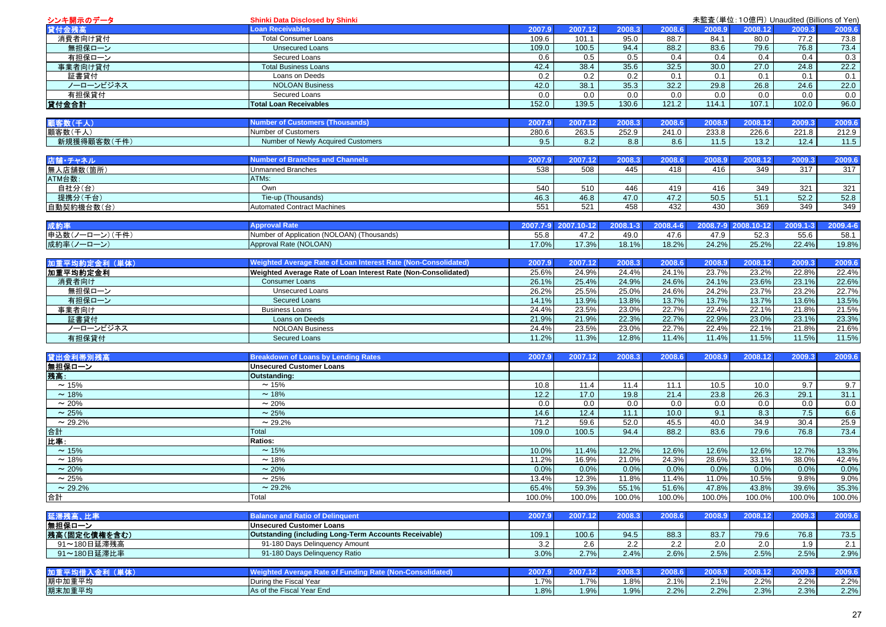| シンキ開示のデータ | Shinki Data Disclosed by Shinki | | | | 未監査(単位:10億円) Unaudited (Billions of Yen) | | | | |
|---|---|---|---|---|---|---|---|---|---|
| 貸付金残高 | Loan Receivables | 2007.9 | 2007.12 | 2008.3 | 2008.6 | 2008.9 | 2008.12 | 2009.3 | 2009.6 |
| 消費者向け貸付 | Total Consumer Loans | 109.6 | 101.1 | 95.0 | 88.7 | 84.1 | 80.0 | 77.2 | 73.8 |
| 無担保ローン | Unsecured Loans | 109.0 | 100.5 | 94.4 | 88.2 | 83.6 | 79.6 | 76.8 | 73.4 |
| 有担保ローン | Secured Loans | 0.6 | 0.5 | 0.5 | 0.4 | 0.4 | 0.4 | 0.4 | 0.3 |
| 事業者向け貸付 | Total Business Loans | 42.4 | 38.4 | 35.6 | 32.5 | 30.0 | 27.0 | 24.8 | 22.2 |
| 証書貸付 | Loans on Deeds | 0.2 | 0.2 | 0.2 | 0.1 | 0.1 | 0.1 | 0.1 | 0.1 |
| ノーローンビジネス | NOLOAN Business | 42.0 | 38.1 | 35.3 | 32.2 | 29.8 | 26.8 | 24.6 | 22.0 |
| 有担保貸付 | Secured Loans | 0.0 | 0.0 | 0.0 | 0.0 | 0.0 | 0.0 | 0.0 | 0.0 |
| 貸付金合計 | Total Loan Receivables | 152.0 | 139.5 | 130.6 | 121.2 | 114.1 | 107.1 | 102.0 | 96.0 |

| 顧客数(千人) | Number of Customers (Thousands) | 2007.9 | 2007.12 | 2008.3 | 2008.6 | 2008.9 | 2008.12 | 2009.3 | 2009.6 |
|---|---|---|---|---|---|---|---|---|---|
| 顧客数(千人) | Number of Customers | 280.6 | 263.5 | 252.9 | 241.0 | 233.8 | 226.6 | 221.8 | 212.9 |
| 新規獲得顧客数(千件) | Number of Newly Acquired Customers | 9.5 | 8.2 | 8.8 | 8.6 | 11.5 | 13.2 | 12.4 | 11.5 |

| 店舗・チャネル | Number of Branches and Channels | 2007.9 | 2007.12 | 2008.3 | 2008.6 | 2008.9 | 2008.12 | 2009.3 | 2009.6 |
|---|---|---|---|---|---|---|---|---|---|
| 無人店舗数(箇所) | Unmanned Branches | 538 | 508 | 445 | 418 | 416 | 349 | 317 | 317 |
| ATM台数: | ATMs: | | | | | | | | |
| 自社分(台) | Own | 540 | 510 | 446 | 419 | 416 | 349 | 321 | 321 |
| 提携分(千台) | Tie-up (Thousands) | 46.3 | 46.8 | 47.0 | 47.2 | 50.5 | 51.1 | 52.2 | 52.8 |
| 自動契約機台数(台) | Automated Contract Machines | 551 | 521 | 458 | 432 | 430 | 369 | 349 | 349 |

| 成約率 | Approval Rate | 2007.7-9 | 2007.10-12 | 2008.1-3 | 2008.4-6 | 2008.7-9 | 2008.10-12 | 2009.1-3 | 2009.4-6 |
|---|---|---|---|---|---|---|---|---|---|
| 申込数(ノーローン)(千件) | Number of Application (NOLOAN) (Thousands) | 55.8 | 47.2 | 49.0 | 47.6 | 47.9 | 52.3 | 55.6 | 58.1 |
| 成約率(ノーローン) | Approval Rate (NOLOAN) | 17.0% | 17.3% | 18.1% | 18.2% | 24.2% | 25.2% | 22.4% | 19.8% |

| 加重平均約定金利(単体) | Weighted Average Rate of Loan Interest Rate (Non-Consolidated) | 2007.9 | 2007.12 | 2008.3 | 2008.6 | 2008.9 | 2008.12 | 2009.3 | 2009.6 |
|---|---|---|---|---|---|---|---|---|---|
| 加重平均約定金利 | Weighted Average Rate of Loan Interest Rate (Non-Consolidated) | 25.6% | 24.9% | 24.4% | 24.1% | 23.7% | 23.2% | 22.8% | 22.4% |
| 消費者向け | Consumer Loans | 26.1% | 25.4% | 24.9% | 24.6% | 24.1% | 23.6% | 23.1% | 22.6% |
| 無担保ローン | Unsecured Loans | 26.2% | 25.5% | 25.0% | 24.6% | 24.2% | 23.7% | 23.2% | 22.7% |
| 有担保ローン | Secured Loans | 14.1% | 13.9% | 13.8% | 13.7% | 13.7% | 13.7% | 13.6% | 13.5% |
| 事業者向け | Business Loans | 24.4% | 23.5% | 23.0% | 22.7% | 22.4% | 22.1% | 21.8% | 21.5% |
| 証書貸付 | Loans on Deeds | 21.9% | 21.9% | 22.3% | 22.7% | 22.9% | 23.0% | 23.1% | 23.3% |
| ノーローンビジネス | NOLOAN Business | 24.4% | 23.5% | 23.0% | 22.7% | 22.4% | 22.1% | 21.8% | 21.6% |
| 有担保貸付 | Secured Loans | 11.2% | 11.3% | 12.8% | 11.4% | 11.4% | 11.5% | 11.5% | 11.5% |

| 貸出金利帯別残高 | Breakdown of Loans by Lending Rates | 2007.9 | 2007.12 | 2008.3 | 2008.6 | 2008.9 | 2008.12 | 2009.3 | 2009.6 |
|---|---|---|---|---|---|---|---|---|---|
| 無担保ローン | Unsecured Customer Loans | | | | | | | | |
| 残高: | Outstanding: | | | | | | | | |
| ~15% | ~15% | 10.8 | 11.4 | 11.4 | 11.1 | 10.5 | 10.0 | 9.7 | 9.7 |
| ~18% | ~18% | 12.2 | 17.0 | 19.8 | 21.4 | 23.8 | 26.3 | 29.1 | 31.1 |
| ~20% | ~20% | 0.0 | 0.0 | 0.0 | 0.0 | 0.0 | 0.0 | 0.0 | 0.0 |
| ~25% | ~25% | 14.6 | 12.4 | 11.1 | 10.0 | 9.1 | 8.3 | 7.5 | 6.6 |
| ~29.2% | ~29.2% | 71.2 | 59.6 | 52.0 | 45.5 | 40.0 | 34.9 | 30.4 | 25.9 |
| 合計 | Total | 109.0 | 100.5 | 94.4 | 88.2 | 83.6 | 79.6 | 76.8 | 73.4 |
| 比率: | Ratios: | | | | | | | | |
| ~15% | ~15% | 10.0% | 11.4% | 12.2% | 12.6% | 12.6% | 12.6% | 12.7% | 13.3% |
| ~18% | ~18% | 11.2% | 16.9% | 21.0% | 24.3% | 28.6% | 33.1% | 38.0% | 42.4% |
| ~20% | ~20% | 0.0% | 0.0% | 0.0% | 0.0% | 0.0% | 0.0% | 0.0% | 0.0% |
| ~25% | ~25% | 13.4% | 12.3% | 11.8% | 11.4% | 11.0% | 10.5% | 9.8% | 9.0% |
| ~29.2% | ~29.2% | 65.4% | 59.3% | 55.1% | 51.6% | 47.8% | 43.8% | 39.6% | 35.3% |
| 合計 | Total | 100.0% | 100.0% | 100.0% | 100.0% | 100.0% | 100.0% | 100.0% | 100.0% |

| 延滞残高、比率 | Balance and Ratio of Delinquent | 2007.9 | 2007.12 | 2008.3 | 2008.6 | 2008.9 | 2008.12 | 2009.3 | 2009.6 |
|---|---|---|---|---|---|---|---|---|---|
| 無担保ローン | Unsecured Customer Loans | | | | | | | | |
| 残高(固定化債権を含む) | Outstanding (including Long-Term Accounts Receivable) | 109.1 | 100.6 | 94.5 | 88.3 | 83.7 | 79.6 | 76.8 | 73.5 |
| 91~180日延滞残高 | 91-180 Days Delinquency Amount | 3.2 | 2.6 | 2.2 | 2.2 | 2.0 | 2.0 | 1.9 | 2.1 |
| 91~180日延滞比率 | 91-180 Days Delinquency Ratio | 3.0% | 2.7% | 2.4% | 2.6% | 2.5% | 2.5% | 2.5% | 2.9% |

| 加重平均借入金利(単体) | Weighted Average Rate of Funding Rate (Non-Consolidated) | 2007.9 | 2007.12 | 2008.3 | 2008.6 | 2008.9 | 2008.12 | 2009.3 | 2009.6 |
|---|---|---|---|---|---|---|---|---|---|
| 期中加重平均 | During the Fiscal Year | 1.7% | 1.7% | 1.8% | 2.1% | 2.1% | 2.2% | 2.2% | 2.2% |
| 期末加重平均 | As of the Fiscal Year End | 1.8% | 1.9% | 1.9% | 2.2% | 2.2% | 2.3% | 2.3% | 2.2% |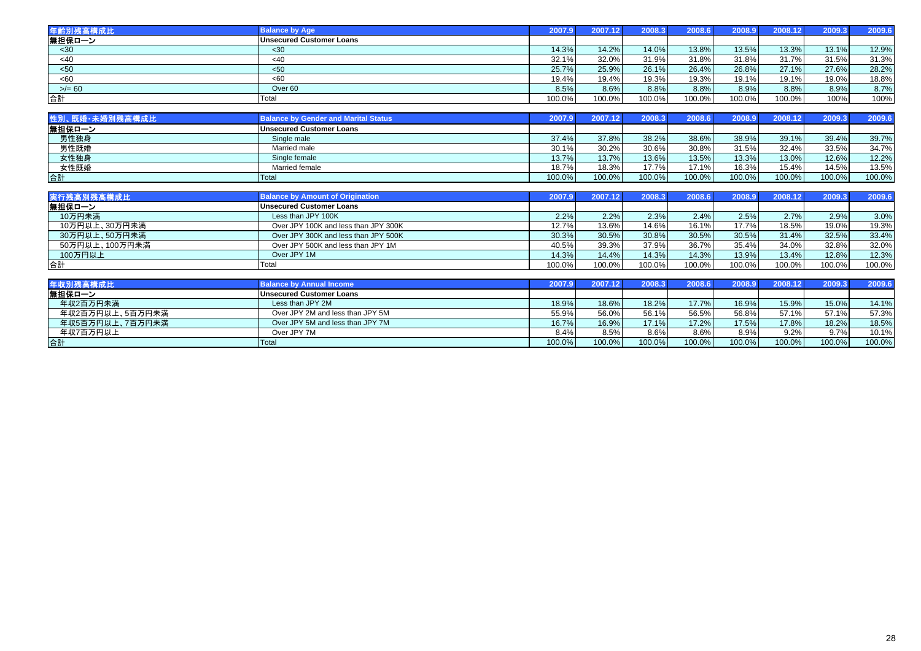| 年齢別残高構成比 | Balance by Age | 2007.9 | 2007.12 | 2008.3 | 2008.6 | 2008.9 | 2008.12 | 2009.3 | 2009.6 |
|---|---|---|---|---|---|---|---|---|---|
| 無担保ローン | Unsecured Customer Loans | | | | | | | | |
| <30 | <30 | 14.3% | 14.2% | 14.0% | 13.8% | 13.5% | 13.3% | 13.1% | 12.9% |
| <40 | <40 | 32.1% | 32.0% | 31.9% | 31.8% | 31.8% | 31.7% | 31.5% | 31.3% |
| <50 | <50 | 25.7% | 25.9% | 26.1% | 26.4% | 26.8% | 27.1% | 27.6% | 28.2% |
| <60 | <60 | 19.4% | 19.4% | 19.3% | 19.3% | 19.1% | 19.1% | 19.0% | 18.8% |
| >/= 60 | Over 60 | 8.5% | 8.6% | 8.8% | 8.8% | 8.9% | 8.8% | 8.9% | 8.7% |
| 合計 | Total | 100.0% | 100.0% | 100.0% | 100.0% | 100.0% | 100.0% | 100% | 100% |

| 性別、既婚･未婚別残高構成比 | Balance by Gender and Marital Status | 2007.9 | 2007.12 | 2008.3 | 2008.6 | 2008.9 | 2008.12 | 2009.3 | 2009.6 |
|---|---|---|---|---|---|---|---|---|---|
| 無担保ローン | Unsecured Customer Loans | | | | | | | | |
| 男性独身 | Single male | 37.4% | 37.8% | 38.2% | 38.6% | 38.9% | 39.1% | 39.4% | 39.7% |
| 男性既婚 | Married male | 30.1% | 30.2% | 30.6% | 30.8% | 31.5% | 32.4% | 33.5% | 34.7% |
| 女性独身 | Single female | 13.7% | 13.7% | 13.6% | 13.5% | 13.3% | 13.0% | 12.6% | 12.2% |
| 女性既婚 | Married female | 18.7% | 18.3% | 17.7% | 17.1% | 16.3% | 15.4% | 14.5% | 13.5% |
| 合計 | Total | 100.0% | 100.0% | 100.0% | 100.0% | 100.0% | 100.0% | 100.0% | 100.0% |

| 実行残高別残高構成比 | Balance by Amount of Origination | 2007.9 | 2007.12 | 2008.3 | 2008.6 | 2008.9 | 2008.12 | 2009.3 | 2009.6 |
|---|---|---|---|---|---|---|---|---|---|
| 無担保ローン | Unsecured Customer Loans | | | | | | | | |
| 10万円未満 | Less than JPY 100K | 2.2% | 2.2% | 2.3% | 2.4% | 2.5% | 2.7% | 2.9% | 3.0% |
| 10万円以上、30万円未満 | Over JPY 100K and less than JPY 300K | 12.7% | 13.6% | 14.6% | 16.1% | 17.7% | 18.5% | 19.0% | 19.3% |
| 30万円以上、50万円未満 | Over JPY 300K and less than JPY 500K | 30.3% | 30.5% | 30.8% | 30.5% | 30.5% | 31.4% | 32.5% | 33.4% |
| 50万円以上、100万円未満 | Over JPY 500K and less than JPY 1M | 40.5% | 39.3% | 37.9% | 36.7% | 35.4% | 34.0% | 32.8% | 32.0% |
| 100万円以上 | Over JPY 1M | 14.3% | 14.4% | 14.3% | 14.3% | 13.9% | 13.4% | 12.8% | 12.3% |
| 合計 | Total | 100.0% | 100.0% | 100.0% | 100.0% | 100.0% | 100.0% | 100.0% | 100.0% |

| 年収別残高構成比 | Balance by Annual Income | 2007.9 | 2007.12 | 2008.3 | 2008.6 | 2008.9 | 2008.12 | 2009.3 | 2009.6 |
|---|---|---|---|---|---|---|---|---|---|
| 無担保ローン | Unsecured Customer Loans | | | | | | | | |
| 年収2百万円未満 | Less than JPY 2M | 18.9% | 18.6% | 18.2% | 17.7% | 16.9% | 15.9% | 15.0% | 14.1% |
| 年収2百万円以上、5百万円未満 | Over JPY 2M and less than JPY 5M | 55.9% | 56.0% | 56.1% | 56.5% | 56.8% | 57.1% | 57.1% | 57.3% |
| 年収5百万円以上、7百万円未満 | Over JPY 5M and less than JPY 7M | 16.7% | 16.9% | 17.1% | 17.2% | 17.5% | 17.8% | 18.2% | 18.5% |
| 年収7百万円以上 | Over JPY 7M | 8.4% | 8.5% | 8.6% | 8.6% | 8.9% | 9.2% | 9.7% | 10.1% |
| 合計 | Total | 100.0% | 100.0% | 100.0% | 100.0% | 100.0% | 100.0% | 100.0% | 100.0% |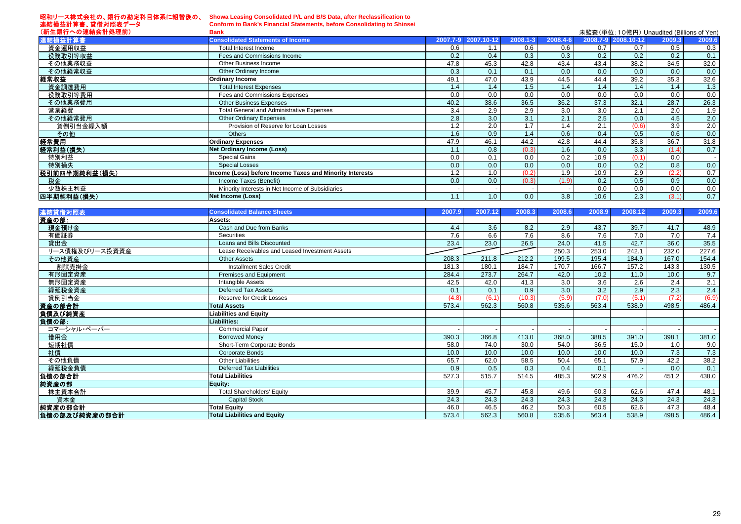## 昭和リース株式会社の、銀行の勘定科目体系に組替後の、連結損益計算書、貸借対照表データ（新生銀行への連結会計処理前）

## Showa Leasing Consolidated P/L and B/S Data, after Reclassification to Conform to Bank's Financial Statements, before Consolidating to Shinsei Bank

未監査（単位：10億円）Unaudited (Billions of Yen)

| 連結損益計算書 | Consolidated Statements of Income | 2007.7-9 | 2007.10-12 | 2008.1-3 | 2008.4-6 | 2008.7-9 | 2008.10-12 | 2009.3 | 2009.6 |
|---|---|---|---|---|---|---|---|---|---|
| 資金運用収益 | Total Interest Income | 0.6 | 1.1 | 0.6 | 0.6 | 0.7 | 0.7 | 0.5 | 0.3 |
| 役務取引等収益 | Fees and Commissions Income | 0.2 | 0.4 | 0.3 | 0.3 | 0.2 | 0.2 | 0.2 | 0.1 |
| その他業務収益 | Other Business Income | 47.8 | 45.3 | 42.8 | 43.4 | 43.4 | 38.2 | 34.5 | 32.0 |
| その他経常収益 | Other Ordinary Income | 0.3 | 0.1 | 0.1 | 0.0 | 0.0 | 0.0 | 0.0 | 0.0 |
| **経常収益** | **Ordinary Income** | 49.1 | 47.0 | 43.9 | 44.5 | 44.4 | 39.2 | 35.3 | 32.6 |
| 資金調達費用 | Total Interest Expenses | 1.4 | 1.4 | 1.5 | 1.4 | 1.4 | 1.4 | 1.4 | 1.3 |
| 役務取引等費用 | Fees and Commissions Expenses | 0.0 | 0.0 | 0.0 | 0.0 | 0.0 | 0.0 | 0.0 | 0.0 |
| その他業務費用 | Other Business Expenses | 40.2 | 38.6 | 36.5 | 36.2 | 37.3 | 32.1 | 28.7 | 26.3 |
| 営業経費 | Total General and Administrative Expenses | 3.4 | 2.9 | 2.9 | 3.0 | 3.0 | 2.1 | 2.0 | 1.9 |
| その他経常費用 | Other Ordinary Expenses | 2.8 | 3.0 | 3.1 | 2.1 | 2.5 | 0.0 | 4.5 | 2.0 |
| 貸倒引当金繰入額 | Provision of Reserve for Loan Losses | 1.2 | 2.0 | 1.7 | 1.4 | 2.1 | (0.6) | 3.9 | 2.0 |
| その他 | Others | 1.6 | 0.9 | 1.4 | 0.6 | 0.4 | 0.5 | 0.6 | 0.0 |
| **経常費用** | **Ordinary Expenses** | 47.9 | 46.1 | 44.2 | 42.8 | 44.4 | 35.8 | 36.7 | 31.8 |
| **経常利益(損失)** | **Net Ordinary Income (Loss)** | 1.1 | 0.8 | (0.3) | 1.6 | 0.0 | 3.3 | (1.4) | 0.7 |
| 特別利益 | Special Gains | 0.0 | 0.1 | 0.0 | 0.2 | 10.9 | (0.1) | 0.0 | - |
| 特別損失 | Special Losses | 0.0 | 0.0 | 0.0 | 0.0 | 0.0 | 0.2 | 0.8 | 0.0 |
| **税引前四半期純利益(損失)** | **Income (Loss) before Income Taxes and Minority Interests** | 1.2 | 1.0 | (0.2) | 1.9 | 10.9 | 2.9 | (2.2) | 0.7 |
| 税金 | Income Taxes (Benefit) | 0.0 | 0.0 | (0.3) | (1.9) | 0.2 | 0.5 | 0.9 | 0.0 |
| 少数株主利益 | Minority Interests in Net Income of Subsidiaries | - | - | - | - | 0.0 | 0.0 | 0.0 | 0.0 |
| **四半期純利益(損失)** | **Net Income (Loss)** | 1.1 | 1.0 | 0.0 | 3.8 | 10.6 | 2.3 | (3.1) | 0.7 |

| 連結貸借対照表 | Consolidated Balance Sheets | 2007.9 | 2007.12 | 2008.3 | 2008.6 | 2008.9 | 2008.12 | 2009.3 | 2009.6 |
|---|---|---|---|---|---|---|---|---|---|
| **資産の部:** | **Assets:** | | | | | | | | |
| 現金預け金 | Cash and Due from Banks | 4.4 | 3.6 | 8.2 | 2.9 | 43.7 | 39.7 | 41.7 | 48.9 |
| 有価証券 | Securities | 7.6 | 6.6 | 7.6 | 8.6 | 7.6 | 7.0 | 7.0 | 7.4 |
| 貸出金 | Loans and Bills Discounted | 23.4 | 23.0 | 26.5 | 24.0 | 41.5 | 42.7 | 36.0 | 35.5 |
| リース債権及びリース投資資産 | Lease Receivables and Leased Investment Assets | | | | 250.3 | 253.0 | 242.1 | 232.0 | 227.6 |
| その他資産 | Other Assets | 208.3 | 211.8 | 212.2 | 199.5 | 195.4 | 184.9 | 167.0 | 154.4 |
| 割賦売掛金 | Installment Sales Credit | 181.3 | 180.1 | 184.7 | 170.7 | 166.7 | 157.2 | 143.3 | 130.5 |
| 有形固定資産 | Premises and Equipment | 284.4 | 273.7 | 264.7 | 42.0 | 10.2 | 11.0 | 10.0 | 9.7 |
| 無形固定資産 | Intangible Assets | 42.5 | 42.0 | 41.3 | 3.0 | 3.6 | 2.6 | 2.4 | 2.1 |
| 繰延税金資産 | Deferred Tax Assets | 0.1 | 0.1 | 0.9 | 3.0 | 3.2 | 2.9 | 2.3 | 2.4 |
| 貸倒引当金 | Reserve for Credit Losses | (4.8) | (6.1) | (10.3) | (5.9) | (7.0) | (5.1) | (7.2) | (6.9) |
| **資産の部合計** | **Total Assets** | 573.4 | 562.3 | 560.8 | 535.6 | 563.4 | 538.9 | 498.5 | 486.4 |
| **負債及び純資産** | **Liabilities and Equity** | | | | | | | | |
| **負債の部:** | **Liabilities:** | | | | | | | | |
| コマーシャル・ペーパー | Commercial Paper | - | - | - | - | - | - | - | - |
| 借用金 | Borrowed Money | 390.3 | 366.8 | 413.0 | 368.0 | 388.5 | 391.0 | 398.1 | 381.0 |
| 短期社債 | Short-Term Corporate Bonds | 58.0 | 74.0 | 30.0 | 54.0 | 36.5 | 15.0 | 1.0 | 9.0 |
| 社債 | Corporate Bonds | 10.0 | 10.0 | 10.0 | 10.0 | 10.0 | 10.0 | 7.3 | 7.3 |
| その他負債 | Other Liabilities | 65.7 | 62.0 | 58.5 | 50.4 | 65.1 | 57.9 | 42.2 | 38.2 |
| 繰延税金負債 | Deferred Tax Liabilities | 0.9 | 0.5 | 0.3 | 0.4 | 0.1 | - | 0.0 | 0.1 |
| **負債の部合計** | **Total Liabilities** | 527.3 | 515.7 | 514.5 | 485.3 | 502.9 | 476.2 | 451.2 | 438.0 |
| **純資産の部** | **Equity:** | | | | | | | | |
| 株主資本合計 | Total Shareholders' Equity | 39.9 | 45.7 | 45.8 | 49.6 | 60.3 | 62.6 | 47.4 | 48.1 |
| 資本金 | Capital Stock | 24.3 | 24.3 | 24.3 | 24.3 | 24.3 | 24.3 | 24.3 | 24.3 |
| **純資産の部合計** | **Total Equity** | 46.0 | 46.5 | 46.2 | 50.3 | 60.5 | 62.6 | 47.3 | 48.4 |
| **負債の部及び純資産の部合計** | **Total Liabilities and Equity** | 573.4 | 562.3 | 560.8 | 535.6 | 563.4 | 538.9 | 498.5 | 486.4 |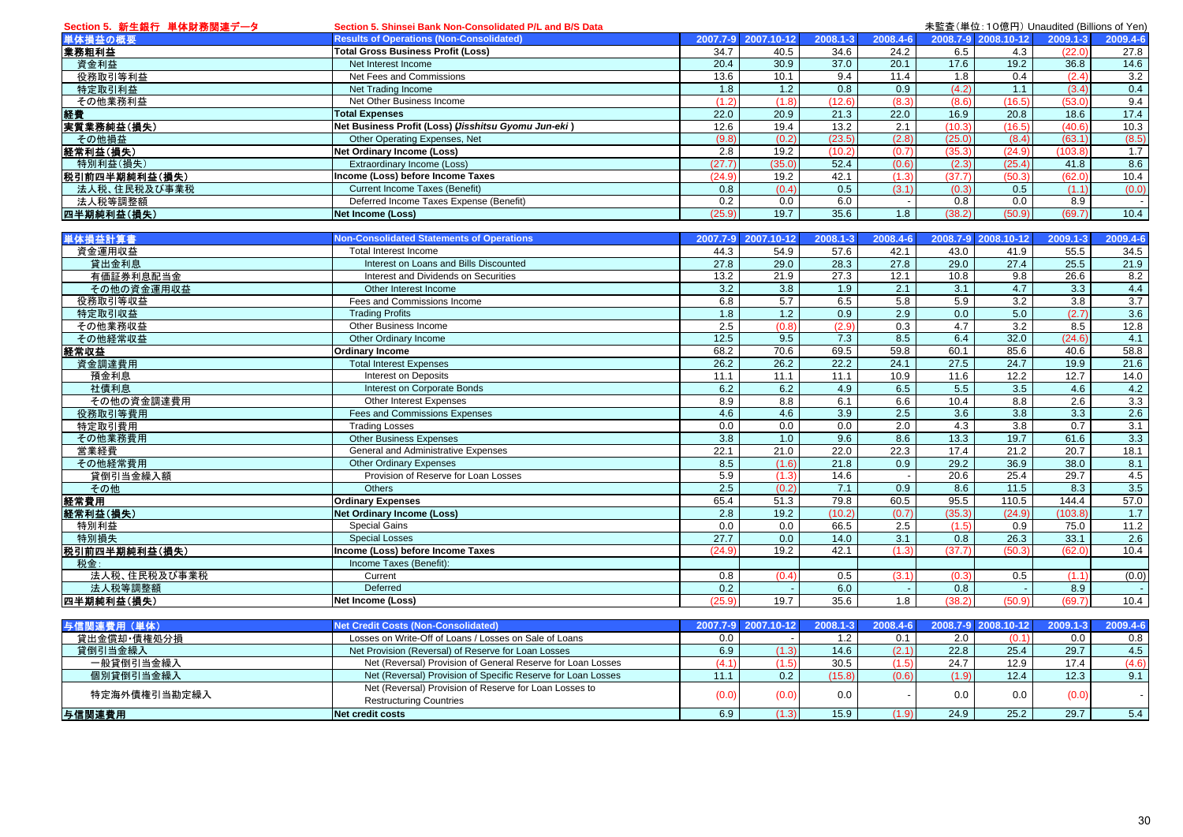## Section 5. 新生銀行 単体財務関連データ
## Section 5. Shinsei Bank Non-Consolidated P/L and B/S Data

未監査(単位:10億円) Unaudited (Billions of Yen)

| 単体損益の概要 | Results of Operations (Non-Consolidated) | 2007.7-9 | 2007.10-12 | 2008.1-3 | 2008.4-6 | 2008.7-9 | 2008.10-12 | 2009.1-3 | 2009.4-6 |
|---|---|---|---|---|---|---|---|---|---|
| **業務粗利益** | **Total Gross Business Profit (Loss)** | 34.7 | 40.5 | 34.6 | 24.2 | 6.5 | 4.3 | (22.0) | 27.8 |
| 資金利益 | Net Interest Income | 20.4 | 30.9 | 37.0 | 20.1 | 17.6 | 19.2 | 36.8 | 14.6 |
| 役務取引等利益 | Net Fees and Commissions | 13.6 | 10.1 | 9.4 | 11.4 | 1.8 | 0.4 | (2.4) | 3.2 |
| 特定取引利益 | Net Trading Income | 1.8 | 1.2 | 0.8 | 0.9 | (4.2) | 1.1 | (3.4) | 0.4 |
| その他業務利益 | Net Other Business Income | (1.2) | (1.8) | (12.6) | (8.3) | (8.6) | (16.5) | (53.0) | 9.4 |
| **経費** | **Total Expenses** | 22.0 | 20.9 | 21.3 | 22.0 | 16.9 | 20.8 | 18.6 | 17.4 |
| **実質業務純益(損失)** | **Net Business Profit (Loss) (*Jisshitsu Gyomu Jun-eki*)** | 12.6 | 19.4 | 13.2 | 2.1 | (10.3) | (16.5) | (40.6) | 10.3 |
| その他損益 | Other Operating Expenses, Net | (9.8) | (0.2) | (23.5) | (2.8) | (25.0) | (8.4) | (63.1) | (8.5) |
| **経常利益(損失)** | **Net Ordinary Income (Loss)** | 2.8 | 19.2 | (10.2) | (0.7) | (35.3) | (24.9) | (103.8) | 1.7 |
| 特別利益(損失) | Extraordinary Income (Loss) | (27.7) | (35.0) | 52.4 | (0.6) | (2.3) | (25.4) | 41.8 | 8.6 |
| **税引前四半期純利益(損失)** | **Income (Loss) before Income Taxes** | (24.9) | 19.2 | 42.1 | (1.3) | (37.7) | (50.3) | (62.0) | 10.4 |
| 法人税、住民税及び事業税 | Current Income Taxes (Benefit) | 0.8 | (0.4) | 0.5 | (3.1) | (0.3) | 0.5 | (1.1) | (0.0) |
| 法人税等調整額 | Deferred Income Taxes Expense (Benefit) | 0.2 | 0.0 | 6.0 | - | 0.8 | 0.0 | 8.9 | - |
| **四半期純利益(損失)** | **Net Income (Loss)** | (25.9) | 19.7 | 35.6 | 1.8 | (38.2) | (50.9) | (69.7) | 10.4 |

| 単体損益計算書 | Non-Consolidated Statements of Operations | 2007.7-9 | 2007.10-12 | 2008.1-3 | 2008.4-6 | 2008.7-9 | 2008.10-12 | 2009.1-3 | 2009.4-6 |
|---|---|---|---|---|---|---|---|---|---|
| 資金運用収益 | Total Interest Income | 44.3 | 54.9 | 57.6 | 42.1 | 43.0 | 41.9 | 55.5 | 34.5 |
| 貸出金利息 | Interest on Loans and Bills Discounted | 27.8 | 29.0 | 28.3 | 27.8 | 29.0 | 27.4 | 25.5 | 21.9 |
| 有価証券利息配当金 | Interest and Dividends on Securities | 13.2 | 21.9 | 27.3 | 12.1 | 10.8 | 9.8 | 26.6 | 8.2 |
| その他の資金運用収益 | Other Interest Income | 3.2 | 3.8 | 1.9 | 2.1 | 3.1 | 4.7 | 3.3 | 4.4 |
| 役務取引等収益 | Fees and Commissions Income | 6.8 | 5.7 | 6.5 | 5.8 | 5.9 | 3.2 | 3.8 | 3.7 |
| 特定取引収益 | Trading Profits | 1.8 | 1.2 | 0.9 | 2.9 | 0.0 | 5.0 | (2.7) | 3.6 |
| その他業務収益 | Other Business Income | 2.5 | (0.8) | (2.9) | 0.3 | 4.7 | 3.2 | 8.5 | 12.8 |
| その他経常収益 | Other Ordinary Income | 12.5 | 9.5 | 7.3 | 8.5 | 6.4 | 32.0 | (24.6) | 4.1 |
| **経常収益** | **Ordinary Income** | 68.2 | 70.6 | 69.5 | 59.8 | 60.1 | 85.6 | 40.6 | 58.8 |
| 資金調達費用 | Total Interest Expenses | 26.2 | 26.2 | 22.2 | 24.1 | 27.5 | 24.7 | 19.9 | 21.6 |
| 預金利息 | Interest on Deposits | 11.1 | 11.1 | 11.1 | 10.9 | 11.6 | 12.2 | 12.7 | 14.0 |
| 社債利息 | Interest on Corporate Bonds | 6.2 | 6.2 | 4.9 | 6.5 | 5.5 | 3.5 | 4.6 | 4.2 |
| その他の資金調達費用 | Other Interest Expenses | 8.9 | 8.8 | 6.1 | 6.6 | 10.4 | 8.8 | 2.6 | 3.3 |
| 役務取引等費用 | Fees and Commissions Expenses | 4.6 | 4.6 | 3.9 | 2.5 | 3.6 | 3.8 | 3.3 | 2.6 |
| 特定取引費用 | Trading Losses | 0.0 | 0.0 | 0.0 | 2.0 | 4.3 | 3.8 | 0.7 | 3.1 |
| その他業務費用 | Other Business Expenses | 3.8 | 1.0 | 9.6 | 8.6 | 13.3 | 19.7 | 61.6 | 3.3 |
| 営業経費 | General and Administrative Expenses | 22.1 | 21.0 | 22.0 | 22.3 | 17.4 | 21.2 | 20.7 | 18.1 |
| その他経常費用 | Other Ordinary Expenses | 8.5 | (1.6) | 21.8 | 0.9 | 29.2 | 36.9 | 38.0 | 8.1 |
| 貸倒引当金繰入額 | Provision of Reserve for Loan Losses | 5.9 | (1.3) | 14.6 | - | 20.6 | 25.4 | 29.7 | 4.5 |
| その他 | Others | 2.5 | (0.2) | 7.1 | 0.9 | 8.6 | 11.5 | 8.3 | 3.5 |
| **経常費用** | **Ordinary Expenses** | 65.4 | 51.3 | 79.8 | 60.5 | 95.5 | 110.5 | 144.4 | 57.0 |
| **経常利益(損失)** | **Net Ordinary Income (Loss)** | 2.8 | 19.2 | (10.2) | (0.7) | (35.3) | (24.9) | (103.8) | 1.7 |
| 特別利益 | Special Gains | 0.0 | 0.0 | 66.5 | 2.5 | (1.5) | 0.9 | 75.0 | 11.2 |
| 特別損失 | Special Losses | 27.7 | 0.0 | 14.0 | 3.1 | 0.8 | 26.3 | 33.1 | 2.6 |
| **税引前四半期純利益(損失)** | **Income (Loss) before Income Taxes** | (24.9) | 19.2 | 42.1 | (1.3) | (37.7) | (50.3) | (62.0) | 10.4 |
| 税金: | Income Taxes (Benefit): | | | | | | | | |
| 法人税、住民税及び事業税 | Current | 0.8 | (0.4) | 0.5 | (3.1) | (0.3) | 0.5 | (1.1) | (0.0) |
| 法人税等調整額 | Deferred | 0.2 | - | 6.0 | - | 0.8 | - | 8.9 | - |
| **四半期純利益(損失)** | **Net Income (Loss)** | (25.9) | 19.7 | 35.6 | 1.8 | (38.2) | (50.9) | (69.7) | 10.4 |

| 与信関連費用(単体) | Net Credit Costs (Non-Consolidated) | 2007.7-9 | 2007.10-12 | 2008.1-3 | 2008.4-6 | 2008.7-9 | 2008.10-12 | 2009.1-3 | 2009.4-6 |
|---|---|---|---|---|---|---|---|---|---|
| 貸出金償却・債権処分損 | Losses on Write-Off of Loans / Losses on Sale of Loans | 0.0 | - | 1.2 | 0.1 | 2.0 | (0.1) | 0.0 | 0.8 |
| 貸倒引当金繰入 | Net Provision (Reversal) of Reserve for Loan Losses | 6.9 | (1.3) | 14.6 | (2.1) | 22.8 | 25.4 | 29.7 | 4.5 |
| 一般貸倒引当金繰入 | Net (Reversal) Provision of General Reserve for Loan Losses | (4.1) | (1.5) | 30.5 | (1.5) | 24.7 | 12.9 | 17.4 | (4.6) |
| 個別貸倒引当金繰入 | Net (Reversal) Provision of Specific Reserve for Loan Losses | 11.1 | 0.2 | (15.8) | (0.6) | (1.9) | 12.4 | 12.3 | 9.1 |
| 特定海外債権引当勘定繰入 | Net (Reversal) Provision of Reserve for Loan Losses to Restructuring Countries | (0.0) | (0.0) | 0.0 | - | 0.0 | 0.0 | (0.0) | - |
| **与信関連費用** | **Net credit costs** | 6.9 | (1.3) | 15.9 | (1.9) | 24.9 | 25.2 | 29.7 | 5.4 |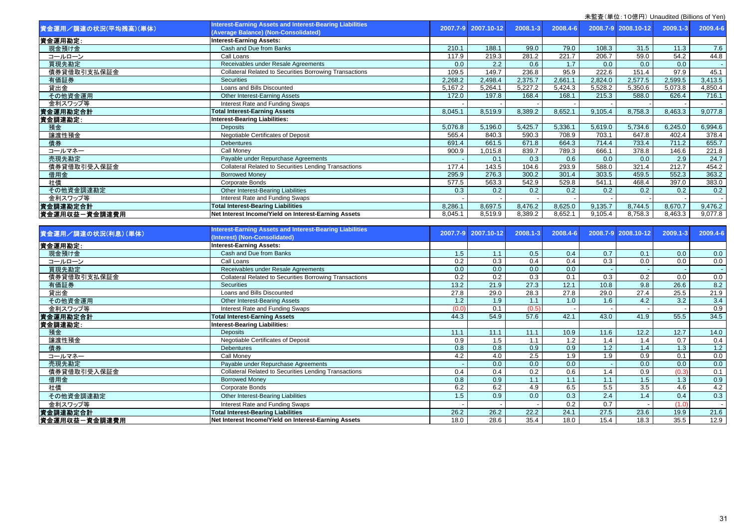未監査（単位：10億円）Unaudited (Billions of Yen)

| 資金運用／調達の状況(平均残高)（単体） | Interest-Earning Assets and Interest-Bearing Liabilities (Average Balance) (Non-Consolidated) | 2007.7-9 | 2007.10-12 | 2008.1-3 | 2008.4-6 | 2008.7-9 | 2008.10-12 | 2009.1-3 | 2009.4-6 |
|---|---|---|---|---|---|---|---|---|---|
| 資金運用勘定: | Interest-Earning Assets: | | | | | | | | |
| 現金預け金 | Cash and Due from Banks | 210.1 | 188.1 | 99.0 | 79.0 | 108.3 | 31.5 | 11.3 | 7.6 |
| コールローン | Call Loans | 117.9 | 219.3 | 281.2 | 221.7 | 206.7 | 59.0 | 54.2 | 44.8 |
| 買現先勘定 | Receivables under Resale Agreements | 0.0 | 2.2 | 0.6 | 1.7 | 0.0 | 0.0 | 0.0 | - |
| 債券貸借取引支払保証金 | Collateral Related to Securities Borrowing Transactions | 109.5 | 149.7 | 236.8 | 95.9 | 222.6 | 151.4 | 97.9 | 45.1 |
| 有価証券 | Securities | 2,268.2 | 2,498.4 | 2,375.7 | 2,661.1 | 2,824.0 | 2,577.5 | 2,599.5 | 3,413.5 |
| 貸出金 | Loans and Bills Discounted | 5,167.2 | 5,264.1 | 5,227.2 | 5,424.3 | 5,528.2 | 5,350.6 | 5,073.8 | 4,850.4 |
| その他資金運用 | Other Interest-Earning Assets | 172.0 | 197.8 | 168.4 | 168.1 | 215.3 | 588.0 | 626.4 | 716.1 |
| 金利スワップ等 | Interest Rate and Funding Swaps | - | - | - | - | - | - | - | - |
| 資金運用勘定合計 | Total Interest-Earning Assets | 8,045.1 | 8,519.9 | 8,389.2 | 8,652.1 | 9,105.4 | 8,758.3 | 8,463.3 | 9,077.8 |
| 資金調達勘定: | Interest-Bearing Liabilities: | | | | | | | | |
| 預金 | Deposits | 5,076.8 | 5,196.0 | 5,425.7 | 5,336.1 | 5,619.0 | 5,734.6 | 6,245.0 | 6,994.6 |
| 譲渡性預金 | Negotiable Certificates of Deposit | 565.4 | 840.3 | 590.3 | 708.9 | 703.1 | 647.8 | 402.4 | 378.4 |
| 債券 | Debentures | 691.4 | 661.5 | 671.8 | 664.3 | 714.4 | 733.4 | 711.2 | 655.7 |
| コールマネー | Call Money | 900.9 | 1,015.8 | 839.7 | 789.3 | 666.1 | 378.8 | 146.6 | 221.8 |
| 売現先勘定 | Payable under Repurchase Agreements | - | 0.1 | 0.3 | 0.6 | 0.0 | 0.0 | 2.9 | 24.7 |
| 債券貸借取引受入保証金 | Collateral Related to Securities Lending Transactions | 177.4 | 143.5 | 104.6 | 293.9 | 588.0 | 321.4 | 212.7 | 454.2 |
| 借用金 | Borrowed Money | 295.9 | 276.3 | 300.2 | 301.4 | 303.5 | 459.5 | 552.3 | 363.2 |
| 社債 | Corporate Bonds | 577.5 | 563.3 | 542.9 | 529.8 | 541.1 | 468.4 | 397.0 | 383.0 |
| その他資金調達勘定 | Other Interest-Bearing Liabilities | 0.3 | 0.2 | 0.2 | 0.2 | 0.2 | 0.2 | 0.2 | 0.2 |
| 金利スワップ等 | Interest Rate and Funding Swaps | - | - | - | - | - | - | - | - |
| 資金調達勘定合計 | Total Interest-Bearing Liabilities | 8,286.1 | 8,697.5 | 8,476.2 | 8,625.0 | 9,135.7 | 8,744.5 | 8,670.7 | 9,476.2 |
| 資金運用収益－資金調達費用 | Net Interest Income/Yield on Interest-Earning Assets | 8,045.1 | 8,519.9 | 8,389.2 | 8,652.1 | 9,105.4 | 8,758.3 | 8,463.3 | 9,077.8 |

| 資金運用／調達の状況(利息)（単体） | Interest-Earning Assets and Interest-Bearing Liabilities (Interest) (Non-Consolidated) | 2007.7-9 | 2007.10-12 | 2008.1-3 | 2008.4-6 | 2008.7-9 | 2008.10-12 | 2009.1-3 | 2009.4-6 |
|---|---|---|---|---|---|---|---|---|---|
| 資金運用勘定: | Interest-Earning Assets: | | | | | | | | |
| 現金預け金 | Cash and Due from Banks | 1.5 | 1.1 | 0.5 | 0.4 | 0.7 | 0.1 | 0.0 | 0.0 |
| コールローン | Call Loans | 0.2 | 0.3 | 0.4 | 0.4 | 0.3 | 0.0 | 0.0 | 0.0 |
| 買現先勘定 | Receivables under Resale Agreements | 0.0 | 0.0 | 0.0 | 0.0 | - | - | - | - |
| 債券貸借取引支払保証金 | Collateral Related to Securities Borrowing Transactions | 0.2 | 0.2 | 0.3 | 0.1 | 0.3 | 0.2 | 0.0 | 0.0 |
| 有価証券 | Securities | 13.2 | 21.9 | 27.3 | 12.1 | 10.8 | 9.8 | 26.6 | 8.2 |
| 貸出金 | Loans and Bills Discounted | 27.8 | 29.0 | 28.3 | 27.8 | 29.0 | 27.4 | 25.5 | 21.9 |
| その他資金運用 | Other Interest-Bearing Assets | 1.2 | 1.9 | 1.1 | 1.0 | 1.6 | 4.2 | 3.2 | 3.4 |
| 金利スワップ等 | Interest Rate and Funding Swaps | (0.0) | 0.1 | (0.5) | - | - | - | - | 0.9 |
| 資金運用勘定合計 | Total Interest-Earning Assets | 44.3 | 54.9 | 57.6 | 42.1 | 43.0 | 41.9 | 55.5 | 34.5 |
| 資金調達勘定: | Interest-Bearing Liabilities: | | | | | | | | |
| 預金 | Deposits | 11.1 | 11.1 | 11.1 | 10.9 | 11.6 | 12.2 | 12.7 | 14.0 |
| 譲渡性預金 | Negotiable Certificates of Deposit | 0.9 | 1.5 | 1.1 | 1.2 | 1.4 | 1.4 | 0.7 | 0.4 |
| 債券 | Debentures | 0.8 | 0.8 | 0.9 | 0.9 | 1.2 | 1.4 | 1.3 | 1.2 |
| コールマネー | Call Money | 4.2 | 4.0 | 2.5 | 1.9 | 1.9 | 0.9 | 0.1 | 0.0 |
| 売現先勘定 | Payable under Repurchase Agreements | - | 0.0 | 0.0 | 0.0 | - | 0.0 | 0.0 | 0.0 |
| 債券貸借取引受入保証金 | Collateral Related to Securities Lending Transactions | 0.4 | 0.4 | 0.2 | 0.6 | 1.4 | 0.9 | (0.3) | 0.1 |
| 借用金 | Borrowed Money | 0.8 | 0.9 | 1.1 | 1.1 | 1.1 | 1.5 | 1.3 | 0.9 |
| 社債 | Corporate Bonds | 6.2 | 6.2 | 4.9 | 6.5 | 5.5 | 3.5 | 4.6 | 4.2 |
| その他資金調達勘定 | Other Interest-Bearing Liabilities | 1.5 | 0.9 | 0.0 | 0.3 | 2.4 | 1.4 | 0.4 | 0.3 |
| 金利スワップ等 | Interest Rate and Funding Swaps | - | - | - | 0.2 | 0.7 | - | (1.0) | - |
| 資金調達勘定合計 | Total Interest-Bearing Liabilities | 26.2 | 26.2 | 22.2 | 24.1 | 27.5 | 23.6 | 19.9 | 21.6 |
| 資金運用収益－資金調達費用 | Net Interest Income/Yield on Interest-Earning Assets | 18.0 | 28.6 | 35.4 | 18.0 | 15.4 | 18.3 | 35.5 | 12.9 |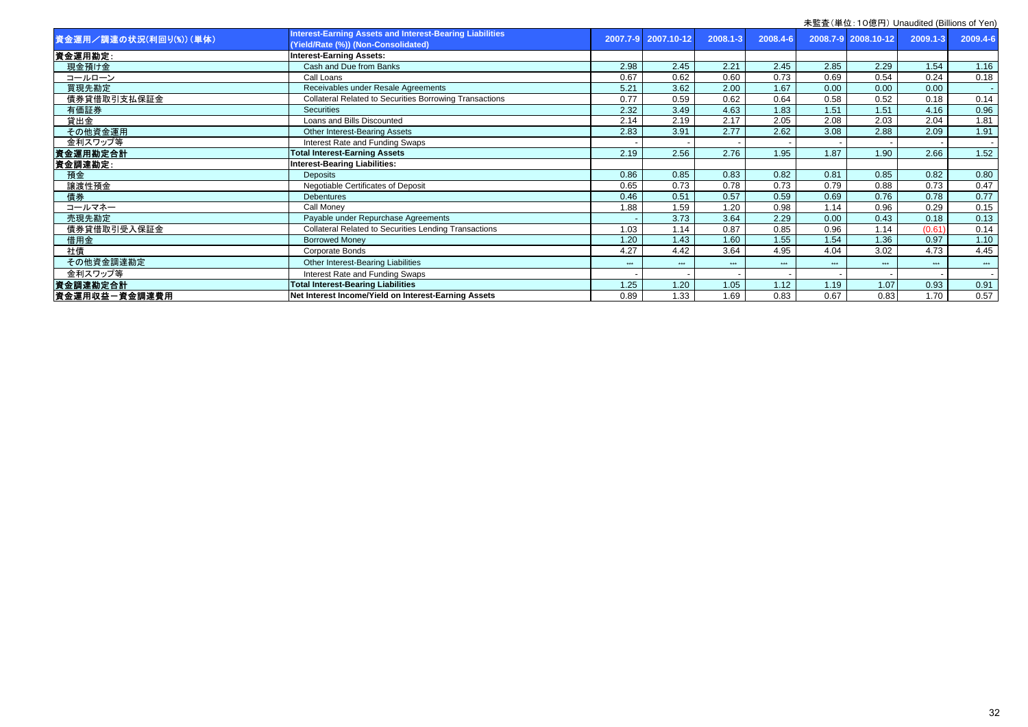未監査(単位:10億円) Unaudited (Billions of Yen)

| 資金運用／調達の状況(利回り(%))(単体) | Interest-Earning Assets and Interest-Bearing Liabilities (Yield/Rate (%)) (Non-Consolidated) | 2007.7-9 | 2007.10-12 | 2008.1-3 | 2008.4-6 | 2008.7-9 | 2008.10-12 | 2009.1-3 | 2009.4-6 |
|---|---|---|---|---|---|---|---|---|---|
| **資金運用勘定:** | **Interest-Earning Assets:** | | | | | | | | |
| 現金預け金 | Cash and Due from Banks | 2.98 | 2.45 | 2.21 | 2.45 | 2.85 | 2.29 | 1.54 | 1.16 |
| コールローン | Call Loans | 0.67 | 0.62 | 0.60 | 0.73 | 0.69 | 0.54 | 0.24 | 0.18 |
| 買現先勘定 | Receivables under Resale Agreements | 5.21 | 3.62 | 2.00 | 1.67 | 0.00 | 0.00 | 0.00 | - |
| 債券貸借取引支払保証金 | Collateral Related to Securities Borrowing Transactions | 0.77 | 0.59 | 0.62 | 0.64 | 0.58 | 0.52 | 0.18 | 0.14 |
| 有価証券 | Securities | 2.32 | 3.49 | 4.63 | 1.83 | 1.51 | 1.51 | 4.16 | 0.96 |
| 貸出金 | Loans and Bills Discounted | 2.14 | 2.19 | 2.17 | 2.05 | 2.08 | 2.03 | 2.04 | 1.81 |
| その他資金運用 | Other Interest-Bearing Assets | 2.83 | 3.91 | 2.77 | 2.62 | 3.08 | 2.88 | 2.09 | 1.91 |
| 金利スワップ等 | Interest Rate and Funding Swaps | - | - | - | - | - | - | - | - |
| **資金運用勘定合計** | **Total Interest-Earning Assets** | 2.19 | 2.56 | 2.76 | 1.95 | 1.87 | 1.90 | 2.66 | 1.52 |
| **資金調達勘定:** | **Interest-Bearing Liabilities:** | | | | | | | | |
| 預金 | Deposits | 0.86 | 0.85 | 0.83 | 0.82 | 0.81 | 0.85 | 0.82 | 0.80 |
| 譲渡性預金 | Negotiable Certificates of Deposit | 0.65 | 0.73 | 0.78 | 0.73 | 0.79 | 0.88 | 0.73 | 0.47 |
| 債券 | Debentures | 0.46 | 0.51 | 0.57 | 0.59 | 0.69 | 0.76 | 0.78 | 0.77 |
| コールマネー | Call Money | 1.88 | 1.59 | 1.20 | 0.98 | 1.14 | 0.96 | 0.29 | 0.15 |
| 売現先勘定 | Payable under Repurchase Agreements | - | 3.73 | 3.64 | 2.29 | 0.00 | 0.43 | 0.18 | 0.13 |
| 債券貸借取引受入保証金 | Collateral Related to Securities Lending Transactions | 1.03 | 1.14 | 0.87 | 0.85 | 0.96 | 1.14 | (0.61) | 0.14 |
| 借用金 | Borrowed Money | 1.20 | 1.43 | 1.60 | 1.55 | 1.54 | 1.36 | 0.97 | 1.10 |
| 社債 | Corporate Bonds | 4.27 | 4.42 | 3.64 | 4.95 | 4.04 | 3.02 | 4.73 | 4.45 |
| その他資金調達勘定 | Other Interest-Bearing Liabilities | *** | *** | *** | *** | *** | *** | *** | *** |
| 金利スワップ等 | Interest Rate and Funding Swaps | - | - | - | - | - | - | - | - |
| **資金調達勘定合計** | **Total Interest-Bearing Liabilities** | 1.25 | 1.20 | 1.05 | 1.12 | 1.19 | 1.07 | 0.93 | 0.91 |
| **資金運用収益－資金調達費用** | **Net Interest Income/Yield on Interest-Earning Assets** | 0.89 | 1.33 | 1.69 | 0.83 | 0.67 | 0.83 | 1.70 | 0.57 |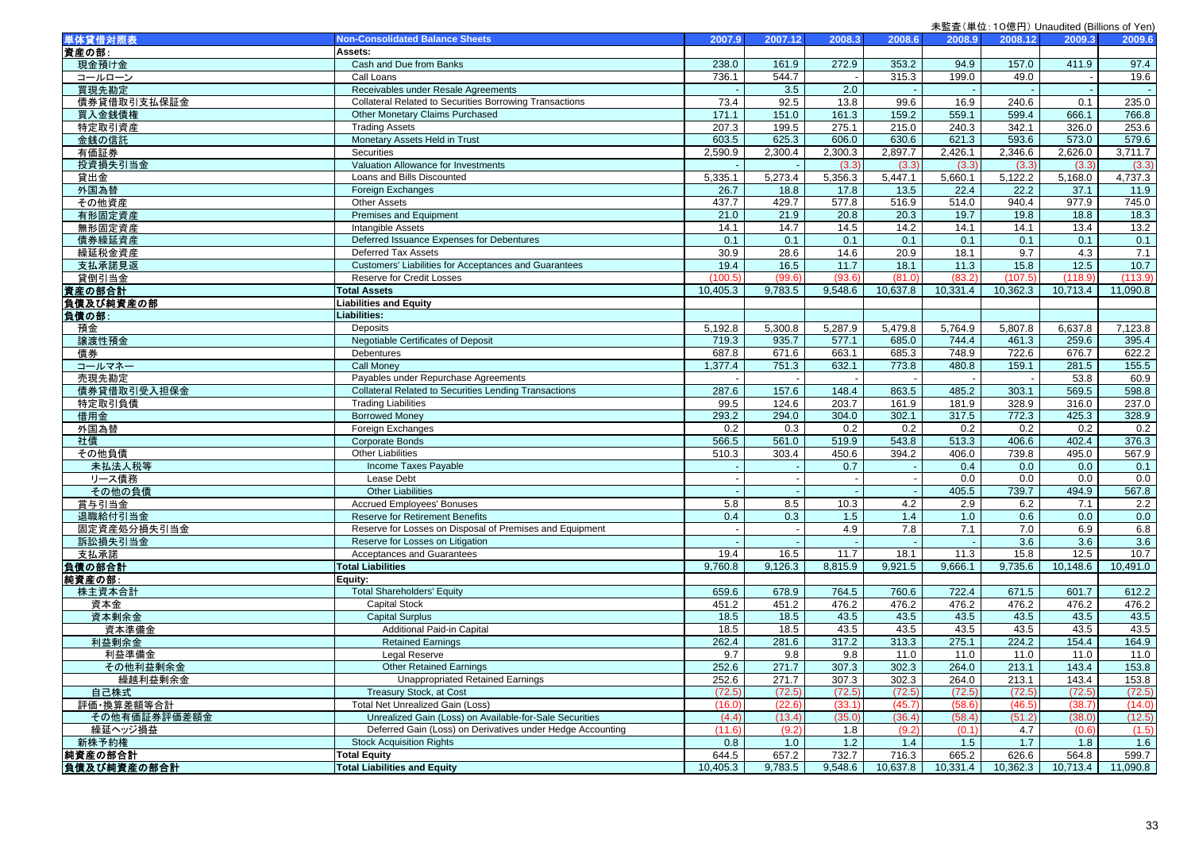未監査(単位:10億円) Unaudited (Billions of Yen)

| 単体貸借対照表 | Non-Consolidated Balance Sheets | 2007.9 | 2007.12 | 2008.3 | 2008.6 | 2008.9 | 2008.12 | 2009.3 | 2009.6 |
|---|---|---|---|---|---|---|---|---|---|
| 資産の部: | Assets: | | | | | | | | |
| 現金預け金 | Cash and Due from Banks | 238.0 | 161.9 | 272.9 | 353.2 | 94.9 | 157.0 | 411.9 | 97.4 |
| コールローン | Call Loans | 736.1 | 544.7 | - | 315.3 | 199.0 | 49.0 | - | 19.6 |
| 買現先勘定 | Receivables under Resale Agreements | - | 3.5 | 2.0 | - | - | - | - | - |
| 債券貸借取引支払保証金 | Collateral Related to Securities Borrowing Transactions | 73.4 | 92.5 | 13.8 | 99.6 | 16.9 | 240.6 | 0.1 | 235.0 |
| 買入金銭債権 | Other Monetary Claims Purchased | 171.1 | 151.0 | 161.3 | 159.2 | 559.1 | 599.4 | 666.1 | 766.8 |
| 特定取引資産 | Trading Assets | 207.3 | 199.5 | 275.1 | 215.0 | 240.3 | 342.1 | 326.0 | 253.6 |
| 金銭の信託 | Monetary Assets Held in Trust | 603.5 | 625.3 | 606.0 | 630.6 | 621.3 | 593.6 | 573.0 | 579.6 |
| 有価証券 | Securities | 2,590.9 | 2,300.4 | 2,300.3 | 2,897.7 | 2,426.1 | 2,346.6 | 2,626.0 | 3,711.7 |
| 投資損失引当金 | Valuation Allowance for Investments | - | - | (3.3) | (3.3) | (3.3) | (3.3) | (3.3) | (3.3) |
| 貸出金 | Loans and Bills Discounted | 5,335.1 | 5,273.4 | 5,356.3 | 5,447.1 | 5,660.1 | 5,122.2 | 5,168.0 | 4,737.3 |
| 外国為替 | Foreign Exchanges | 26.7 | 18.8 | 17.8 | 13.5 | 22.4 | 22.2 | 37.1 | 11.9 |
| その他資産 | Other Assets | 437.7 | 429.7 | 577.8 | 516.9 | 514.0 | 940.4 | 977.9 | 745.0 |
| 有形固定資産 | Premises and Equipment | 21.0 | 21.9 | 20.8 | 20.3 | 19.7 | 19.8 | 18.8 | 18.3 |
| 無形固定資産 | Intangible Assets | 14.1 | 14.7 | 14.5 | 14.2 | 14.1 | 14.1 | 13.4 | 13.2 |
| 債券繰延資産 | Deferred Issuance Expenses for Debentures | 0.1 | 0.1 | 0.1 | 0.1 | 0.1 | 0.1 | 0.1 | 0.1 |
| 繰延税金資産 | Deferred Tax Assets | 30.9 | 28.6 | 14.6 | 20.9 | 18.1 | 9.7 | 4.3 | 7.1 |
| 支払承諾見返 | Customers' Liabilities for Acceptances and Guarantees | 19.4 | 16.5 | 11.7 | 18.1 | 11.3 | 15.8 | 12.5 | 10.7 |
| 貸倒引当金 | Reserve for Credit Losses | (100.5) | (99.6) | (93.6) | (81.0) | (83.2) | (107.5) | (118.9) | (113.9) |
| 資産の部合計 | Total Assets | 10,405.3 | 9,783.5 | 9,548.6 | 10,637.8 | 10,331.4 | 10,362.3 | 10,713.4 | 11,090.8 |
| 負債及び純資産の部 | Liabilities and Equity | | | | | | | | |
| 負債の部: | Liabilities: | | | | | | | | |
| 預金 | Deposits | 5,192.8 | 5,300.8 | 5,287.9 | 5,479.8 | 5,764.9 | 5,807.8 | 6,637.8 | 7,123.8 |
| 譲渡性預金 | Negotiable Certificates of Deposit | 719.3 | 935.7 | 577.1 | 685.0 | 744.4 | 461.3 | 259.6 | 395.4 |
| 債券 | Debentures | 687.8 | 671.6 | 663.1 | 685.3 | 748.9 | 722.6 | 676.7 | 622.2 |
| コールマネー | Call Money | 1,377.4 | 751.3 | 632.1 | 773.8 | 480.8 | 159.1 | 281.5 | 155.5 |
| 売現先勘定 | Payables under Repurchase Agreements | - | - | - | - | - | - | 53.8 | 60.9 |
| 債券貸借取引受入担保金 | Collateral Related to Securities Lending Transactions | 287.6 | 157.6 | 148.4 | 863.5 | 485.2 | 303.1 | 569.5 | 598.8 |
| 特定取引負債 | Trading Liabilities | 99.5 | 124.6 | 203.7 | 161.9 | 181.9 | 328.9 | 316.0 | 237.0 |
| 借用金 | Borrowed Money | 293.2 | 294.0 | 304.0 | 302.1 | 317.5 | 772.3 | 425.3 | 328.9 |
| 外国為替 | Foreign Exchanges | 0.2 | 0.3 | 0.2 | 0.2 | 0.2 | 0.2 | 0.2 | 0.2 |
| 社債 | Corporate Bonds | 566.5 | 561.0 | 519.9 | 543.8 | 513.3 | 406.6 | 402.4 | 376.3 |
| その他負債 | Other Liabilities | 510.3 | 303.4 | 450.6 | 394.2 | 406.0 | 739.8 | 495.0 | 567.9 |
| 未払法人税等 | Income Taxes Payable | - | - | 0.7 | - | 0.4 | 0.0 | 0.0 | 0.1 |
| リース債務 | Lease Debt | - | - | - | - | 0.0 | 0.0 | 0.0 | 0.0 |
| その他の負債 | Other Liabilities | - | - | - | - | 405.5 | 739.7 | 494.9 | 567.8 |
| 賞与引当金 | Accrued Employees' Bonuses | 5.8 | 8.5 | 10.3 | 4.2 | 2.9 | 6.2 | 7.1 | 2.2 |
| 退職給付引当金 | Reserve for Retirement Benefits | 0.4 | 0.3 | 1.5 | 1.4 | 1.0 | 0.6 | 0.0 | 0.0 |
| 固定資産処分損失引当金 | Reserve for Losses on Disposal of Premises and Equipment | - | - | 4.9 | 7.8 | 7.1 | 7.0 | 6.9 | 6.8 |
| 訴訟損失引当金 | Reserve for Losses on Litigation | - | - | - | - | - | 3.6 | 3.6 | 3.6 |
| 支払承諾 | Acceptances and Guarantees | 19.4 | 16.5 | 11.7 | 18.1 | 11.3 | 15.8 | 12.5 | 10.7 |
| 負債の部合計 | Total Liabilities | 9,760.8 | 9,126.3 | 8,815.9 | 9,921.5 | 9,666.1 | 9,735.6 | 10,148.6 | 10,491.0 |
| 純資産の部: | Equity: | | | | | | | | |
| 株主資本合計 | Total Shareholders' Equity | 659.6 | 678.9 | 764.5 | 760.6 | 722.4 | 671.5 | 601.7 | 612.2 |
| 資本金 | Capital Stock | 451.2 | 451.2 | 476.2 | 476.2 | 476.2 | 476.2 | 476.2 | 476.2 |
| 資本剰余金 | Capital Surplus | 18.5 | 18.5 | 43.5 | 43.5 | 43.5 | 43.5 | 43.5 | 43.5 |
| 資本準備金 | Additional Paid-in Capital | 18.5 | 18.5 | 43.5 | 43.5 | 43.5 | 43.5 | 43.5 | 43.5 |
| 利益剰余金 | Retained Earnings | 262.4 | 281.6 | 317.2 | 313.3 | 275.1 | 224.2 | 154.4 | 164.9 |
| 利益準備金 | Legal Reserve | 9.7 | 9.8 | 9.8 | 11.0 | 11.0 | 11.0 | 11.0 | 11.0 |
| その他利益剰余金 | Other Retained Earnings | 252.6 | 271.7 | 307.3 | 302.3 | 264.0 | 213.1 | 143.4 | 153.8 |
| 繰越利益剰余金 | Unappropriated Retained Earnings | 252.6 | 271.7 | 307.3 | 302.3 | 264.0 | 213.1 | 143.4 | 153.8 |
| 自己株式 | Treasury Stock, at Cost | (72.5) | (72.5) | (72.5) | (72.5) | (72.5) | (72.5) | (72.5) | (72.5) |
| 評価・換算差額等合計 | Total Net Unrealized Gain (Loss) | (16.0) | (22.6) | (33.1) | (45.7) | (58.6) | (46.5) | (38.7) | (14.0) |
| その他有価証券評価差額金 | Unrealized Gain (Loss) on Available-for-Sale Securities | (4.4) | (13.4) | (35.0) | (36.4) | (58.4) | (51.2) | (38.0) | (12.5) |
| 繰延ヘッジ損益 | Deferred Gain (Loss) on Derivatives under Hedge Accounting | (11.6) | (9.2) | 1.8 | (9.2) | (0.1) | 4.7 | (0.6) | (1.5) |
| 新株予約権 | Stock Acquisition Rights | 0.8 | 1.0 | 1.2 | 1.4 | 1.5 | 1.7 | 1.8 | 1.6 |
| 純資産の部合計 | Total Equity | 644.5 | 657.2 | 732.7 | 716.3 | 665.2 | 626.6 | 564.8 | 599.7 |
| 負債及び純資産の部合計 | Total Liabilities and Equity | 10,405.3 | 9,783.5 | 9,548.6 | 10,637.8 | 10,331.4 | 10,362.3 | 10,713.4 | 11,090.8 |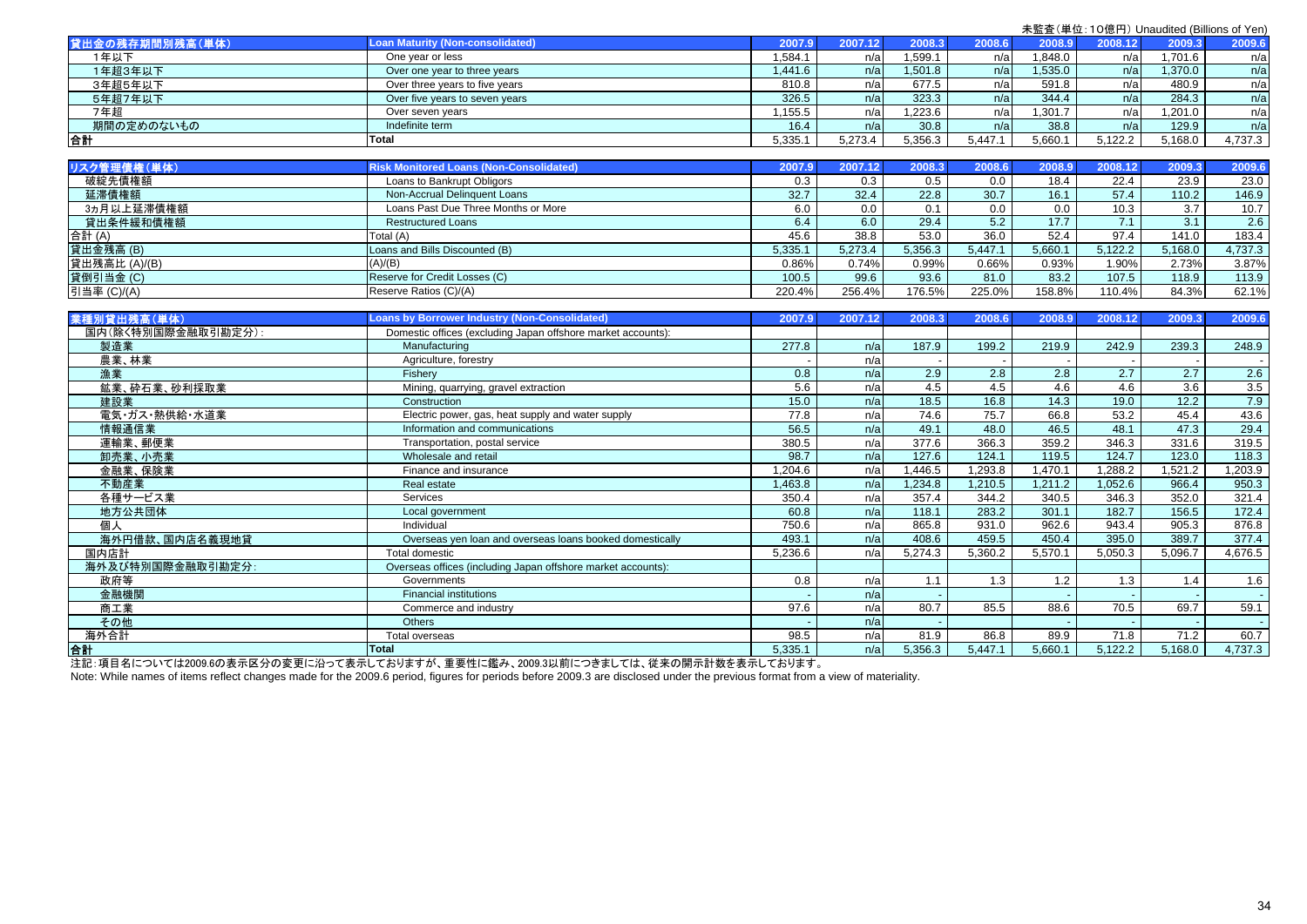未監査(単位:10億円) Unaudited (Billions of Yen)

| 貸出金の残存期間別残高(単体) | Loan Maturity (Non-consolidated) | 2007.9 | 2007.12 | 2008.3 | 2008.6 | 2008.9 | 2008.12 | 2009.3 | 2009.6 |
|---|---|---|---|---|---|---|---|---|---|
| 1年以下 | One year or less | 1,584.1 | n/a | 1,599.1 | n/a | 1,848.0 | n/a | 1,701.6 | n/a |
| 1年超3年以下 | Over one year to three years | 1,441.6 | n/a | 1,501.8 | n/a | 1,535.0 | n/a | 1,370.0 | n/a |
| 3年超5年以下 | Over three years to five years | 810.8 | n/a | 677.5 | n/a | 591.8 | n/a | 480.9 | n/a |
| 5年超7年以下 | Over five years to seven years | 326.5 | n/a | 323.3 | n/a | 344.4 | n/a | 284.3 | n/a |
| 7年超 | Over seven years | 1,155.5 | n/a | 1,223.6 | n/a | 1,301.7 | n/a | 1,201.0 | n/a |
| 期間の定めのないもの | Indefinite term | 16.4 | n/a | 30.8 | n/a | 38.8 | n/a | 129.9 | n/a |
| **合計** | **Total** | 5,335.1 | 5,273.4 | 5,356.3 | 5,447.1 | 5,660.1 | 5,122.2 | 5,168.0 | 4,737.3 |

| リスク管理債権(単体) | Risk Monitored Loans (Non-Consolidated) | 2007.9 | 2007.12 | 2008.3 | 2008.6 | 2008.9 | 2008.12 | 2009.3 | 2009.6 |
|---|---|---|---|---|---|---|---|---|---|
| 破綻先債権額 | Loans to Bankrupt Obligors | 0.3 | 0.3 | 0.5 | 0.0 | 18.4 | 22.4 | 23.9 | 23.0 |
| 延滞債権額 | Non-Accrual Delinquent Loans | 32.7 | 32.4 | 22.8 | 30.7 | 16.1 | 57.4 | 110.2 | 146.9 |
| 3ヵ月以上延滞債権額 | Loans Past Due Three Months or More | 6.0 | 0.0 | 0.1 | 0.0 | 0.0 | 10.3 | 3.7 | 10.7 |
| 貸出条件緩和債権額 | Restructured Loans | 6.4 | 6.0 | 29.4 | 5.2 | 17.7 | 7.1 | 3.1 | 2.6 |
| 合計 (A) | Total (A) | 45.6 | 38.8 | 53.0 | 36.0 | 52.4 | 97.4 | 141.0 | 183.4 |
| 貸出金残高 (B) | Loans and Bills Discounted (B) | 5,335.1 | 5,273.4 | 5,356.3 | 5,447.1 | 5,660.1 | 5,122.2 | 5,168.0 | 4,737.3 |
| 貸出残高比 (A)/(B) | (A)/(B) | 0.86% | 0.74% | 0.99% | 0.66% | 0.93% | 1.90% | 2.73% | 3.87% |
| 貸倒引当金 (C) | Reserve for Credit Losses (C) | 100.5 | 99.6 | 93.6 | 81.0 | 83.2 | 107.5 | 118.9 | 113.9 |
| 引当率 (C)/(A) | Reserve Ratios (C)/(A) | 220.4% | 256.4% | 176.5% | 225.0% | 158.8% | 110.4% | 84.3% | 62.1% |

| 業種別貸出残高(単体) | Loans by Borrower Industry (Non-Consolidated) | 2007.9 | 2007.12 | 2008.3 | 2008.6 | 2008.9 | 2008.12 | 2009.3 | 2009.6 |
|---|---|---|---|---|---|---|---|---|---|
| 国内(除く特別国際金融取引勘定分): | Domestic offices (excluding Japan offshore market accounts): | | | | | | | | |
| 製造業 | Manufacturing | 277.8 | n/a | 187.9 | 199.2 | 219.9 | 242.9 | 239.3 | 248.9 |
| 農業、林業 | Agriculture, forestry | - | n/a | - | - | - | - | - | - |
| 漁業 | Fishery | 0.8 | n/a | 2.9 | 2.8 | 2.8 | 2.7 | 2.7 | 2.6 |
| 鉱業、砕石業、砂利採取業 | Mining, quarrying, gravel extraction | 5.6 | n/a | 4.5 | 4.5 | 4.6 | 4.6 | 3.6 | 3.5 |
| 建設業 | Construction | 15.0 | n/a | 18.5 | 16.8 | 14.3 | 19.0 | 12.2 | 7.9 |
| 電気・ガス・熱供給・水道業 | Electric power, gas, heat supply and water supply | 77.8 | n/a | 74.6 | 75.7 | 66.8 | 53.2 | 45.4 | 43.6 |
| 情報通信業 | Information and communications | 56.5 | n/a | 49.1 | 48.0 | 46.5 | 48.1 | 47.3 | 29.4 |
| 運輸業、郵便業 | Transportation, postal service | 380.5 | n/a | 377.6 | 366.3 | 359.2 | 346.3 | 331.6 | 319.5 |
| 卸売業、小売業 | Wholesale and retail | 98.7 | n/a | 127.6 | 124.1 | 119.5 | 124.7 | 123.0 | 118.3 |
| 金融業、保険業 | Finance and insurance | 1,204.6 | n/a | 1,446.5 | 1,293.8 | 1,470.1 | 1,288.2 | 1,521.2 | 1,203.9 |
| 不動産業 | Real estate | 1,463.8 | n/a | 1,234.8 | 1,210.5 | 1,211.2 | 1,052.6 | 966.4 | 950.3 |
| 各種サービス業 | Services | 350.4 | n/a | 357.4 | 344.2 | 340.5 | 346.3 | 352.0 | 321.4 |
| 地方公共団体 | Local government | 60.8 | n/a | 118.1 | 283.2 | 301.1 | 182.7 | 156.5 | 172.4 |
| 個人 | Individual | 750.6 | n/a | 865.8 | 931.0 | 962.6 | 943.4 | 905.3 | 876.8 |
| 海外円借款、国内店名義現地貸 | Overseas yen loan and overseas loans booked domestically | 493.1 | n/a | 408.6 | 459.5 | 450.4 | 395.0 | 389.7 | 377.4 |
| 国内店計 | Total domestic | 5,236.6 | n/a | 5,274.3 | 5,360.2 | 5,570.1 | 5,050.3 | 5,096.7 | 4,676.5 |
| 海外及び特別国際金融取引勘定分: | Overseas offices (including Japan offshore market accounts): | | | | | | | | |
| 政府等 | Governments | 0.8 | n/a | 1.1 | 1.3 | 1.2 | 1.3 | 1.4 | 1.6 |
| 金融機関 | Financial institutions | - | n/a | - | - | - | - | - | - |
| 商工業 | Commerce and industry | 97.6 | n/a | 80.7 | 85.5 | 88.6 | 70.5 | 69.7 | 59.1 |
| その他 | Others | - | n/a | - | - | - | - | - | - |
| 海外合計 | Total overseas | 98.5 | n/a | 81.9 | 86.8 | 89.9 | 71.8 | 71.2 | 60.7 |
| **合計** | **Total** | 5,335.1 | n/a | 5,356.3 | 5,447.1 | 5,660.1 | 5,122.2 | 5,168.0 | 4,737.3 |

注記:項目名については2009.6の表示区分の変更に沿って表示しておりますが、重要性に鑑み、2009.3以前につきましては、従来の開示計数を表示しております。

Note: While names of items reflect changes made for the 2009.6 period, figures for periods before 2009.3 are disclosed under the previous format from a view of materiality.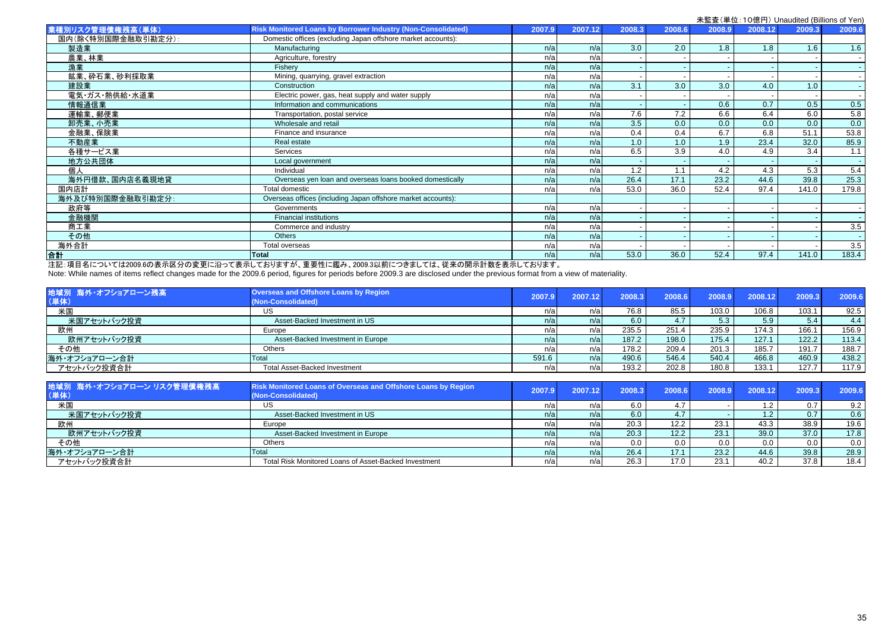未監査（単位：10億円）Unaudited (Billions of Yen)

| 業種別リスク管理債権残高（単体） | Risk Monitored Loans by Borrower Industry (Non-Consolidated) | 2007.9 | 2007.12 | 2008.3 | 2008.6 | 2008.9 | 2008.12 | 2009.3 | 2009.6 |
|---|---|---|---|---|---|---|---|---|---|
| 国内（除く特別国際金融取引勘定分）: | Domestic offices (excluding Japan offshore market accounts): | | | | | | | | |
| 製造業 | Manufacturing | n/a | n/a | 3.0 | 2.0 | 1.8 | 1.8 | 1.6 | 1.6 |
| 農業、林業 | Agriculture, forestry | n/a | n/a | - | - | - | - | - | - |
| 漁業 | Fishery | n/a | n/a | - | - | - | - | - | - |
| 鉱業、砕石業、砂利採取業 | Mining, quarrying, gravel extraction | n/a | n/a | - | - | - | - | - | - |
| 建設業 | Construction | n/a | n/a | 3.1 | 3.0 | 3.0 | 4.0 | 1.0 | - |
| 電気・ガス・熱供給・水道業 | Electric power, gas, heat supply and water supply | n/a | n/a | - | - | - | - | - | - |
| 情報通信業 | Information and communications | n/a | n/a | - | - | 0.6 | 0.7 | 0.5 | 0.5 |
| 運輸業、郵便業 | Transportation, postal service | n/a | n/a | 7.6 | 7.2 | 6.6 | 6.4 | 6.0 | 5.8 |
| 卸売業、小売業 | Wholesale and retail | n/a | n/a | 3.5 | 0.0 | 0.0 | 0.0 | 0.0 | 0.0 |
| 金融業、保険業 | Finance and insurance | n/a | n/a | 0.4 | 0.4 | 6.7 | 6.8 | 51.1 | 53.8 |
| 不動産業 | Real estate | n/a | n/a | 1.0 | 1.0 | 1.9 | 23.4 | 32.0 | 85.9 |
| 各種サービス業 | Services | n/a | n/a | 6.5 | 3.9 | 4.0 | 4.9 | 3.4 | 1.1 |
| 地方公共団体 | Local government | n/a | n/a | - | - | - | - | - | - |
| 個人 | Individual | n/a | n/a | 1.2 | 1.1 | 4.2 | 4.3 | 5.3 | 5.4 |
| 海外円借款、国内店名義現地貸 | Overseas yen loan and overseas loans booked domestically | n/a | n/a | 26.4 | 17.1 | 23.2 | 44.6 | 39.8 | 25.3 |
| 国内店計 | Total domestic | n/a | n/a | 53.0 | 36.0 | 52.4 | 97.4 | 141.0 | 179.8 |
| 海外及び特別国際金融取引勘定分: | Overseas offices (including Japan offshore market accounts): | | | | | | | | |
| 政府等 | Governments | n/a | n/a | - | - | - | - | - | - |
| 金融機関 | Financial institutions | n/a | n/a | - | - | - | - | - | - |
| 商工業 | Commerce and industry | n/a | n/a | - | - | - | - | - | 3.5 |
| その他 | Others | n/a | n/a | - | - | - | - | - | - |
| 海外合計 | Total overseas | n/a | n/a | - | - | - | - | - | 3.5 |
| **合計** | **Total** | n/a | n/a | 53.0 | 36.0 | 52.4 | 97.4 | 141.0 | 183.4 |

注記：項目名については2009.6の表示区分の変更に沿って表示しておりますが、重要性に鑑み、2009.3以前につきましては、従来の開示計数を表示しております。
Note: While names of items reflect changes made for the 2009.6 period, figures for periods before 2009.3 are disclosed under the previous format from a view of materiality.

| 地域別 海外・オフショアローン残高（単体） | Overseas and Offshore Loans by Region (Non-Consolidated) | 2007.9 | 2007.12 | 2008.3 | 2008.6 | 2008.9 | 2008.12 | 2009.3 | 2009.6 |
|---|---|---|---|---|---|---|---|---|---|
| 米国 | US | n/a | n/a | 76.8 | 85.5 | 103.0 | 106.8 | 103.1 | 92.5 |
| 米国アセットバック投資 | Asset-Backed Investment in US | n/a | n/a | 6.0 | 4.7 | 5.3 | 5.9 | 5.4 | 4.4 |
| 欧州 | Europe | n/a | n/a | 235.5 | 251.4 | 235.9 | 174.3 | 166.1 | 156.9 |
| 欧州アセットバック投資 | Asset-Backed Investment in Europe | n/a | n/a | 187.2 | 198.0 | 175.4 | 127.1 | 122.2 | 113.4 |
| その他 | Others | n/a | n/a | 178.2 | 209.4 | 201.3 | 185.7 | 191.7 | 188.7 |
| 海外・オフショアローン合計 | Total | 591.6 | n/a | 490.6 | 546.4 | 540.4 | 466.8 | 460.9 | 438.2 |
| アセットバック投資合計 | Total Asset-Backed Investment | n/a | n/a | 193.2 | 202.8 | 180.8 | 133.1 | 127.7 | 117.9 |

| 地域別 海外・オフショアローン リスク管理債権残高（単体） | Risk Monitored Loans of Overseas and Offshore Loans by Region (Non-Consolidated) | 2007.9 | 2007.12 | 2008.3 | 2008.6 | 2008.9 | 2008.12 | 2009.3 | 2009.6 |
|---|---|---|---|---|---|---|---|---|---|
| 米国 | US | n/a | n/a | 6.0 | 4.7 | - | 1.2 | 0.7 | 9.2 |
| 米国アセットバック投資 | Asset-Backed Investment in US | n/a | n/a | 6.0 | 4.7 | - | 1.2 | 0.7 | 0.6 |
| 欧州 | Europe | n/a | n/a | 20.3 | 12.2 | 23.1 | 43.3 | 38.9 | 19.6 |
| 欧州アセットバック投資 | Asset-Backed Investment in Europe | n/a | n/a | 20.3 | 12.2 | 23.1 | 39.0 | 37.0 | 17.8 |
| その他 | Others | n/a | n/a | 0.0 | 0.0 | 0.0 | 0.0 | 0.0 | 0.0 |
| 海外・オフショアローン合計 | Total | n/a | n/a | 26.4 | 17.1 | 23.2 | 44.6 | 39.8 | 28.9 |
| アセットバック投資合計 | Total Risk Monitored Loans of Asset-Backed Investment | n/a | n/a | 26.3 | 17.0 | 23.1 | 40.2 | 37.8 | 18.4 |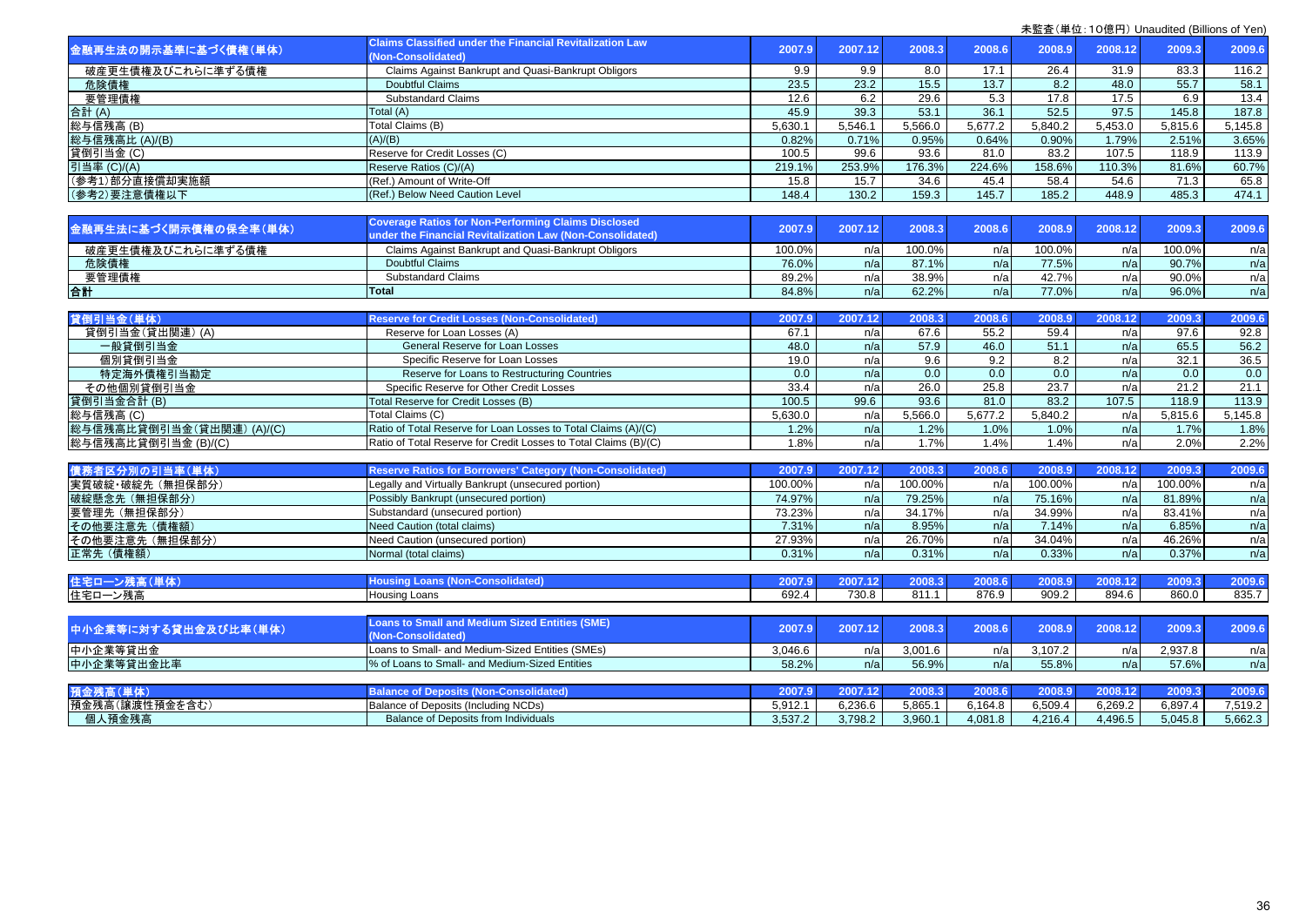未監査(単位:10億円) Unaudited (Billions of Yen)

| 金融再生法の開示基準に基づく債権(単体) | Claims Classified under the Financial Revitalization Law (Non-Consolidated) | 2007.9 | 2007.12 | 2008.3 | 2008.6 | 2008.9 | 2008.12 | 2009.3 | 2009.6 |
|---|---|---|---|---|---|---|---|---|---|
| 破産更生債権及びこれらに準ずる債権 | Claims Against Bankrupt and Quasi-Bankrupt Obligors | 9.9 | 9.9 | 8.0 | 17.1 | 26.4 | 31.9 | 83.3 | 116.2 |
| 危険債権 | Doubtful Claims | 23.5 | 23.2 | 15.5 | 13.7 | 8.2 | 48.0 | 55.7 | 58.1 |
| 要管理債権 | Substandard Claims | 12.6 | 6.2 | 29.6 | 5.3 | 17.8 | 17.5 | 6.9 | 13.4 |
| 合計 (A) | Total (A) | 45.9 | 39.3 | 53.1 | 36.1 | 52.5 | 97.5 | 145.8 | 187.8 |
| 総与信残高 (B) | Total Claims (B) | 5,630.1 | 5,546.1 | 5,566.0 | 5,677.2 | 5,840.2 | 5,453.0 | 5,815.6 | 5,145.8 |
| 総与信残高比 (A)/(B) | (A)/(B) | 0.82% | 0.71% | 0.95% | 0.64% | 0.90% | 1.79% | 2.51% | 3.65% |
| 貸倒引当金 (C) | Reserve for Credit Losses (C) | 100.5 | 99.6 | 93.6 | 81.0 | 83.2 | 107.5 | 118.9 | 113.9 |
| 引当率 (C)/(A) | Reserve Ratios (C)/(A) | 219.1% | 253.9% | 176.3% | 224.6% | 158.6% | 110.3% | 81.6% | 60.7% |
| (参考1)部分直接償却実施額 | (Ref.) Amount of Write-Off | 15.8 | 15.7 | 34.6 | 45.4 | 58.4 | 54.6 | 71.3 | 65.8 |
| (参考2)要注意債権以下 | (Ref.) Below Need Caution Level | 148.4 | 130.2 | 159.3 | 145.7 | 185.2 | 448.9 | 485.3 | 474.1 |

| 金融再生法に基づく開示債権の保全率(単体) | Coverage Ratios for Non-Performing Claims Disclosed under the Financial Revitalization Law (Non-Consolidated) | 2007.9 | 2007.12 | 2008.3 | 2008.6 | 2008.9 | 2008.12 | 2009.3 | 2009.6 |
|---|---|---|---|---|---|---|---|---|---|
| 破産更生債権及びこれらに準ずる債権 | Claims Against Bankrupt and Quasi-Bankrupt Obligors | 100.0% | n/a | 100.0% | n/a | 100.0% | n/a | 100.0% | n/a |
| 危険債権 | Doubtful Claims | 76.0% | n/a | 87.1% | n/a | 77.5% | n/a | 90.7% | n/a |
| 要管理債権 | Substandard Claims | 89.2% | n/a | 38.9% | n/a | 42.7% | n/a | 90.0% | n/a |
| **合計** | **Total** | 84.8% | n/a | 62.2% | n/a | 77.0% | n/a | 96.0% | n/a |

| 貸倒引当金(単体) | Reserve for Credit Losses (Non-Consolidated) | 2007.9 | 2007.12 | 2008.3 | 2008.6 | 2008.9 | 2008.12 | 2009.3 | 2009.6 |
|---|---|---|---|---|---|---|---|---|---|
| 貸倒引当金(貸出関連) (A) | Reserve for Loan Losses (A) | 67.1 | n/a | 67.6 | 55.2 | 59.4 | n/a | 97.6 | 92.8 |
| 一般貸倒引当金 | General Reserve for Loan Losses | 48.0 | n/a | 57.9 | 46.0 | 51.1 | n/a | 65.5 | 56.2 |
| 個別貸倒引当金 | Specific Reserve for Loan Losses | 19.0 | n/a | 9.6 | 9.2 | 8.2 | n/a | 32.1 | 36.5 |
| 特定海外債権引当勘定 | Reserve for Loans to Restructuring Countries | 0.0 | n/a | 0.0 | 0.0 | 0.0 | n/a | 0.0 | 0.0 |
| その他個別貸倒引当金 | Specific Reserve for Other Credit Losses | 33.4 | n/a | 26.0 | 25.8 | 23.7 | n/a | 21.2 | 21.1 |
| 貸倒引当金合計 (B) | Total Reserve for Credit Losses (B) | 100.5 | 99.6 | 93.6 | 81.0 | 83.2 | 107.5 | 118.9 | 113.9 |
| 総与信残高 (C) | Total Claims (C) | 5,630.0 | n/a | 5,566.0 | 5,677.2 | 5,840.2 | n/a | 5,815.6 | 5,145.8 |
| 総与信残高比貸倒引当金(貸出関連) (A)/(C) | Ratio of Total Reserve for Loan Losses to Total Claims (A)/(C) | 1.2% | n/a | 1.2% | 1.0% | 1.0% | n/a | 1.7% | 1.8% |
| 総与信残高比貸倒引当金 (B)/(C) | Ratio of Total Reserve for Credit Losses to Total Claims (B)/(C) | 1.8% | n/a | 1.7% | 1.4% | 1.4% | n/a | 2.0% | 2.2% |

| 債務者区分別の引当率(単体) | Reserve Ratios for Borrowers' Category (Non-Consolidated) | 2007.9 | 2007.12 | 2008.3 | 2008.6 | 2008.9 | 2008.12 | 2009.3 | 2009.6 |
|---|---|---|---|---|---|---|---|---|---|
| 実質破綻・破綻先 (無担保部分) | Legally and Virtually Bankrupt (unsecured portion) | 100.00% | n/a | 100.00% | n/a | 100.00% | n/a | 100.00% | n/a |
| 破綻懸念先 (無担保部分) | Possibly Bankrupt (unsecured portion) | 74.97% | n/a | 79.25% | n/a | 75.16% | n/a | 81.89% | n/a |
| 要管理先 (無担保部分) | Substandard (unsecured portion) | 73.23% | n/a | 34.17% | n/a | 34.99% | n/a | 83.41% | n/a |
| その他要注意先 (債権額) | Need Caution (total claims) | 7.31% | n/a | 8.95% | n/a | 7.14% | n/a | 6.85% | n/a |
| その他要注意先 (無担保部分) | Need Caution (unsecured portion) | 27.93% | n/a | 26.70% | n/a | 34.04% | n/a | 46.26% | n/a |
| 正常先 (債権額) | Normal (total claims) | 0.31% | n/a | 0.31% | n/a | 0.33% | n/a | 0.37% | n/a |

| 住宅ローン残高(単体) | Housing Loans (Non-Consolidated) | 2007.9 | 2007.12 | 2008.3 | 2008.6 | 2008.9 | 2008.12 | 2009.3 | 2009.6 |
|---|---|---|---|---|---|---|---|---|---|
| 住宅ローン残高 | Housing Loans | 692.4 | 730.8 | 811.1 | 876.9 | 909.2 | 894.6 | 860.0 | 835.7 |

| 中小企業等に対する貸出金及び比率(単体) | Loans to Small and Medium Sized Entities (SME) (Non-Consolidated) | 2007.9 | 2007.12 | 2008.3 | 2008.6 | 2008.9 | 2008.12 | 2009.3 | 2009.6 |
|---|---|---|---|---|---|---|---|---|---|
| 中小企業等貸出金 | Loans to Small- and Medium-Sized Entities (SMEs) | 3,046.6 | n/a | 3,001.6 | n/a | 3,107.2 | n/a | 2,937.8 | n/a |
| 中小企業等貸出金比率 | % of Loans to Small- and Medium-Sized Entities | 58.2% | n/a | 56.9% | n/a | 55.8% | n/a | 57.6% | n/a |

| 預金残高(単体) | Balance of Deposits (Non-Consolidated) | 2007.9 | 2007.12 | 2008.3 | 2008.6 | 2008.9 | 2008.12 | 2009.3 | 2009.6 |
|---|---|---|---|---|---|---|---|---|---|
| 預金残高(譲渡性預金を含む) | Balance of Deposits (Including NCDs) | 5,912.1 | 6,236.6 | 5,865.1 | 6,164.8 | 6,509.4 | 6,269.2 | 6,897.4 | 7,519.2 |
| 個人預金残高 | Balance of Deposits from Individuals | 3,537.2 | 3,798.2 | 3,960.1 | 4,081.8 | 4,216.4 | 4,496.5 | 5,045.8 | 5,662.3 |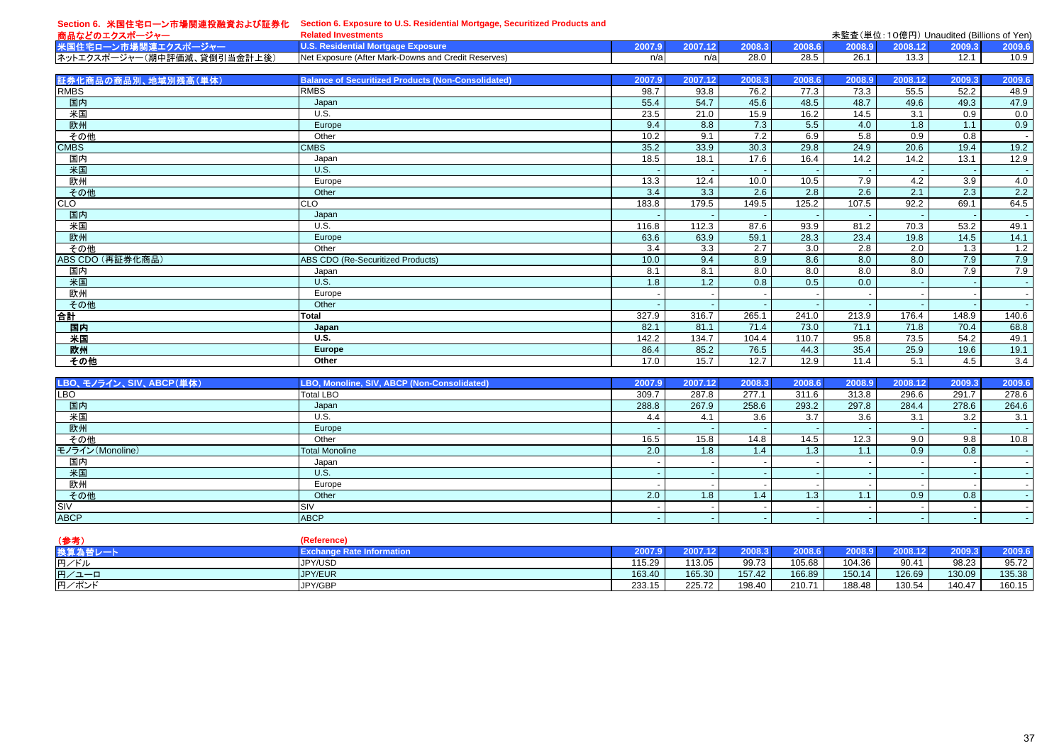## Section 6. 米国住宅ローン市場関連投融資および証券化商品などのエクスポージャー　Section 6. Exposure to U.S. Residential Mortgage, Securitized Products and Related Investments

未監査（単位：10億円）Unaudited (Billions of Yen)

| 米国住宅ローン市場関連エクスポージャー | U.S. Residential Mortgage Exposure | 2007.9 | 2007.12 | 2008.3 | 2008.6 | 2008.9 | 2008.12 | 2009.3 | 2009.6 |
|---|---|---|---|---|---|---|---|---|---|
| ネットエクスポージャー（期中評価減、貸倒引当金計上後） | Net Exposure (After Mark-Downs and Credit Reserves) | n/a | n/a | 28.0 | 28.5 | 26.1 | 13.3 | 12.1 | 10.9 |

| 証券化商品の商品別、地域別残高（単体） | Balance of Securitized Products (Non-Consolidated) | 2007.9 | 2007.12 | 2008.3 | 2008.6 | 2008.9 | 2008.12 | 2009.3 | 2009.6 |
|---|---|---|---|---|---|---|---|---|---|
| RMBS | RMBS | 98.7 | 93.8 | 76.2 | 77.3 | 73.3 | 55.5 | 52.2 | 48.9 |
| 国内 | Japan | 55.4 | 54.7 | 45.6 | 48.5 | 48.7 | 49.6 | 49.3 | 47.9 |
| 米国 | U.S. | 23.5 | 21.0 | 15.9 | 16.2 | 14.5 | 3.1 | 0.9 | 0.0 |
| 欧州 | Europe | 9.4 | 8.8 | 7.3 | 5.5 | 4.0 | 1.8 | 1.1 | 0.9 |
| その他 | Other | 10.2 | 9.1 | 7.2 | 6.9 | 5.8 | 0.9 | 0.8 | - |
| CMBS | CMBS | 35.2 | 33.9 | 30.3 | 29.8 | 24.9 | 20.6 | 19.4 | 19.2 |
| 国内 | Japan | 18.5 | 18.1 | 17.6 | 16.4 | 14.2 | 14.2 | 13.1 | 12.9 |
| 米国 | U.S. | - | - | - | - | - | - | - | - |
| 欧州 | Europe | 13.3 | 12.4 | 10.0 | 10.5 | 7.9 | 4.2 | 3.9 | 4.0 |
| その他 | Other | 3.4 | 3.3 | 2.6 | 2.8 | 2.6 | 2.1 | 2.3 | 2.2 |
| CLO | CLO | 183.8 | 179.5 | 149.5 | 125.2 | 107.5 | 92.2 | 69.1 | 64.5 |
| 国内 | Japan | - | - | - | - | - | - | - | - |
| 米国 | U.S. | 116.8 | 112.3 | 87.6 | 93.9 | 81.2 | 70.3 | 53.2 | 49.1 |
| 欧州 | Europe | 63.6 | 63.9 | 59.1 | 28.3 | 23.4 | 19.8 | 14.5 | 14.1 |
| その他 | Other | 3.4 | 3.3 | 2.7 | 3.0 | 2.8 | 2.0 | 1.3 | 1.2 |
| ABS CDO（再証券化商品） | ABS CDO (Re-Securitized Products) | 10.0 | 9.4 | 8.9 | 8.6 | 8.0 | 8.0 | 7.9 | 7.9 |
| 国内 | Japan | 8.1 | 8.1 | 8.0 | 8.0 | 8.0 | 8.0 | 7.9 | 7.9 |
| 米国 | U.S. | 1.8 | 1.2 | 0.8 | 0.5 | 0.0 | - | - | - |
| 欧州 | Europe | - | - | - | - | - | - | - | - |
| その他 | Other | - | - | - | - | - | - | - | - |
| **合計** | **Total** | 327.9 | 316.7 | 265.1 | 241.0 | 213.9 | 176.4 | 148.9 | 140.6 |
| **国内** | **Japan** | 82.1 | 81.1 | 71.4 | 73.0 | 71.1 | 71.8 | 70.4 | 68.8 |
| **米国** | **U.S.** | 142.2 | 134.7 | 104.4 | 110.7 | 95.8 | 73.5 | 54.2 | 49.1 |
| **欧州** | **Europe** | 86.4 | 85.2 | 76.5 | 44.3 | 35.4 | 25.9 | 19.6 | 19.1 |
| **その他** | **Other** | 17.0 | 15.7 | 12.7 | 12.9 | 11.4 | 5.1 | 4.5 | 3.4 |

| LBO、モノライン、SIV、ABCP（単体） | LBO, Monoline, SIV, ABCP (Non-Consolidated) | 2007.9 | 2007.12 | 2008.3 | 2008.6 | 2008.9 | 2008.12 | 2009.3 | 2009.6 |
|---|---|---|---|---|---|---|---|---|---|
| LBO | Total LBO | 309.7 | 287.8 | 277.1 | 311.6 | 313.8 | 296.6 | 291.7 | 278.6 |
| 国内 | Japan | 288.8 | 267.9 | 258.6 | 293.2 | 297.8 | 284.4 | 278.6 | 264.6 |
| 米国 | U.S. | 4.4 | 4.1 | 3.6 | 3.7 | 3.6 | 3.1 | 3.2 | 3.1 |
| 欧州 | Europe | - | - | - | - | - | - | - | - |
| その他 | Other | 16.5 | 15.8 | 14.8 | 14.5 | 12.3 | 9.0 | 9.8 | 10.8 |
| モノライン（Monoline） | Total Monoline | 2.0 | 1.8 | 1.4 | 1.3 | 1.1 | 0.9 | 0.8 | - |
| 国内 | Japan | - | - | - | - | - | - | - | - |
| 米国 | U.S. | - | - | - | - | - | - | - | - |
| 欧州 | Europe | - | - | - | - | - | - | - | - |
| その他 | Other | 2.0 | 1.8 | 1.4 | 1.3 | 1.1 | 0.9 | 0.8 | - |
| SIV | SIV | - | - | - | - | - | - | - | - |
| ABCP | ABCP | - | - | - | - | - | - | - | - |

（参考）　(Reference)

| 換算為替レート | Exchange Rate Information | 2007.9 | 2007.12 | 2008.3 | 2008.6 | 2008.9 | 2008.12 | 2009.3 | 2009.6 |
|---|---|---|---|---|---|---|---|---|---|
| 円／ドル | JPY/USD | 115.29 | 113.05 | 99.73 | 105.68 | 104.36 | 90.41 | 98.23 | 95.72 |
| 円／ユーロ | JPY/EUR | 163.40 | 165.30 | 157.42 | 166.89 | 150.14 | 126.69 | 130.09 | 135.38 |
| 円／ポンド | JPY/GBP | 233.15 | 225.72 | 198.40 | 210.71 | 188.48 | 130.54 | 140.47 | 160.15 |